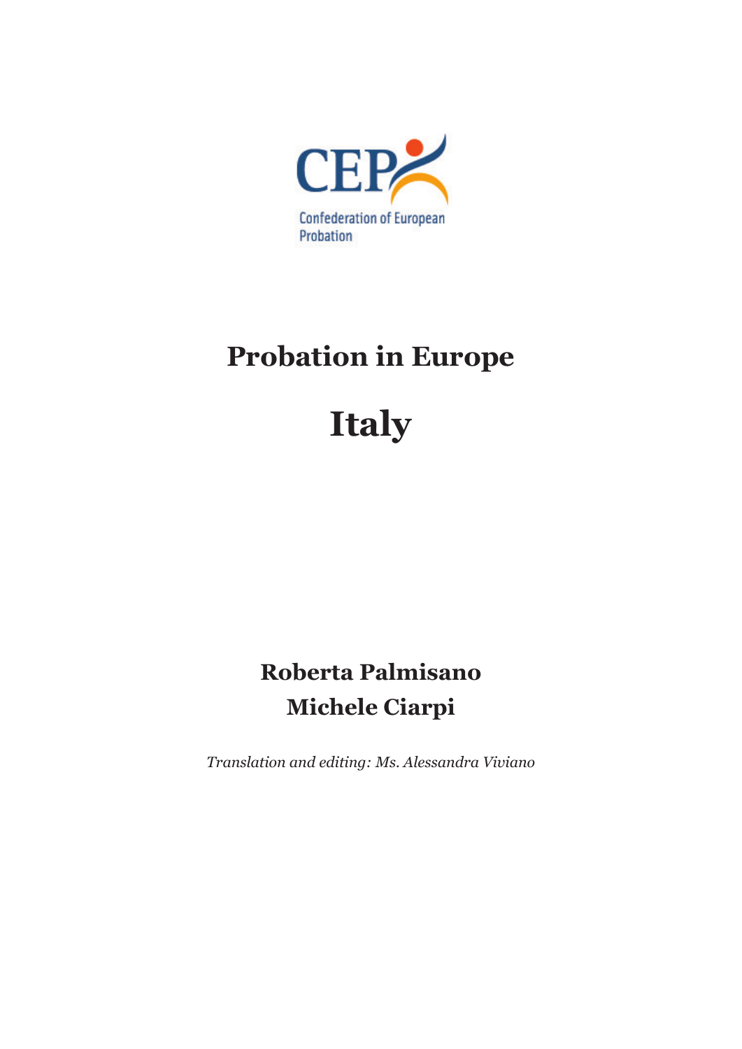CEP

Confederation of European Probation

# Probation in Europe

# Italy

**Roberta Palmisano**
**Michele Ciarpi**

*Translation and editing: Ms. Alessandra Viviano*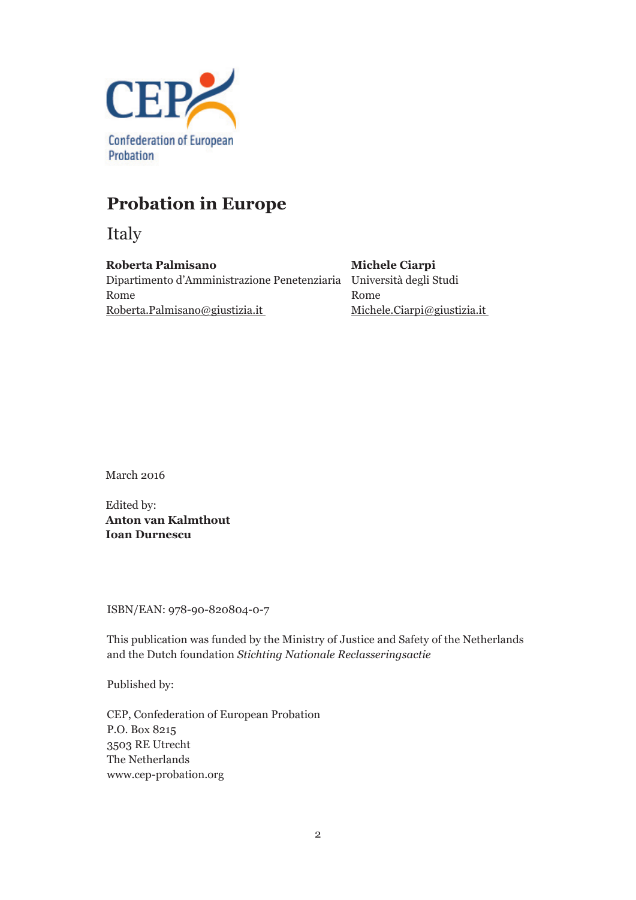CEP
Confederation of European Probation

# Probation in Europe

## Italy

**Roberta Palmisano**
Dipartimento d'Amministrazione Penetenziaria
Rome
Roberta.Palmisano@giustizia.it

**Michele Ciarpi**
Università degli Studi
Rome
Michele.Ciarpi@giustizia.it

March 2016

Edited by:
**Anton van Kalmthout**
**Ioan Durnescu**

ISBN/EAN: 978-90-820804-0-7

This publication was funded by the Ministry of Justice and Safety of the Netherlands and the Dutch foundation *Stichting Nationale Reclasseringsactie*

Published by:

CEP, Confederation of European Probation
P.O. Box 8215
3503 RE Utrecht
The Netherlands
www.cep-probation.org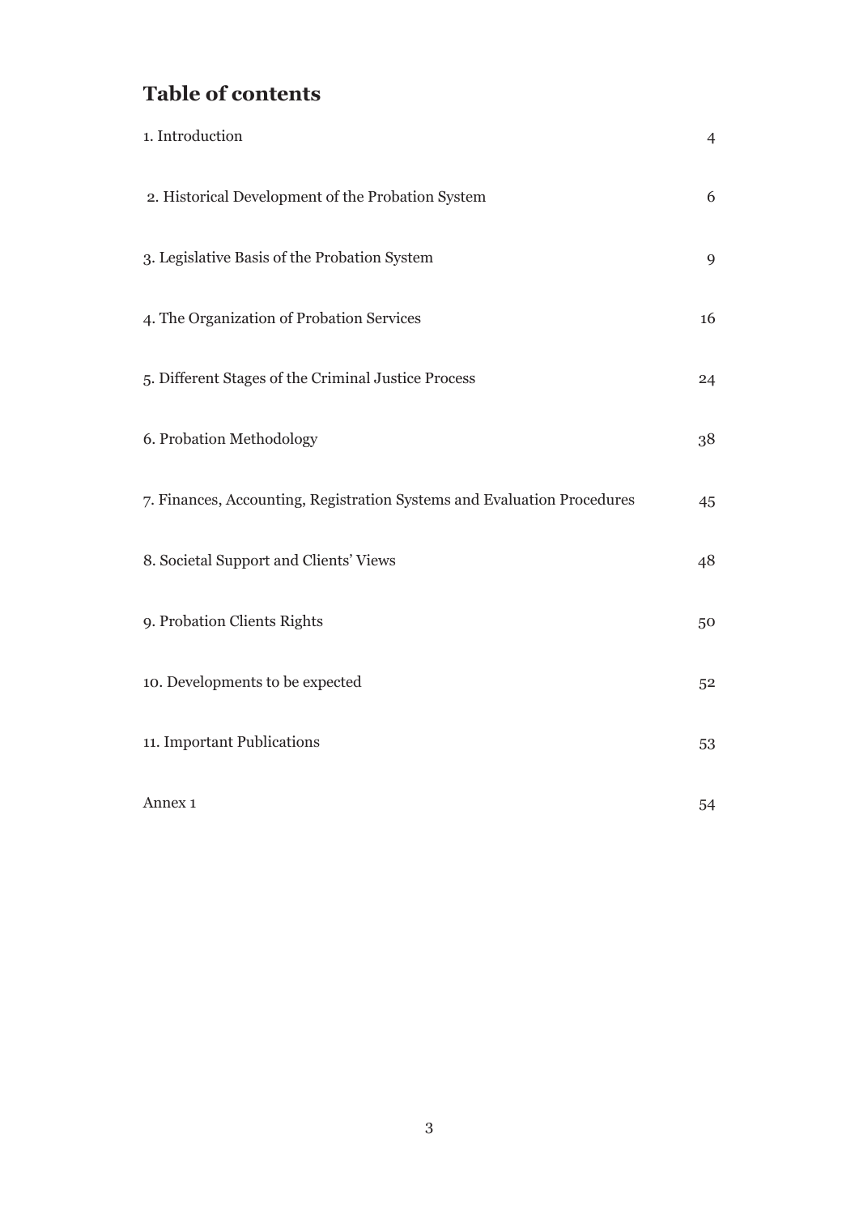## Table of contents

| | |
|---|---|
| 1. Introduction | 4 |
| 2. Historical Development of the Probation System | 6 |
| 3. Legislative Basis of the Probation System | 9 |
| 4. The Organization of Probation Services | 16 |
| 5. Different Stages of the Criminal Justice Process | 24 |
| 6. Probation Methodology | 38 |
| 7. Finances, Accounting, Registration Systems and Evaluation Procedures | 45 |
| 8. Societal Support and Clients' Views | 48 |
| 9. Probation Clients Rights | 50 |
| 10. Developments to be expected | 52 |
| 11. Important Publications | 53 |
| Annex 1 | 54 |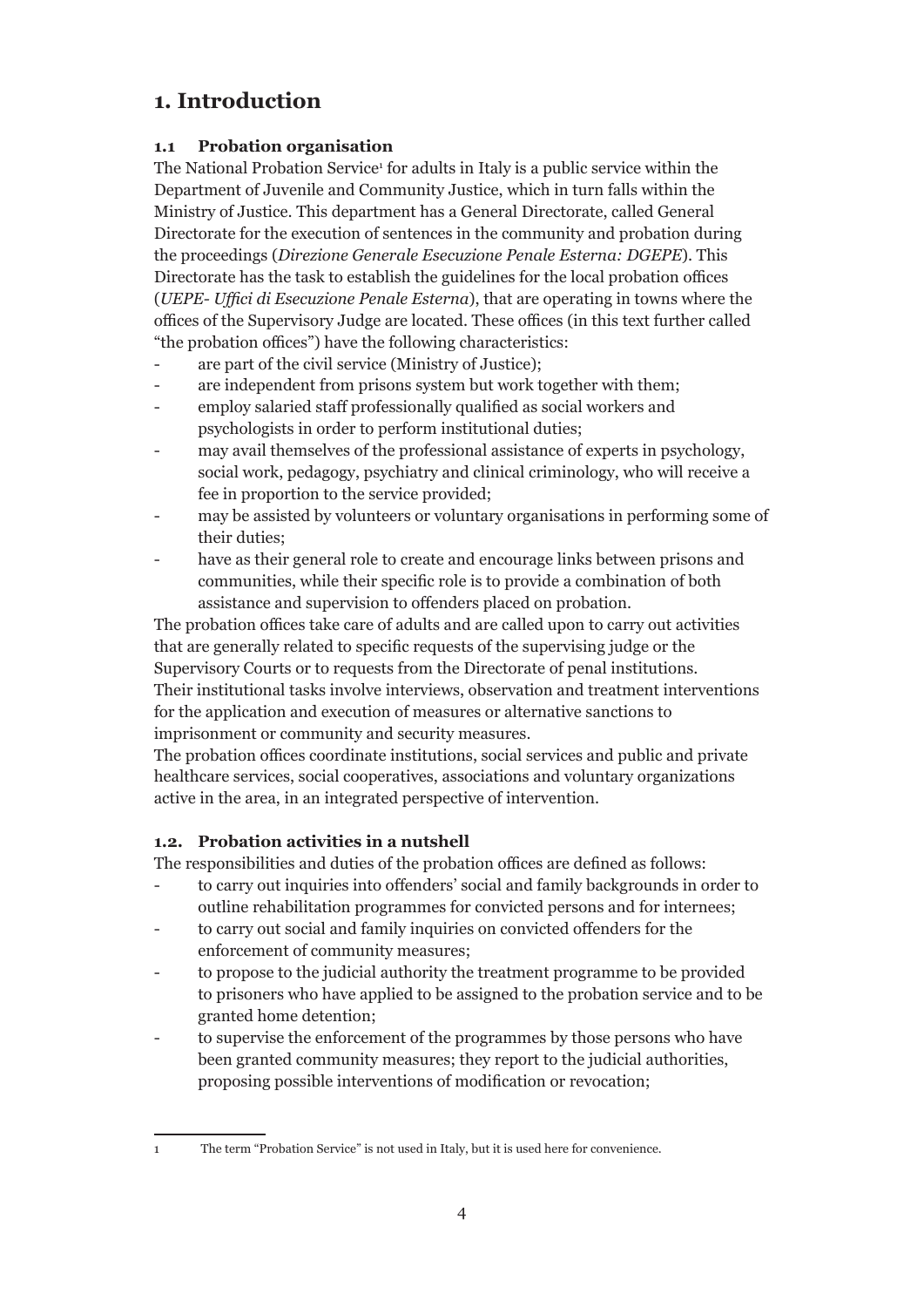# 1. Introduction

### 1.1 Probation organisation

The National Probation Service[1] for adults in Italy is a public service within the Department of Juvenile and Community Justice, which in turn falls within the Ministry of Justice. This department has a General Directorate, called General Directorate for the execution of sentences in the community and probation during the proceedings (*Direzione Generale Esecuzione Penale Esterna: DGEPE*). This Directorate has the task to establish the guidelines for the local probation offices (*UEPE- Uffici di Esecuzione Penale Esterna*), that are operating in towns where the offices of the Supervisory Judge are located. These offices (in this text further called "the probation offices") have the following characteristics:

- are part of the civil service (Ministry of Justice);
- are independent from prisons system but work together with them;
- employ salaried staff professionally qualified as social workers and psychologists in order to perform institutional duties;
- may avail themselves of the professional assistance of experts in psychology, social work, pedagogy, psychiatry and clinical criminology, who will receive a fee in proportion to the service provided;
- may be assisted by volunteers or voluntary organisations in performing some of their duties;
- have as their general role to create and encourage links between prisons and communities, while their specific role is to provide a combination of both assistance and supervision to offenders placed on probation.

The probation offices take care of adults and are called upon to carry out activities that are generally related to specific requests of the supervising judge or the Supervisory Courts or to requests from the Directorate of penal institutions. Their institutional tasks involve interviews, observation and treatment interventions for the application and execution of measures or alternative sanctions to imprisonment or community and security measures.

The probation offices coordinate institutions, social services and public and private healthcare services, social cooperatives, associations and voluntary organizations active in the area, in an integrated perspective of intervention.

### 1.2. Probation activities in a nutshell

The responsibilities and duties of the probation offices are defined as follows:

- to carry out inquiries into offenders' social and family backgrounds in order to outline rehabilitation programmes for convicted persons and for internees;
- to carry out social and family inquiries on convicted offenders for the enforcement of community measures;
- to propose to the judicial authority the treatment programme to be provided to prisoners who have applied to be assigned to the probation service and to be granted home detention;
- to supervise the enforcement of the programmes by those persons who have been granted community measures; they report to the judicial authorities, proposing possible interventions of modification or revocation;

---

[1] The term "Probation Service" is not used in Italy, but it is used here for convenience.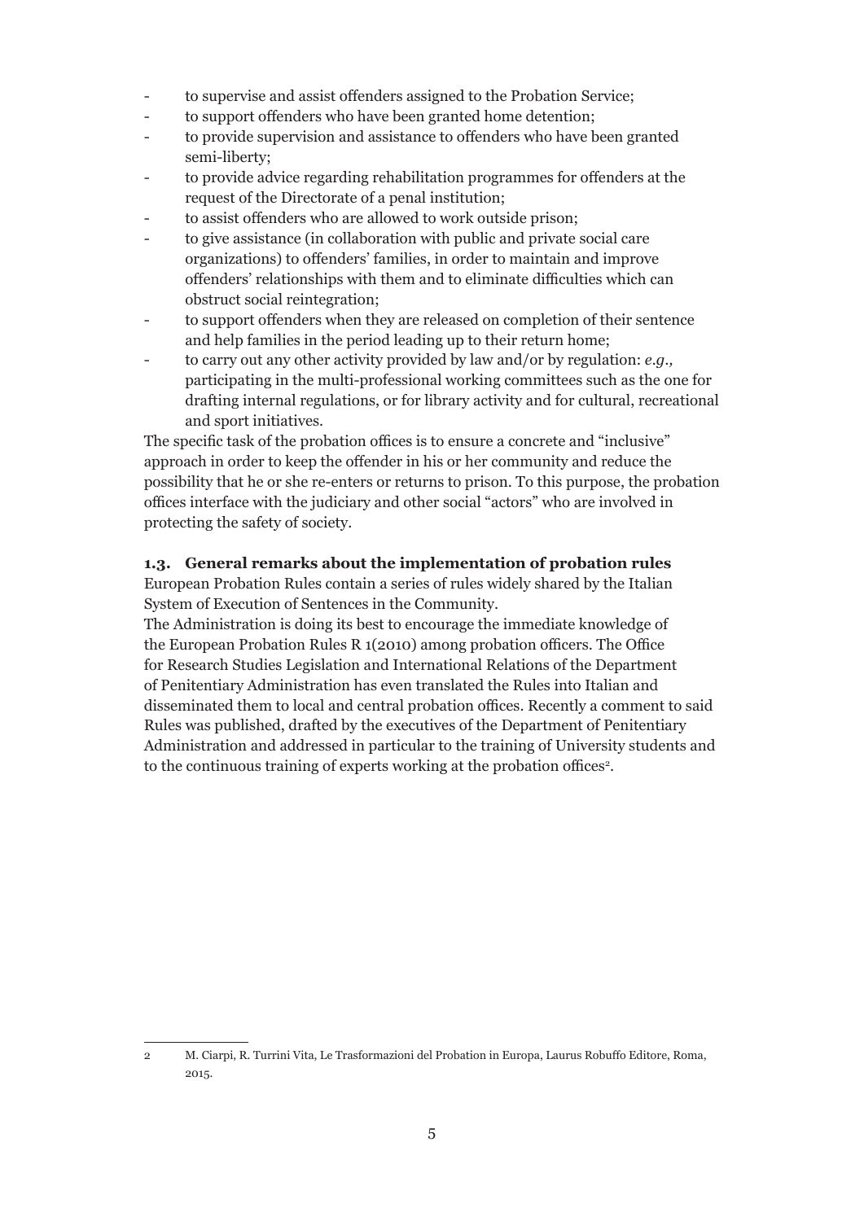- to supervise and assist offenders assigned to the Probation Service;
- to support offenders who have been granted home detention;
- to provide supervision and assistance to offenders who have been granted semi-liberty;
- to provide advice regarding rehabilitation programmes for offenders at the request of the Directorate of a penal institution;
- to assist offenders who are allowed to work outside prison;
- to give assistance (in collaboration with public and private social care organizations) to offenders' families, in order to maintain and improve offenders' relationships with them and to eliminate difficulties which can obstruct social reintegration;
- to support offenders when they are released on completion of their sentence and help families in the period leading up to their return home;
- to carry out any other activity provided by law and/or by regulation: *e.g.,* participating in the multi-professional working committees such as the one for drafting internal regulations, or for library activity and for cultural, recreational and sport initiatives.

The specific task of the probation offices is to ensure a concrete and "inclusive" approach in order to keep the offender in his or her community and reduce the possibility that he or she re-enters or returns to prison. To this purpose, the probation offices interface with the judiciary and other social "actors" who are involved in protecting the safety of society.

### 1.3. General remarks about the implementation of probation rules

European Probation Rules contain a series of rules widely shared by the Italian System of Execution of Sentences in the Community.

The Administration is doing its best to encourage the immediate knowledge of the European Probation Rules R 1(2010) among probation officers. The Office for Research Studies Legislation and International Relations of the Department of Penitentiary Administration has even translated the Rules into Italian and disseminated them to local and central probation offices. Recently a comment to said Rules was published, drafted by the executives of the Department of Penitentiary Administration and addressed in particular to the training of University students and to the continuous training of experts working at the probation offices[2].

---

2 M. Ciarpi, R. Turrini Vita, Le Trasformazioni del Probation in Europa, Laurus Robuffo Editore, Roma, 2015.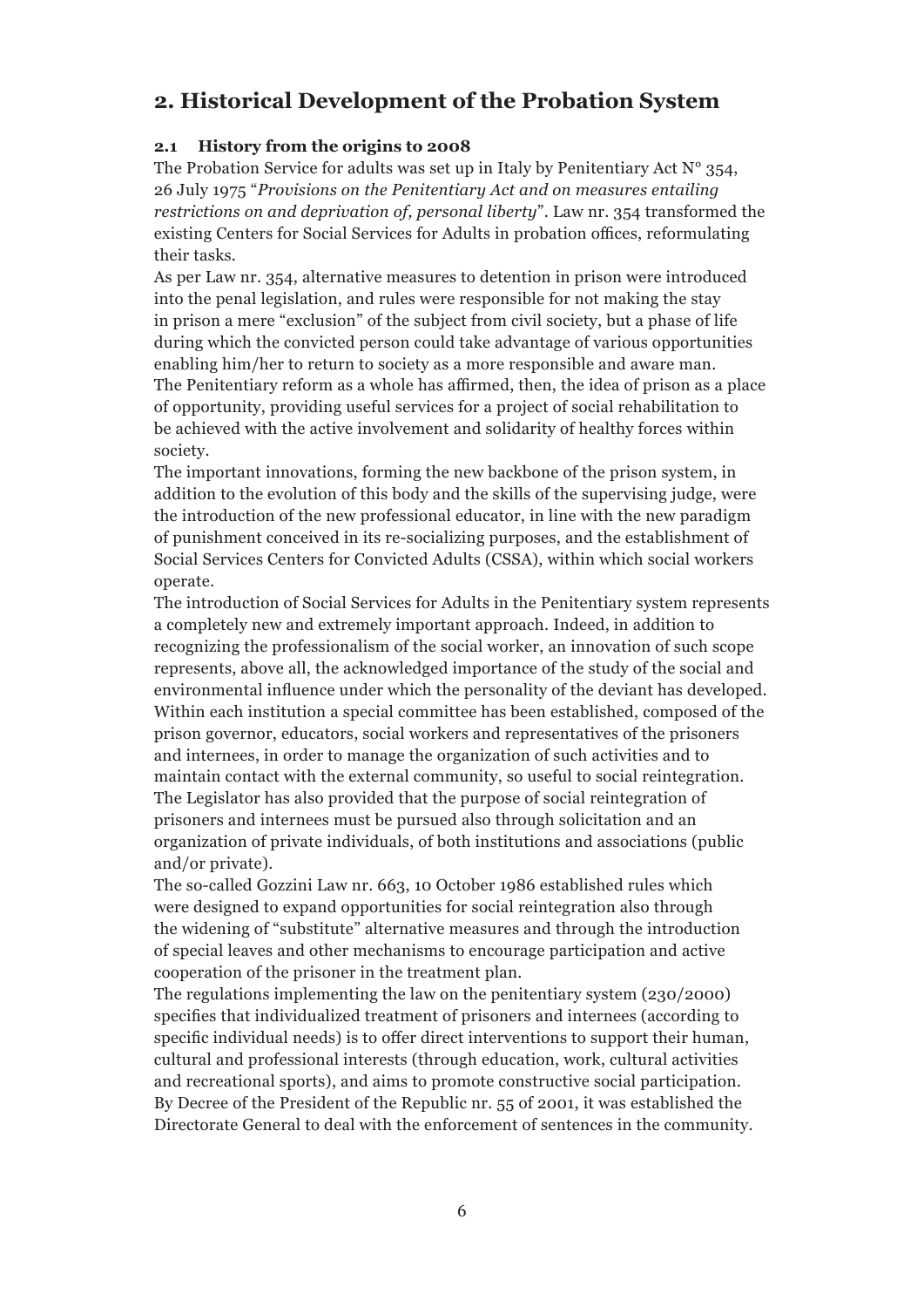## 2. Historical Development of the Probation System

### 2.1 History from the origins to 2008

The Probation Service for adults was set up in Italy by Penitentiary Act N° 354, 26 July 1975 "*Provisions on the Penitentiary Act and on measures entailing restrictions on and deprivation of, personal liberty*". Law nr. 354 transformed the existing Centers for Social Services for Adults in probation offices, reformulating their tasks.

As per Law nr. 354, alternative measures to detention in prison were introduced into the penal legislation, and rules were responsible for not making the stay in prison a mere "exclusion" of the subject from civil society, but a phase of life during which the convicted person could take advantage of various opportunities enabling him/her to return to society as a more responsible and aware man.

The Penitentiary reform as a whole has affirmed, then, the idea of prison as a place of opportunity, providing useful services for a project of social rehabilitation to be achieved with the active involvement and solidarity of healthy forces within society.

The important innovations, forming the new backbone of the prison system, in addition to the evolution of this body and the skills of the supervising judge, were the introduction of the new professional educator, in line with the new paradigm of punishment conceived in its re-socializing purposes, and the establishment of Social Services Centers for Convicted Adults (CSSA), within which social workers operate.

The introduction of Social Services for Adults in the Penitentiary system represents a completely new and extremely important approach. Indeed, in addition to recognizing the professionalism of the social worker, an innovation of such scope represents, above all, the acknowledged importance of the study of the social and environmental influence under which the personality of the deviant has developed. Within each institution a special committee has been established, composed of the prison governor, educators, social workers and representatives of the prisoners and internees, in order to manage the organization of such activities and to maintain contact with the external community, so useful to social reintegration. The Legislator has also provided that the purpose of social reintegration of prisoners and internees must be pursued also through solicitation and an organization of private individuals, of both institutions and associations (public and/or private).

The so-called Gozzini Law nr. 663, 10 October 1986 established rules which were designed to expand opportunities for social reintegration also through the widening of "substitute" alternative measures and through the introduction of special leaves and other mechanisms to encourage participation and active cooperation of the prisoner in the treatment plan.

The regulations implementing the law on the penitentiary system (230/2000) specifies that individualized treatment of prisoners and internees (according to specific individual needs) is to offer direct interventions to support their human, cultural and professional interests (through education, work, cultural activities and recreational sports), and aims to promote constructive social participation.

By Decree of the President of the Republic nr. 55 of 2001, it was established the Directorate General to deal with the enforcement of sentences in the community.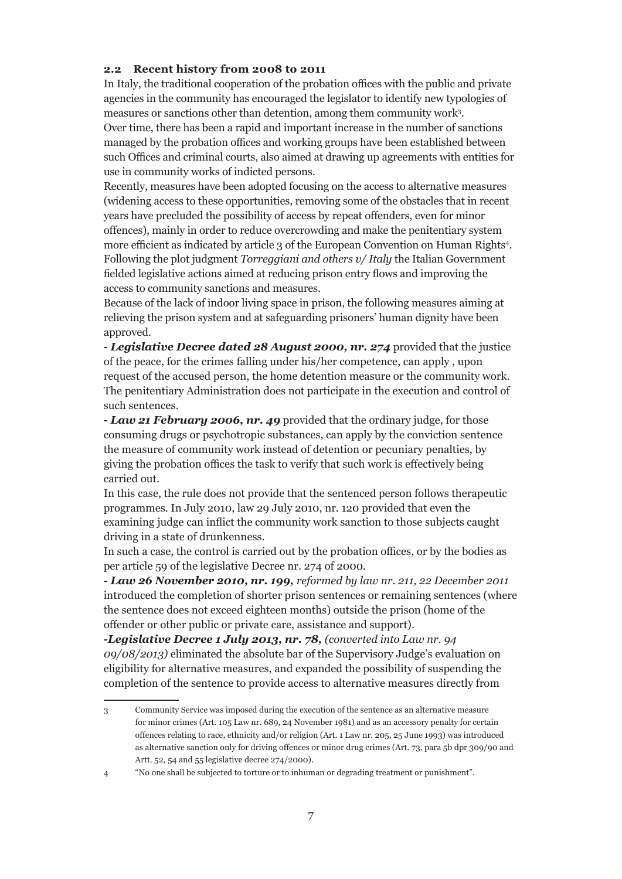## 2.2 Recent history from 2008 to 2011

In Italy, the traditional cooperation of the probation offices with the public and private agencies in the community has encouraged the legislator to identify new typologies of measures or sanctions other than detention, among them community work[3].

Over time, there has been a rapid and important increase in the number of sanctions managed by the probation offices and working groups have been established between such Offices and criminal courts, also aimed at drawing up agreements with entities for use in community works of indicted persons.

Recently, measures have been adopted focusing on the access to alternative measures (widening access to these opportunities, removing some of the obstacles that in recent years have precluded the possibility of access by repeat offenders, even for minor offences), mainly in order to reduce overcrowding and make the penitentiary system more efficient as indicated by article 3 of the European Convention on Human Rights[4].

Following the plot judgment *Torreggiani and others v/ Italy* the Italian Government fielded legislative actions aimed at reducing prison entry flows and improving the access to community sanctions and measures.

Because of the lack of indoor living space in prison, the following measures aiming at relieving the prison system and at safeguarding prisoners' human dignity have been approved.

- ***Legislative Decree dated 28 August 2000, nr. 274*** provided that the justice of the peace, for the crimes falling under his/her competence, can apply , upon request of the accused person, the home detention measure or the community work. The penitentiary Administration does not participate in the execution and control of such sentences.
- ***Law 21 February 2006, nr. 49*** provided that the ordinary judge, for those consuming drugs or psychotropic substances, can apply by the conviction sentence the measure of community work instead of detention or pecuniary penalties, by giving the probation offices the task to verify that such work is effectively being carried out.

In this case, the rule does not provide that the sentenced person follows therapeutic programmes. In July 2010, law 29 July 2010, nr. 120 provided that even the examining judge can inflict the community work sanction to those subjects caught driving in a state of drunkenness.

In such a case, the control is carried out by the probation offices, or by the bodies as per article 59 of the legislative Decree nr. 274 of 2000.

- ***Law 26 November 2010, nr. 199,*** *reformed by law nr. 211, 22 December 2011* introduced the completion of shorter prison sentences or remaining sentences (where the sentence does not exceed eighteen months) outside the prison (home of the offender or other public or private care, assistance and support).
- ***Legislative Decree 1 July 2013, nr. 78,*** *(converted into Law nr. 94 09/08/2013)* eliminated the absolute bar of the Supervisory Judge's evaluation on eligibility for alternative measures, and expanded the possibility of suspending the completion of the sentence to provide access to alternative measures directly from

---

[3] Community Service was imposed during the execution of the sentence as an alternative measure for minor crimes (Art. 105 Law nr. 689, 24 November 1981) and as an accessory penalty for certain offences relating to race, ethnicity and/or religion (Art. 1 Law nr. 205, 25 June 1993) was introduced as alternative sanction only for driving offences or minor drug crimes (Art. 73, para 5b dpr 309/90 and Artt. 52, 54 and 55 legislative decree 274/2000).

[4] "No one shall be subjected to torture or to inhuman or degrading treatment or punishment".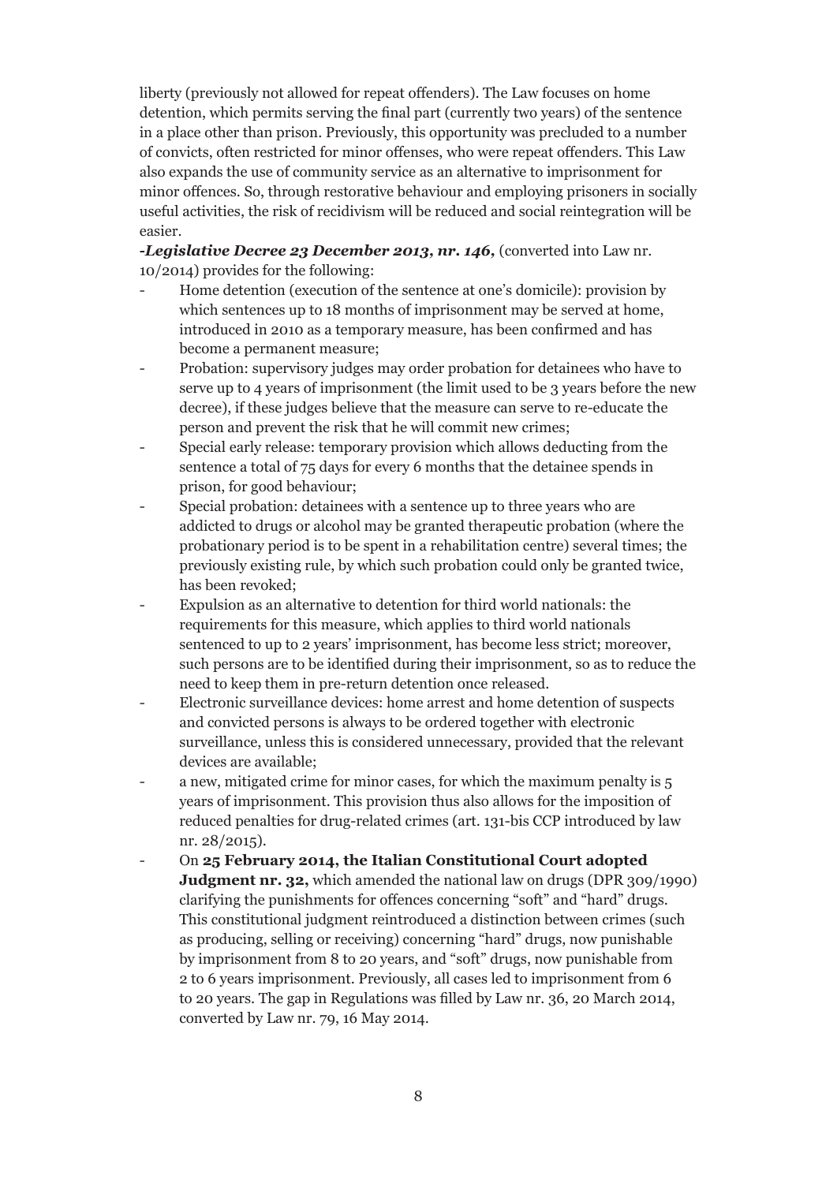liberty (previously not allowed for repeat offenders). The Law focuses on home detention, which permits serving the final part (currently two years) of the sentence in a place other than prison. Previously, this opportunity was precluded to a number of convicts, often restricted for minor offenses, who were repeat offenders. This Law also expands the use of community service as an alternative to imprisonment for minor offences. So, through restorative behaviour and employing prisoners in socially useful activities, the risk of recidivism will be reduced and social reintegration will be easier.

***-Legislative Decree 23 December 2013, nr. 146***, (converted into Law nr. 10/2014) provides for the following:

- Home detention (execution of the sentence at one's domicile): provision by which sentences up to 18 months of imprisonment may be served at home, introduced in 2010 as a temporary measure, has been confirmed and has become a permanent measure;
- Probation: supervisory judges may order probation for detainees who have to serve up to 4 years of imprisonment (the limit used to be 3 years before the new decree), if these judges believe that the measure can serve to re-educate the person and prevent the risk that he will commit new crimes;
- Special early release: temporary provision which allows deducting from the sentence a total of 75 days for every 6 months that the detainee spends in prison, for good behaviour;
- Special probation: detainees with a sentence up to three years who are addicted to drugs or alcohol may be granted therapeutic probation (where the probationary period is to be spent in a rehabilitation centre) several times; the previously existing rule, by which such probation could only be granted twice, has been revoked;
- Expulsion as an alternative to detention for third world nationals: the requirements for this measure, which applies to third world nationals sentenced to up to 2 years' imprisonment, has become less strict; moreover, such persons are to be identified during their imprisonment, so as to reduce the need to keep them in pre-return detention once released.
- Electronic surveillance devices: home arrest and home detention of suspects and convicted persons is always to be ordered together with electronic surveillance, unless this is considered unnecessary, provided that the relevant devices are available;
- a new, mitigated crime for minor cases, for which the maximum penalty is 5 years of imprisonment. This provision thus also allows for the imposition of reduced penalties for drug-related crimes (art. 131-bis CCP introduced by law nr. 28/2015).
- On **25 February 2014, the Italian Constitutional Court adopted Judgment nr. 32,** which amended the national law on drugs (DPR 309/1990) clarifying the punishments for offences concerning "soft" and "hard" drugs. This constitutional judgment reintroduced a distinction between crimes (such as producing, selling or receiving) concerning "hard" drugs, now punishable by imprisonment from 8 to 20 years, and "soft" drugs, now punishable from 2 to 6 years imprisonment. Previously, all cases led to imprisonment from 6 to 20 years. The gap in Regulations was filled by Law nr. 36, 20 March 2014, converted by Law nr. 79, 16 May 2014.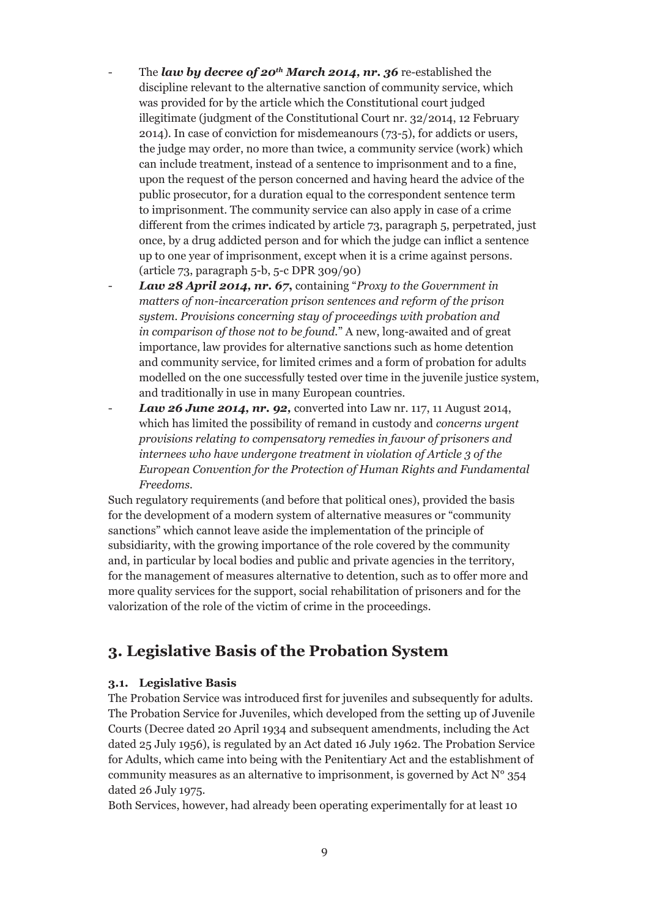- The ***law by decree of 20th March 2014, nr. 36*** re-established the discipline relevant to the alternative sanction of community service, which was provided for by the article which the Constitutional court judged illegitimate (judgment of the Constitutional Court nr. 32/2014, 12 February 2014). In case of conviction for misdemeanours (73-5), for addicts or users, the judge may order, no more than twice, a community service (work) which can include treatment, instead of a sentence to imprisonment and to a fine, upon the request of the person concerned and having heard the advice of the public prosecutor, for a duration equal to the correspondent sentence term to imprisonment. The community service can also apply in case of a crime different from the crimes indicated by article 73, paragraph 5, perpetrated, just once, by a drug addicted person and for which the judge can inflict a sentence up to one year of imprisonment, except when it is a crime against persons. (article 73, paragraph 5-b, 5-c DPR 309/90)
- ***Law 28 April 2014, nr. 67,*** containing "*Proxy to the Government in matters of non-incarceration prison sentences and reform of the prison system. Provisions concerning stay of proceedings with probation and in comparison of those not to be found.*" A new, long-awaited and of great importance, law provides for alternative sanctions such as home detention and community service, for limited crimes and a form of probation for adults modelled on the one successfully tested over time in the juvenile justice system, and traditionally in use in many European countries.
- ***Law 26 June 2014, nr. 92,*** converted into Law nr. 117, 11 August 2014, which has limited the possibility of remand in custody and *concerns urgent provisions relating to compensatory remedies in favour of prisoners and internees who have undergone treatment in violation of Article 3 of the European Convention for the Protection of Human Rights and Fundamental Freedoms.*

Such regulatory requirements (and before that political ones), provided the basis for the development of a modern system of alternative measures or "community sanctions" which cannot leave aside the implementation of the principle of subsidiarity, with the growing importance of the role covered by the community and, in particular by local bodies and public and private agencies in the territory, for the management of measures alternative to detention, such as to offer more and more quality services for the support, social rehabilitation of prisoners and for the valorization of the role of the victim of crime in the proceedings.

## 3. Legislative Basis of the Probation System

### 3.1. Legislative Basis

The Probation Service was introduced first for juveniles and subsequently for adults. The Probation Service for Juveniles, which developed from the setting up of Juvenile Courts (Decree dated 20 April 1934 and subsequent amendments, including the Act dated 25 July 1956), is regulated by an Act dated 16 July 1962. The Probation Service for Adults, which came into being with the Penitentiary Act and the establishment of community measures as an alternative to imprisonment, is governed by Act N° 354 dated 26 July 1975.

Both Services, however, had already been operating experimentally for at least 10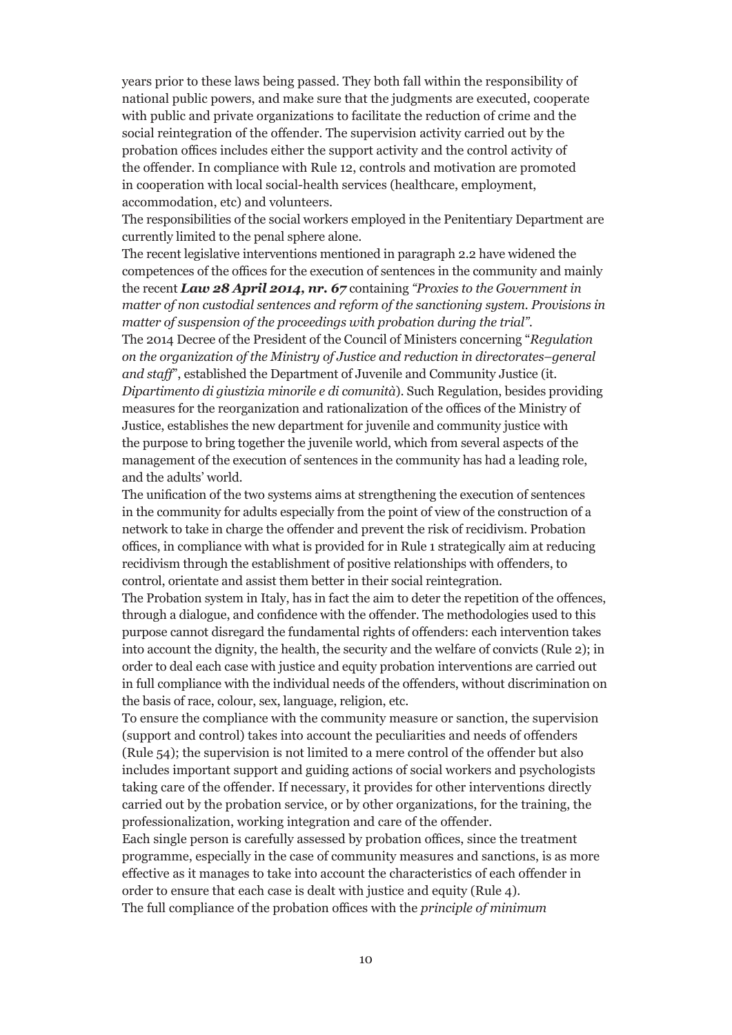years prior to these laws being passed. They both fall within the responsibility of national public powers, and make sure that the judgments are executed, cooperate with public and private organizations to facilitate the reduction of crime and the social reintegration of the offender. The supervision activity carried out by the probation offices includes either the support activity and the control activity of the offender. In compliance with Rule 12, controls and motivation are promoted in cooperation with local social-health services (healthcare, employment, accommodation, etc) and volunteers.

The responsibilities of the social workers employed in the Penitentiary Department are currently limited to the penal sphere alone.

The recent legislative interventions mentioned in paragraph 2.2 have widened the competences of the offices for the execution of sentences in the community and mainly the recent ***Law 28 April 2014, nr. 67*** containing *"Proxies to the Government in matter of non custodial sentences and reform of the sanctioning system. Provisions in matter of suspension of the proceedings with probation during the trial".*

The 2014 Decree of the President of the Council of Ministers concerning "*Regulation on the organization of the Ministry of Justice and reduction in directorates–general and staff*", established the Department of Juvenile and Community Justice (it. *Dipartimento di giustizia minorile e di comunità*). Such Regulation, besides providing measures for the reorganization and rationalization of the offices of the Ministry of Justice, establishes the new department for juvenile and community justice with the purpose to bring together the juvenile world, which from several aspects of the management of the execution of sentences in the community has had a leading role, and the adults' world.

The unification of the two systems aims at strengthening the execution of sentences in the community for adults especially from the point of view of the construction of a network to take in charge the offender and prevent the risk of recidivism. Probation offices, in compliance with what is provided for in Rule 1 strategically aim at reducing recidivism through the establishment of positive relationships with offenders, to control, orientate and assist them better in their social reintegration.

The Probation system in Italy, has in fact the aim to deter the repetition of the offences, through a dialogue, and confidence with the offender. The methodologies used to this purpose cannot disregard the fundamental rights of offenders: each intervention takes into account the dignity, the health, the security and the welfare of convicts (Rule 2); in order to deal each case with justice and equity probation interventions are carried out in full compliance with the individual needs of the offenders, without discrimination on the basis of race, colour, sex, language, religion, etc.

To ensure the compliance with the community measure or sanction, the supervision (support and control) takes into account the peculiarities and needs of offenders (Rule 54); the supervision is not limited to a mere control of the offender but also includes important support and guiding actions of social workers and psychologists taking care of the offender. If necessary, it provides for other interventions directly carried out by the probation service, or by other organizations, for the training, the professionalization, working integration and care of the offender.

Each single person is carefully assessed by probation offices, since the treatment programme, especially in the case of community measures and sanctions, is as more effective as it manages to take into account the characteristics of each offender in order to ensure that each case is dealt with justice and equity (Rule 4).

The full compliance of the probation offices with the *principle of minimum*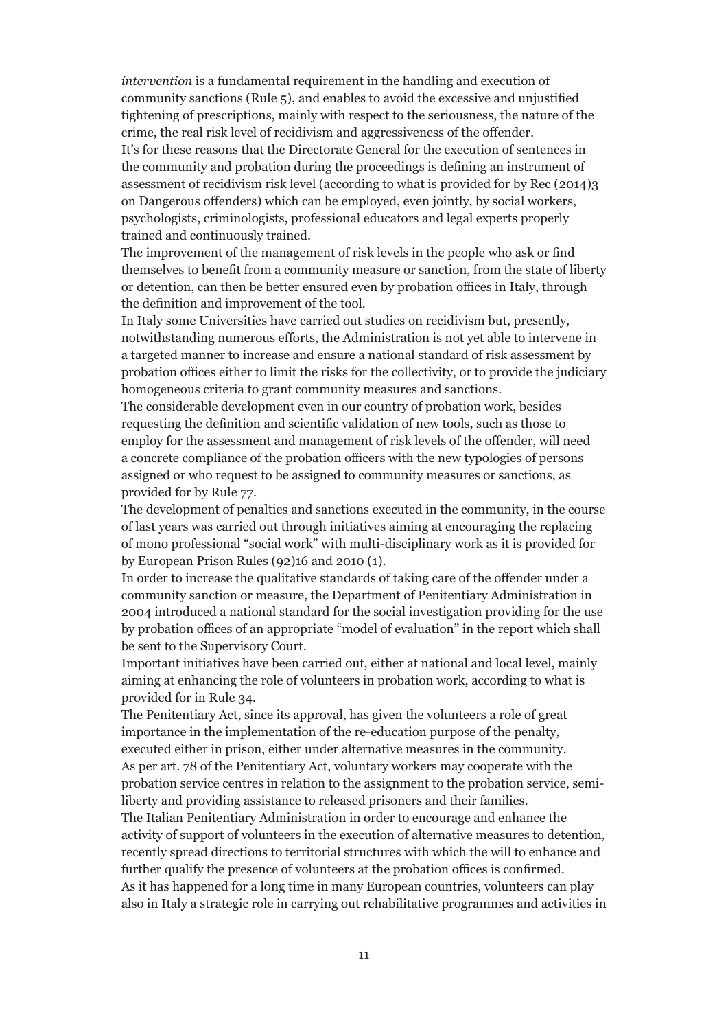*intervention* is a fundamental requirement in the handling and execution of community sanctions (Rule 5), and enables to avoid the excessive and unjustified tightening of prescriptions, mainly with respect to the seriousness, the nature of the crime, the real risk level of recidivism and aggressiveness of the offender.

It's for these reasons that the Directorate General for the execution of sentences in the community and probation during the proceedings is defining an instrument of assessment of recidivism risk level (according to what is provided for by Rec (2014)3 on Dangerous offenders) which can be employed, even jointly, by social workers, psychologists, criminologists, professional educators and legal experts properly trained and continuously trained.

The improvement of the management of risk levels in the people who ask or find themselves to benefit from a community measure or sanction, from the state of liberty or detention, can then be better ensured even by probation offices in Italy, through the definition and improvement of the tool.

In Italy some Universities have carried out studies on recidivism but, presently, notwithstanding numerous efforts, the Administration is not yet able to intervene in a targeted manner to increase and ensure a national standard of risk assessment by probation offices either to limit the risks for the collectivity, or to provide the judiciary homogeneous criteria to grant community measures and sanctions.

The considerable development even in our country of probation work, besides requesting the definition and scientific validation of new tools, such as those to employ for the assessment and management of risk levels of the offender, will need a concrete compliance of the probation officers with the new typologies of persons assigned or who request to be assigned to community measures or sanctions, as provided for by Rule 77.

The development of penalties and sanctions executed in the community, in the course of last years was carried out through initiatives aiming at encouraging the replacing of mono professional "social work" with multi-disciplinary work as it is provided for by European Prison Rules (92)16 and 2010 (1).

In order to increase the qualitative standards of taking care of the offender under a community sanction or measure, the Department of Penitentiary Administration in 2004 introduced a national standard for the social investigation providing for the use by probation offices of an appropriate "model of evaluation" in the report which shall be sent to the Supervisory Court.

Important initiatives have been carried out, either at national and local level, mainly aiming at enhancing the role of volunteers in probation work, according to what is provided for in Rule 34.

The Penitentiary Act, since its approval, has given the volunteers a role of great importance in the implementation of the re-education purpose of the penalty, executed either in prison, either under alternative measures in the community.

As per art. 78 of the Penitentiary Act, voluntary workers may cooperate with the probation service centres in relation to the assignment to the probation service, semi-liberty and providing assistance to released prisoners and their families.

The Italian Penitentiary Administration in order to encourage and enhance the activity of support of volunteers in the execution of alternative measures to detention, recently spread directions to territorial structures with which the will to enhance and further qualify the presence of volunteers at the probation offices is confirmed.

As it has happened for a long time in many European countries, volunteers can play also in Italy a strategic role in carrying out rehabilitative programmes and activities in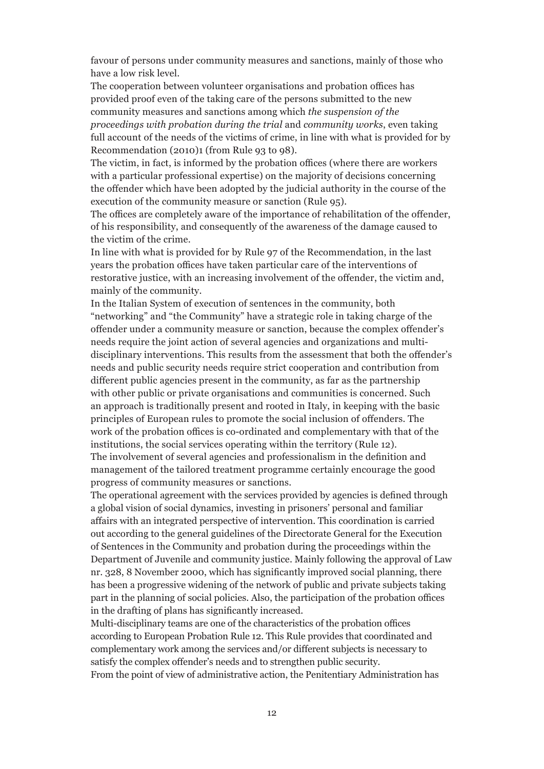favour of persons under community measures and sanctions, mainly of those who have a low risk level.

The cooperation between volunteer organisations and probation offices has provided proof even of the taking care of the persons submitted to the new community measures and sanctions among which *the suspension of the proceedings with probation during the trial* and *community works*, even taking full account of the needs of the victims of crime, in line with what is provided for by Recommendation (2010)1 (from Rule 93 to 98).

The victim, in fact, is informed by the probation offices (where there are workers with a particular professional expertise) on the majority of decisions concerning the offender which have been adopted by the judicial authority in the course of the execution of the community measure or sanction (Rule 95).

The offices are completely aware of the importance of rehabilitation of the offender, of his responsibility, and consequently of the awareness of the damage caused to the victim of the crime.

In line with what is provided for by Rule 97 of the Recommendation, in the last years the probation offices have taken particular care of the interventions of restorative justice, with an increasing involvement of the offender, the victim and, mainly of the community.

In the Italian System of execution of sentences in the community, both "networking" and "the Community" have a strategic role in taking charge of the offender under a community measure or sanction, because the complex offender's needs require the joint action of several agencies and organizations and multi-disciplinary interventions. This results from the assessment that both the offender's needs and public security needs require strict cooperation and contribution from different public agencies present in the community, as far as the partnership with other public or private organisations and communities is concerned. Such an approach is traditionally present and rooted in Italy, in keeping with the basic principles of European rules to promote the social inclusion of offenders. The work of the probation offices is co-ordinated and complementary with that of the institutions, the social services operating within the territory (Rule 12).

The involvement of several agencies and professionalism in the definition and management of the tailored treatment programme certainly encourage the good progress of community measures or sanctions.

The operational agreement with the services provided by agencies is defined through a global vision of social dynamics, investing in prisoners' personal and familiar affairs with an integrated perspective of intervention. This coordination is carried out according to the general guidelines of the Directorate General for the Execution of Sentences in the Community and probation during the proceedings within the Department of Juvenile and community justice. Mainly following the approval of Law nr. 328, 8 November 2000, which has significantly improved social planning, there has been a progressive widening of the network of public and private subjects taking part in the planning of social policies. Also, the participation of the probation offices in the drafting of plans has significantly increased.

Multi-disciplinary teams are one of the characteristics of the probation offices according to European Probation Rule 12. This Rule provides that coordinated and complementary work among the services and/or different subjects is necessary to satisfy the complex offender's needs and to strengthen public security.

From the point of view of administrative action, the Penitentiary Administration has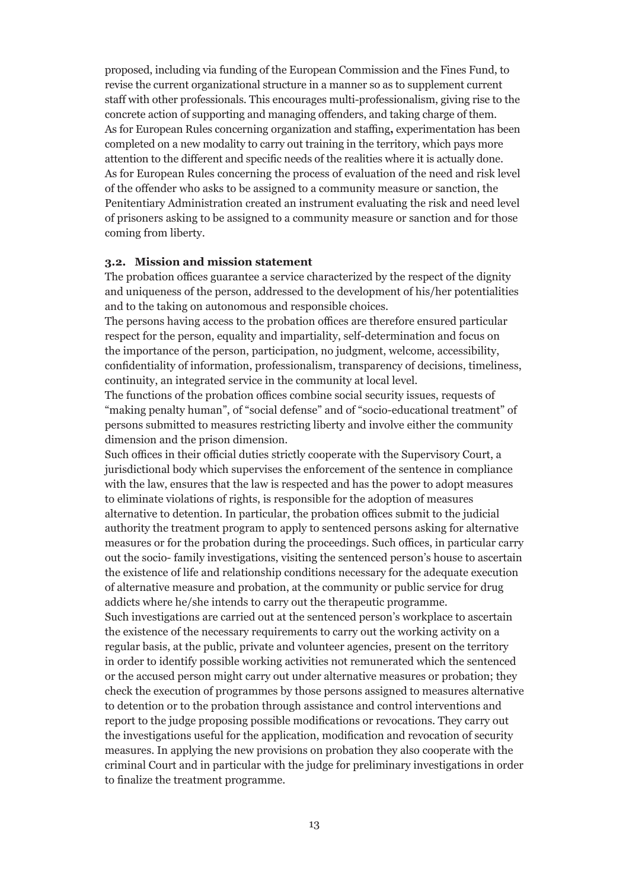proposed, including via funding of the European Commission and the Fines Fund, to revise the current organizational structure in a manner so as to supplement current staff with other professionals. This encourages multi-professionalism, giving rise to the concrete action of supporting and managing offenders, and taking charge of them.
As for European Rules concerning organization and staffing**,** experimentation has been completed on a new modality to carry out training in the territory, which pays more attention to the different and specific needs of the realities where it is actually done.
As for European Rules concerning the process of evaluation of the need and risk level of the offender who asks to be assigned to a community measure or sanction, the Penitentiary Administration created an instrument evaluating the risk and need level of prisoners asking to be assigned to a community measure or sanction and for those coming from liberty.

### 3.2. Mission and mission statement

The probation offices guarantee a service characterized by the respect of the dignity and uniqueness of the person, addressed to the development of his/her potentialities and to the taking on autonomous and responsible choices.
The persons having access to the probation offices are therefore ensured particular respect for the person, equality and impartiality, self-determination and focus on the importance of the person, participation, no judgment, welcome, accessibility, confidentiality of information, professionalism, transparency of decisions, timeliness, continuity, an integrated service in the community at local level.
The functions of the probation offices combine social security issues, requests of "making penalty human", of "social defense" and of "socio-educational treatment" of persons submitted to measures restricting liberty and involve either the community dimension and the prison dimension.
Such offices in their official duties strictly cooperate with the Supervisory Court, a jurisdictional body which supervises the enforcement of the sentence in compliance with the law, ensures that the law is respected and has the power to adopt measures to eliminate violations of rights, is responsible for the adoption of measures alternative to detention. In particular, the probation offices submit to the judicial authority the treatment program to apply to sentenced persons asking for alternative measures or for the probation during the proceedings. Such offices, in particular carry out the socio- family investigations, visiting the sentenced person's house to ascertain the existence of life and relationship conditions necessary for the adequate execution of alternative measure and probation, at the community or public service for drug addicts where he/she intends to carry out the therapeutic programme.
Such investigations are carried out at the sentenced person's workplace to ascertain the existence of the necessary requirements to carry out the working activity on a regular basis, at the public, private and volunteer agencies, present on the territory in order to identify possible working activities not remunerated which the sentenced or the accused person might carry out under alternative measures or probation; they check the execution of programmes by those persons assigned to measures alternative to detention or to the probation through assistance and control interventions and report to the judge proposing possible modifications or revocations. They carry out the investigations useful for the application, modification and revocation of security measures. In applying the new provisions on probation they also cooperate with the criminal Court and in particular with the judge for preliminary investigations in order to finalize the treatment programme.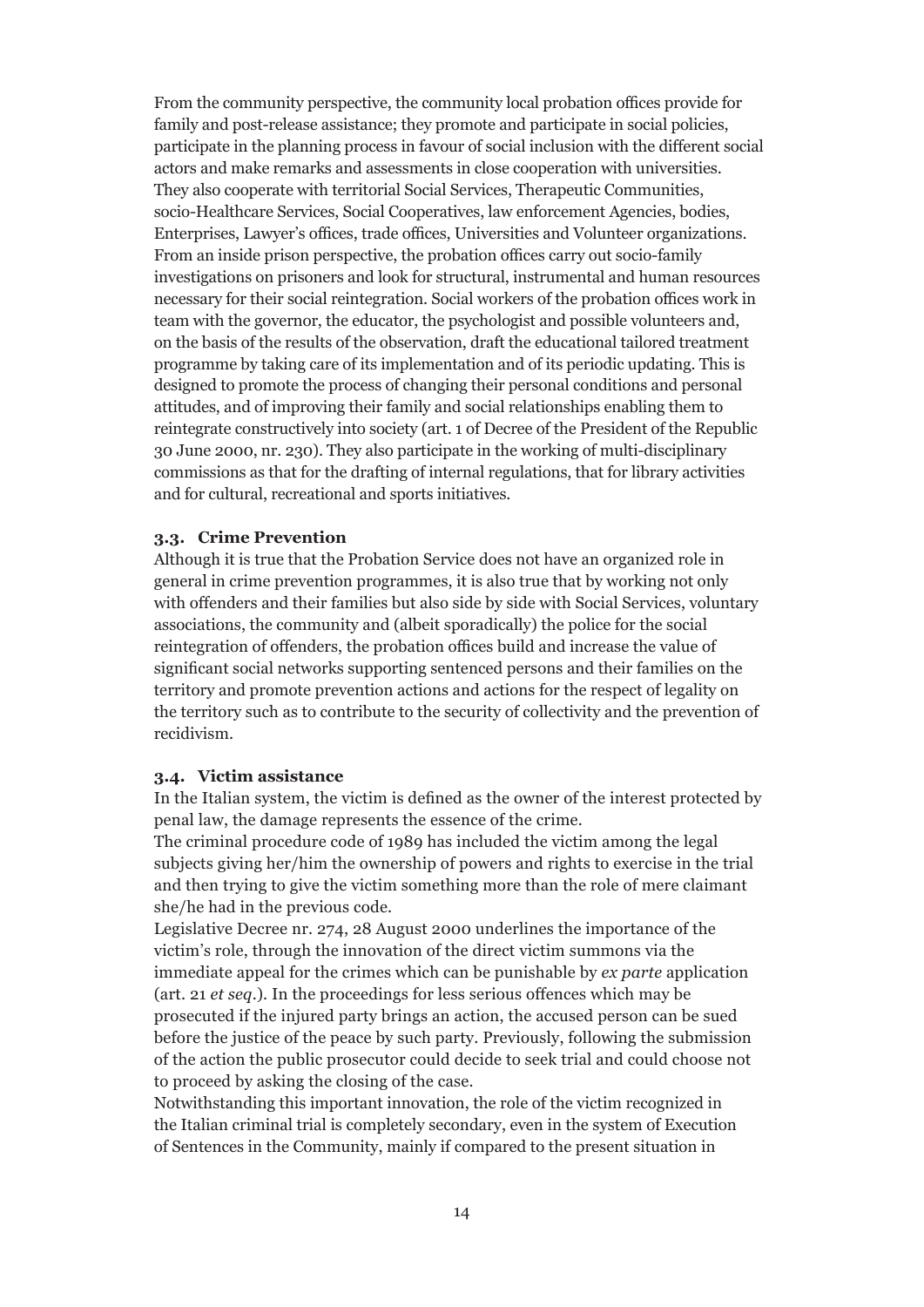From the community perspective, the community local probation offices provide for family and post-release assistance; they promote and participate in social policies, participate in the planning process in favour of social inclusion with the different social actors and make remarks and assessments in close cooperation with universities. They also cooperate with territorial Social Services, Therapeutic Communities, socio-Healthcare Services, Social Cooperatives, law enforcement Agencies, bodies, Enterprises, Lawyer's offices, trade offices, Universities and Volunteer organizations. From an inside prison perspective, the probation offices carry out socio-family investigations on prisoners and look for structural, instrumental and human resources necessary for their social reintegration. Social workers of the probation offices work in team with the governor, the educator, the psychologist and possible volunteers and, on the basis of the results of the observation, draft the educational tailored treatment programme by taking care of its implementation and of its periodic updating. This is designed to promote the process of changing their personal conditions and personal attitudes, and of improving their family and social relationships enabling them to reintegrate constructively into society (art. 1 of Decree of the President of the Republic 30 June 2000, nr. 230). They also participate in the working of multi-disciplinary commissions as that for the drafting of internal regulations, that for library activities and for cultural, recreational and sports initiatives.

### 3.3. Crime Prevention

Although it is true that the Probation Service does not have an organized role in general in crime prevention programmes, it is also true that by working not only with offenders and their families but also side by side with Social Services, voluntary associations, the community and (albeit sporadically) the police for the social reintegration of offenders, the probation offices build and increase the value of significant social networks supporting sentenced persons and their families on the territory and promote prevention actions and actions for the respect of legality on the territory such as to contribute to the security of collectivity and the prevention of recidivism.

### 3.4. Victim assistance

In the Italian system, the victim is defined as the owner of the interest protected by penal law, the damage represents the essence of the crime.

The criminal procedure code of 1989 has included the victim among the legal subjects giving her/him the ownership of powers and rights to exercise in the trial and then trying to give the victim something more than the role of mere claimant she/he had in the previous code.

Legislative Decree nr. 274, 28 August 2000 underlines the importance of the victim's role, through the innovation of the direct victim summons via the immediate appeal for the crimes which can be punishable by *ex parte* application (art. 21 *et seq*.). In the proceedings for less serious offences which may be prosecuted if the injured party brings an action, the accused person can be sued before the justice of the peace by such party. Previously, following the submission of the action the public prosecutor could decide to seek trial and could choose not to proceed by asking the closing of the case.

Notwithstanding this important innovation, the role of the victim recognized in the Italian criminal trial is completely secondary, even in the system of Execution of Sentences in the Community, mainly if compared to the present situation in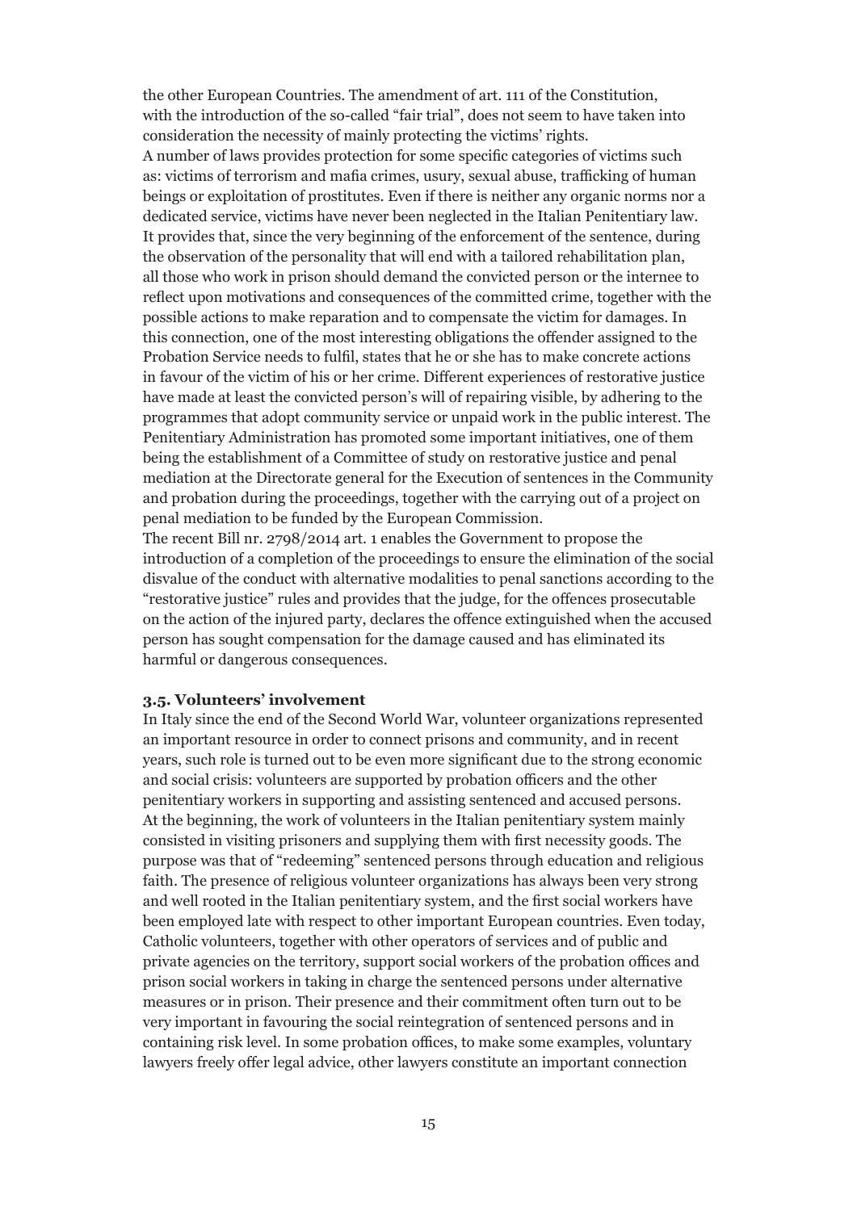the other European Countries. The amendment of art. 111 of the Constitution, with the introduction of the so-called "fair trial", does not seem to have taken into consideration the necessity of mainly protecting the victims' rights.
A number of laws provides protection for some specific categories of victims such as: victims of terrorism and mafia crimes, usury, sexual abuse, trafficking of human beings or exploitation of prostitutes. Even if there is neither any organic norms nor a dedicated service, victims have never been neglected in the Italian Penitentiary law. It provides that, since the very beginning of the enforcement of the sentence, during the observation of the personality that will end with a tailored rehabilitation plan, all those who work in prison should demand the convicted person or the internee to reflect upon motivations and consequences of the committed crime, together with the possible actions to make reparation and to compensate the victim for damages. In this connection, one of the most interesting obligations the offender assigned to the Probation Service needs to fulfil, states that he or she has to make concrete actions in favour of the victim of his or her crime. Different experiences of restorative justice have made at least the convicted person's will of repairing visible, by adhering to the programmes that adopt community service or unpaid work in the public interest. The Penitentiary Administration has promoted some important initiatives, one of them being the establishment of a Committee of study on restorative justice and penal mediation at the Directorate general for the Execution of sentences in the Community and probation during the proceedings, together with the carrying out of a project on penal mediation to be funded by the European Commission.
The recent Bill nr. 2798/2014 art. 1 enables the Government to propose the introduction of a completion of the proceedings to ensure the elimination of the social disvalue of the conduct with alternative modalities to penal sanctions according to the "restorative justice" rules and provides that the judge, for the offences prosecutable on the action of the injured party, declares the offence extinguished when the accused person has sought compensation for the damage caused and has eliminated its harmful or dangerous consequences.

### 3.5. Volunteers' involvement

In Italy since the end of the Second World War, volunteer organizations represented an important resource in order to connect prisons and community, and in recent years, such role is turned out to be even more significant due to the strong economic and social crisis: volunteers are supported by probation officers and the other penitentiary workers in supporting and assisting sentenced and accused persons.
At the beginning, the work of volunteers in the Italian penitentiary system mainly consisted in visiting prisoners and supplying them with first necessity goods. The purpose was that of "redeeming" sentenced persons through education and religious faith. The presence of religious volunteer organizations has always been very strong and well rooted in the Italian penitentiary system, and the first social workers have been employed late with respect to other important European countries. Even today, Catholic volunteers, together with other operators of services and of public and private agencies on the territory, support social workers of the probation offices and prison social workers in taking in charge the sentenced persons under alternative measures or in prison. Their presence and their commitment often turn out to be very important in favouring the social reintegration of sentenced persons and in containing risk level. In some probation offices, to make some examples, voluntary lawyers freely offer legal advice, other lawyers constitute an important connection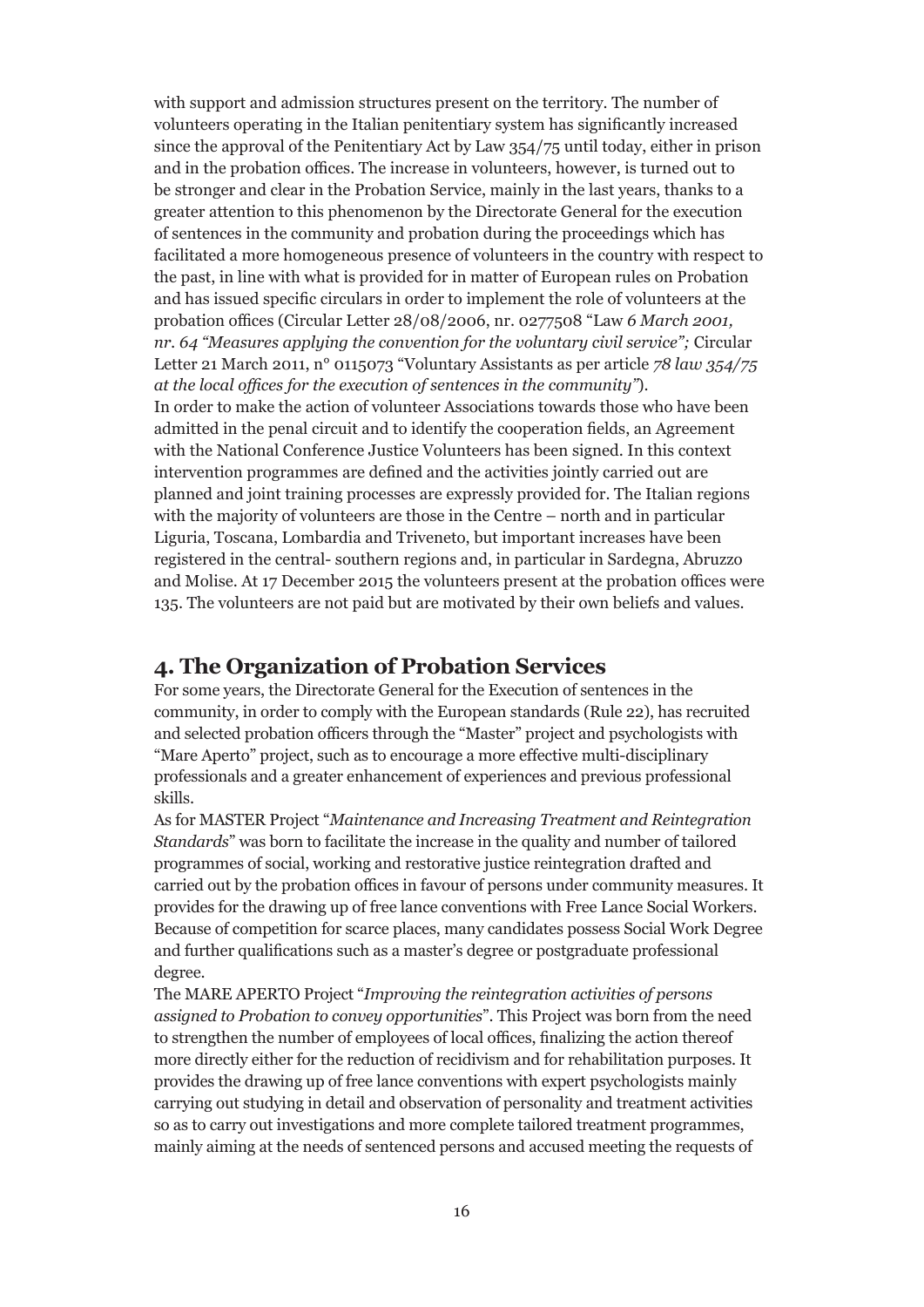with support and admission structures present on the territory. The number of volunteers operating in the Italian penitentiary system has significantly increased since the approval of the Penitentiary Act by Law 354/75 until today, either in prison and in the probation offices. The increase in volunteers, however, is turned out to be stronger and clear in the Probation Service, mainly in the last years, thanks to a greater attention to this phenomenon by the Directorate General for the execution of sentences in the community and probation during the proceedings which has facilitated a more homogeneous presence of volunteers in the country with respect to the past, in line with what is provided for in matter of European rules on Probation and has issued specific circulars in order to implement the role of volunteers at the probation offices (Circular Letter 28/08/2006, nr. 0277508 "Law *6 March 2001, nr. 64 "Measures applying the convention for the voluntary civil service";* Circular Letter 21 March 2011, n° 0115073 "Voluntary Assistants as per article *78 law 354/75 at the local offices for the execution of sentences in the community"*).
In order to make the action of volunteer Associations towards those who have been admitted in the penal circuit and to identify the cooperation fields, an Agreement with the National Conference Justice Volunteers has been signed. In this context intervention programmes are defined and the activities jointly carried out are planned and joint training processes are expressly provided for. The Italian regions with the majority of volunteers are those in the Centre – north and in particular Liguria, Toscana, Lombardia and Triveneto, but important increases have been registered in the central- southern regions and, in particular in Sardegna, Abruzzo and Molise. At 17 December 2015 the volunteers present at the probation offices were 135. The volunteers are not paid but are motivated by their own beliefs and values.

## 4. The Organization of Probation Services

For some years, the Directorate General for the Execution of sentences in the community, in order to comply with the European standards (Rule 22), has recruited and selected probation officers through the "Master" project and psychologists with "Mare Aperto" project, such as to encourage a more effective multi-disciplinary professionals and a greater enhancement of experiences and previous professional skills.
As for MASTER Project "*Maintenance and Increasing Treatment and Reintegration Standards*" was born to facilitate the increase in the quality and number of tailored programmes of social, working and restorative justice reintegration drafted and carried out by the probation offices in favour of persons under community measures. It provides for the drawing up of free lance conventions with Free Lance Social Workers. Because of competition for scarce places, many candidates possess Social Work Degree and further qualifications such as a master's degree or postgraduate professional degree.
The MARE APERTO Project "*Improving the reintegration activities of persons assigned to Probation to convey opportunities*". This Project was born from the need to strengthen the number of employees of local offices, finalizing the action thereof more directly either for the reduction of recidivism and for rehabilitation purposes. It provides the drawing up of free lance conventions with expert psychologists mainly carrying out studying in detail and observation of personality and treatment activities so as to carry out investigations and more complete tailored treatment programmes, mainly aiming at the needs of sentenced persons and accused meeting the requests of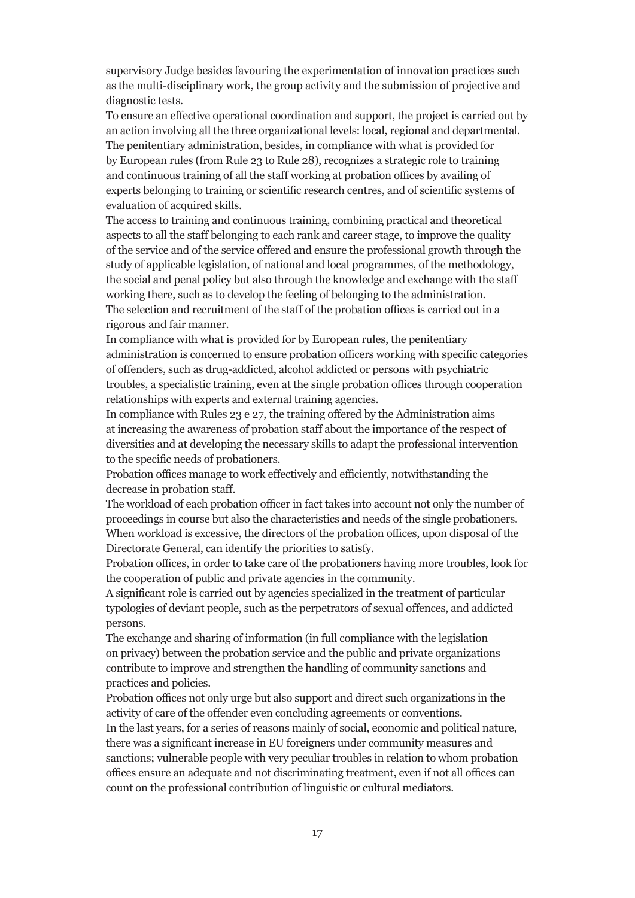supervisory Judge besides favouring the experimentation of innovation practices such as the multi-disciplinary work, the group activity and the submission of projective and diagnostic tests.

To ensure an effective operational coordination and support, the project is carried out by an action involving all the three organizational levels: local, regional and departmental.

The penitentiary administration, besides, in compliance with what is provided for by European rules (from Rule 23 to Rule 28), recognizes a strategic role to training and continuous training of all the staff working at probation offices by availing of experts belonging to training or scientific research centres, and of scientific systems of evaluation of acquired skills.

The access to training and continuous training, combining practical and theoretical aspects to all the staff belonging to each rank and career stage, to improve the quality of the service and of the service offered and ensure the professional growth through the study of applicable legislation, of national and local programmes, of the methodology, the social and penal policy but also through the knowledge and exchange with the staff working there, such as to develop the feeling of belonging to the administration.

The selection and recruitment of the staff of the probation offices is carried out in a rigorous and fair manner.

In compliance with what is provided for by European rules, the penitentiary administration is concerned to ensure probation officers working with specific categories of offenders, such as drug-addicted, alcohol addicted or persons with psychiatric troubles, a specialistic training, even at the single probation offices through cooperation relationships with experts and external training agencies.

In compliance with Rules 23 e 27, the training offered by the Administration aims at increasing the awareness of probation staff about the importance of the respect of diversities and at developing the necessary skills to adapt the professional intervention to the specific needs of probationers.

Probation offices manage to work effectively and efficiently, notwithstanding the decrease in probation staff.

The workload of each probation officer in fact takes into account not only the number of proceedings in course but also the characteristics and needs of the single probationers.

When workload is excessive, the directors of the probation offices, upon disposal of the Directorate General, can identify the priorities to satisfy.

Probation offices, in order to take care of the probationers having more troubles, look for the cooperation of public and private agencies in the community.

A significant role is carried out by agencies specialized in the treatment of particular typologies of deviant people, such as the perpetrators of sexual offences, and addicted persons.

The exchange and sharing of information (in full compliance with the legislation on privacy) between the probation service and the public and private organizations contribute to improve and strengthen the handling of community sanctions and practices and policies.

Probation offices not only urge but also support and direct such organizations in the activity of care of the offender even concluding agreements or conventions.

In the last years, for a series of reasons mainly of social, economic and political nature, there was a significant increase in EU foreigners under community measures and sanctions; vulnerable people with very peculiar troubles in relation to whom probation offices ensure an adequate and not discriminating treatment, even if not all offices can count on the professional contribution of linguistic or cultural mediators.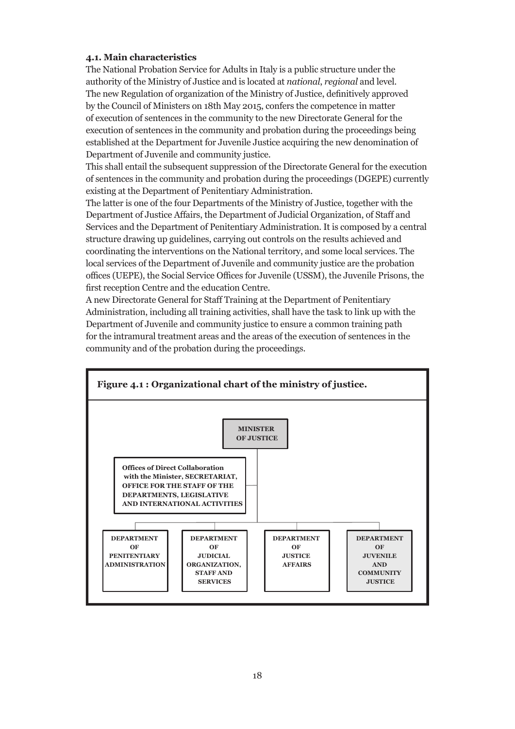#### 4.1. Main characteristics

The National Probation Service for Adults in Italy is a public structure under the authority of the Ministry of Justice and is located at *national*, *regional* and level. The new Regulation of organization of the Ministry of Justice, definitively approved by the Council of Ministers on 18th May 2015, confers the competence in matter of execution of sentences in the community to the new Directorate General for the execution of sentences in the community and probation during the proceedings being established at the Department for Juvenile Justice acquiring the new denomination of Department of Juvenile and community justice.

This shall entail the subsequent suppression of the Directorate General for the execution of sentences in the community and probation during the proceedings (DGEPE) currently existing at the Department of Penitentiary Administration.

The latter is one of the four Departments of the Ministry of Justice, together with the Department of Justice Affairs, the Department of Judicial Organization, of Staff and Services and the Department of Penitentiary Administration. It is composed by a central structure drawing up guidelines, carrying out controls on the results achieved and coordinating the interventions on the National territory, and some local services. The local services of the Department of Juvenile and community justice are the probation offices (UEPE), the Social Service Offices for Juvenile (USSM), the Juvenile Prisons, the first reception Centre and the education Centre.

A new Directorate General for Staff Training at the Department of Penitentiary Administration, including all training activities, shall have the task to link up with the Department of Juvenile and community justice to ensure a common training path for the intramural treatment areas and the areas of the execution of sentences in the community and of the probation during the proceedings.

**Figure 4.1 : Organizational chart of the ministry of justice.**

- **MINISTER OF JUSTICE**
  - **Offices of Direct Collaboration with the Minister, SECRETARIAT, OFFICE FOR THE STAFF OF THE DEPARTMENTS, LEGISLATIVE AND INTERNATIONAL ACTIVITIES**
  - **DEPARTMENT OF PENITENTIARY ADMINISTRATION**
  - **DEPARTMENT OF JUDICIAL ORGANIZATION, STAFF AND SERVICES**
  - **DEPARTMENT OF JUSTICE AFFAIRS**
  - **DEPARTMENT OF JUVENILE AND COMMUNITY JUSTICE**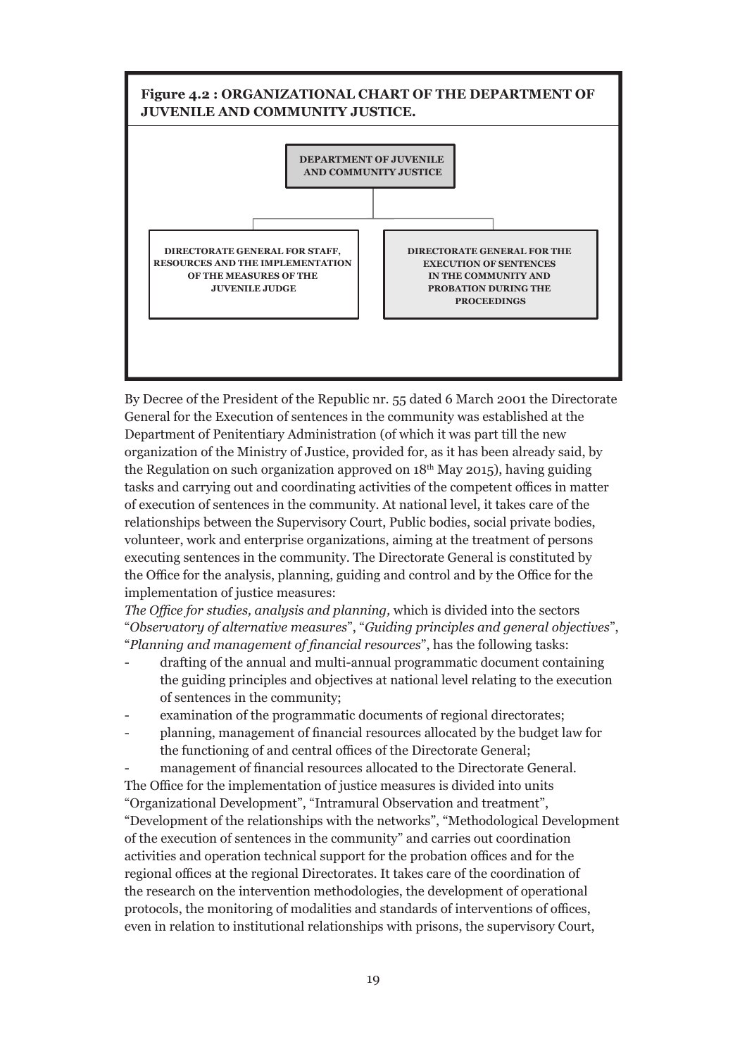**Figure 4.2 : ORGANIZATIONAL CHART OF THE DEPARTMENT OF JUVENILE AND COMMUNITY JUSTICE.**

DEPARTMENT OF JUVENILE AND COMMUNITY JUSTICE

- DIRECTORATE GENERAL FOR STAFF, RESOURCES AND THE IMPLEMENTATION OF THE MEASURES OF THE JUVENILE JUDGE
- DIRECTORATE GENERAL FOR THE EXECUTION OF SENTENCES IN THE COMMUNITY AND PROBATION DURING THE PROCEEDINGS

By Decree of the President of the Republic nr. 55 dated 6 March 2001 the Directorate General for the Execution of sentences in the community was established at the Department of Penitentiary Administration (of which it was part till the new organization of the Ministry of Justice, provided for, as it has been already said, by the Regulation on such organization approved on 18th May 2015), having guiding tasks and carrying out and coordinating activities of the competent offices in matter of execution of sentences in the community. At national level, it takes care of the relationships between the Supervisory Court, Public bodies, social private bodies, volunteer, work and enterprise organizations, aiming at the treatment of persons executing sentences in the community. The Directorate General is constituted by the Office for the analysis, planning, guiding and control and by the Office for the implementation of justice measures:

*The Office for studies, analysis and planning,* which is divided into the sectors "*Observatory of alternative measures*", "*Guiding principles and general objectives*", "*Planning and management of financial resources*", has the following tasks:

- drafting of the annual and multi-annual programmatic document containing the guiding principles and objectives at national level relating to the execution of sentences in the community;
- examination of the programmatic documents of regional directorates;
- planning, management of financial resources allocated by the budget law for the functioning of and central offices of the Directorate General;
- management of financial resources allocated to the Directorate General.

The Office for the implementation of justice measures is divided into units "Organizational Development", "Intramural Observation and treatment", "Development of the relationships with the networks", "Methodological Development of the execution of sentences in the community" and carries out coordination activities and operation technical support for the probation offices and for the regional offices at the regional Directorates. It takes care of the coordination of the research on the intervention methodologies, the development of operational protocols, the monitoring of modalities and standards of interventions of offices, even in relation to institutional relationships with prisons, the supervisory Court,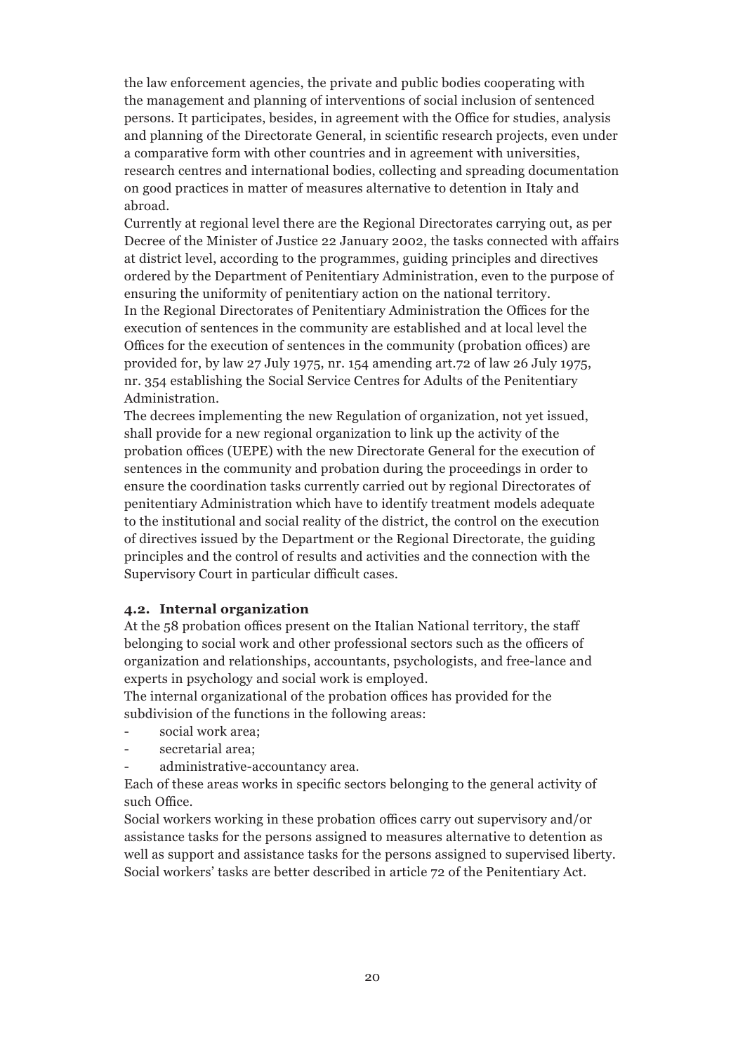the law enforcement agencies, the private and public bodies cooperating with the management and planning of interventions of social inclusion of sentenced persons. It participates, besides, in agreement with the Office for studies, analysis and planning of the Directorate General, in scientific research projects, even under a comparative form with other countries and in agreement with universities, research centres and international bodies, collecting and spreading documentation on good practices in matter of measures alternative to detention in Italy and abroad.

Currently at regional level there are the Regional Directorates carrying out, as per Decree of the Minister of Justice 22 January 2002, the tasks connected with affairs at district level, according to the programmes, guiding principles and directives ordered by the Department of Penitentiary Administration, even to the purpose of ensuring the uniformity of penitentiary action on the national territory.

In the Regional Directorates of Penitentiary Administration the Offices for the execution of sentences in the community are established and at local level the Offices for the execution of sentences in the community (probation offices) are provided for, by law 27 July 1975, nr. 154 amending art.72 of law 26 July 1975, nr. 354 establishing the Social Service Centres for Adults of the Penitentiary Administration.

The decrees implementing the new Regulation of organization, not yet issued, shall provide for a new regional organization to link up the activity of the probation offices (UEPE) with the new Directorate General for the execution of sentences in the community and probation during the proceedings in order to ensure the coordination tasks currently carried out by regional Directorates of penitentiary Administration which have to identify treatment models adequate to the institutional and social reality of the district, the control on the execution of directives issued by the Department or the Regional Directorate, the guiding principles and the control of results and activities and the connection with the Supervisory Court in particular difficult cases.

### 4.2. Internal organization

At the 58 probation offices present on the Italian National territory, the staff belonging to social work and other professional sectors such as the officers of organization and relationships, accountants, psychologists, and free-lance and experts in psychology and social work is employed.

The internal organizational of the probation offices has provided for the subdivision of the functions in the following areas:

- social work area;
- secretarial area;
- administrative-accountancy area.

Each of these areas works in specific sectors belonging to the general activity of such Office.

Social workers working in these probation offices carry out supervisory and/or assistance tasks for the persons assigned to measures alternative to detention as well as support and assistance tasks for the persons assigned to supervised liberty. Social workers' tasks are better described in article 72 of the Penitentiary Act.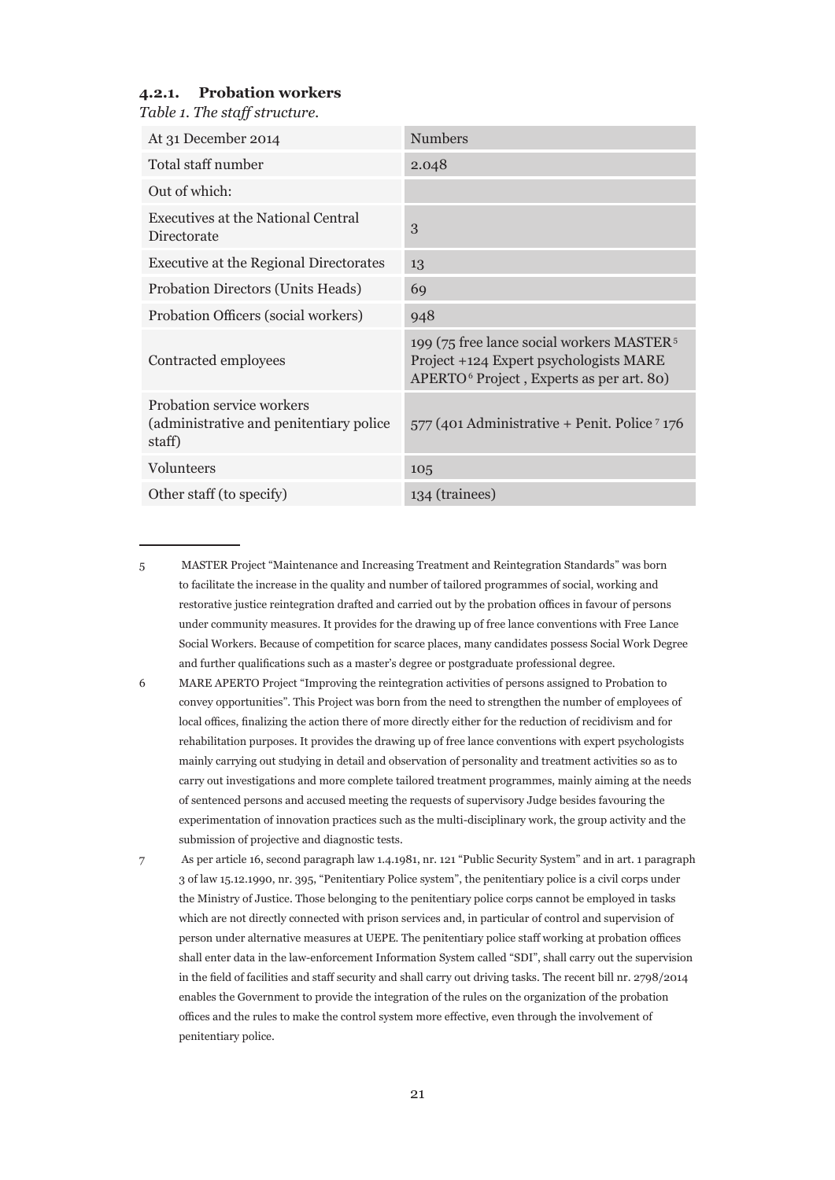#### 4.2.1. Probation workers

*Table 1. The staff structure.*

| At 31 December 2014 | Numbers |
|---|---|
| Total staff number | 2.048 |
| Out of which: | |
| Executives at the National Central Directorate | 3 |
| Executive at the Regional Directorates | 13 |
| Probation Directors (Units Heads) | 69 |
| Probation Officers (social workers) | 948 |
| Contracted employees | 199 (75 free lance social workers MASTER[5] Project +124 Expert psychologists MARE APERTO[6] Project , Experts as per art. 80) |
| Probation service workers (administrative and penitentiary police staff) | 577 (401 Administrative + Penit. Police[7] 176 |
| Volunteers | 105 |
| Other staff (to specify) | 134 (trainees) |

---

5 MASTER Project "Maintenance and Increasing Treatment and Reintegration Standards" was born to facilitate the increase in the quality and number of tailored programmes of social, working and restorative justice reintegration drafted and carried out by the probation offices in favour of persons under community measures. It provides for the drawing up of free lance conventions with Free Lance Social Workers. Because of competition for scarce places, many candidates possess Social Work Degree and further qualifications such as a master's degree or postgraduate professional degree.

6 MARE APERTO Project "Improving the reintegration activities of persons assigned to Probation to convey opportunities". This Project was born from the need to strengthen the number of employees of local offices, finalizing the action there of more directly either for the reduction of recidivism and for rehabilitation purposes. It provides the drawing up of free lance conventions with expert psychologists mainly carrying out studying in detail and observation of personality and treatment activities so as to carry out investigations and more complete tailored treatment programmes, mainly aiming at the needs of sentenced persons and accused meeting the requests of supervisory Judge besides favouring the experimentation of innovation practices such as the multi-disciplinary work, the group activity and the submission of projective and diagnostic tests.

7 As per article 16, second paragraph law 1.4.1981, nr. 121 "Public Security System" and in art. 1 paragraph 3 of law 15.12.1990, nr. 395, "Penitentiary Police system", the penitentiary police is a civil corps under the Ministry of Justice. Those belonging to the penitentiary police corps cannot be employed in tasks which are not directly connected with prison services and, in particular of control and supervision of person under alternative measures at UEPE. The penitentiary police staff working at probation offices shall enter data in the law-enforcement Information System called "SDI", shall carry out the supervision in the field of facilities and staff security and shall carry out driving tasks. The recent bill nr. 2798/2014 enables the Government to provide the integration of the rules on the organization of the probation offices and the rules to make the control system more effective, even through the involvement of penitentiary police.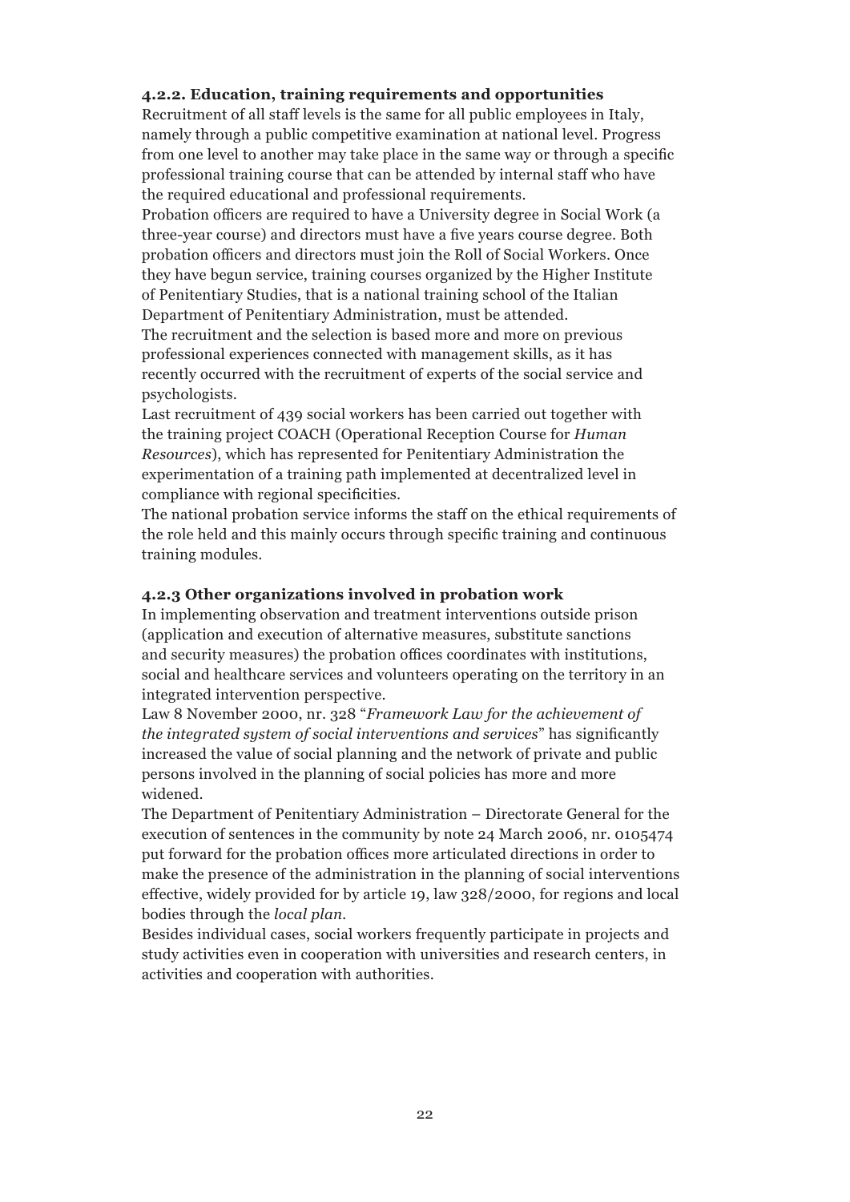#### 4.2.2. Education, training requirements and opportunities

Recruitment of all staff levels is the same for all public employees in Italy, namely through a public competitive examination at national level. Progress from one level to another may take place in the same way or through a specific professional training course that can be attended by internal staff who have the required educational and professional requirements.

Probation officers are required to have a University degree in Social Work (a three-year course) and directors must have a five years course degree. Both probation officers and directors must join the Roll of Social Workers. Once they have begun service, training courses organized by the Higher Institute of Penitentiary Studies, that is a national training school of the Italian Department of Penitentiary Administration, must be attended.

The recruitment and the selection is based more and more on previous professional experiences connected with management skills, as it has recently occurred with the recruitment of experts of the social service and psychologists.

Last recruitment of 439 social workers has been carried out together with the training project COACH (Operational Reception Course for *Human Resources*), which has represented for Penitentiary Administration the experimentation of a training path implemented at decentralized level in compliance with regional specificities.

The national probation service informs the staff on the ethical requirements of the role held and this mainly occurs through specific training and continuous training modules.

#### 4.2.3 Other organizations involved in probation work

In implementing observation and treatment interventions outside prison (application and execution of alternative measures, substitute sanctions and security measures) the probation offices coordinates with institutions, social and healthcare services and volunteers operating on the territory in an integrated intervention perspective.

Law 8 November 2000, nr. 328 "*Framework Law for the achievement of the integrated system of social interventions and services*" has significantly increased the value of social planning and the network of private and public persons involved in the planning of social policies has more and more widened.

The Department of Penitentiary Administration – Directorate General for the execution of sentences in the community by note 24 March 2006, nr. 0105474 put forward for the probation offices more articulated directions in order to make the presence of the administration in the planning of social interventions effective, widely provided for by article 19, law 328/2000, for regions and local bodies through the *local plan*.

Besides individual cases, social workers frequently participate in projects and study activities even in cooperation with universities and research centers, in activities and cooperation with authorities.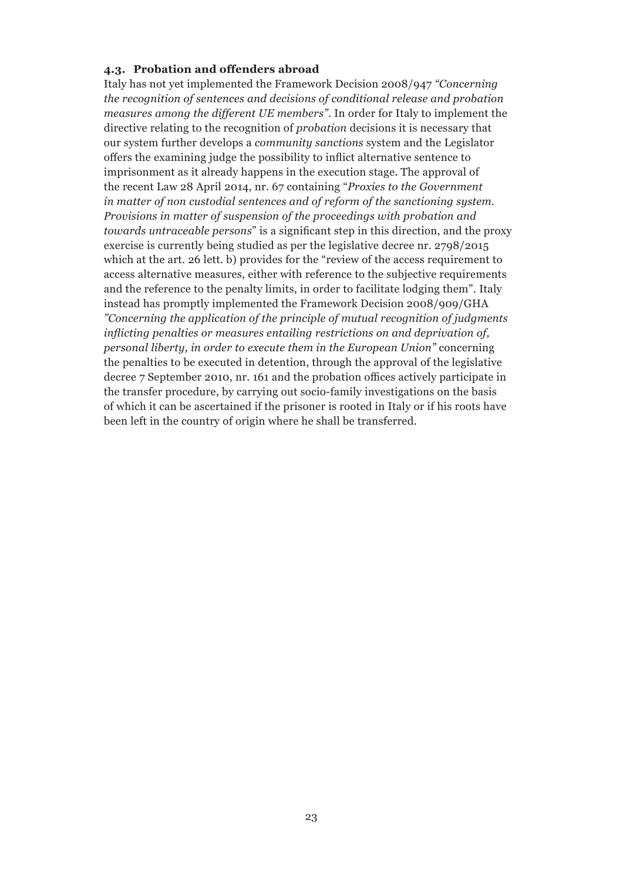### 4.3. Probation and offenders abroad

Italy has not yet implemented the Framework Decision 2008/947 *"Concerning the recognition of sentences and decisions of conditional release and probation measures among the different UE members"*. In order for Italy to implement the directive relating to the recognition of *probation* decisions it is necessary that our system further develops a *community sanctions* system and the Legislator offers the examining judge the possibility to inflict alternative sentence to imprisonment as it already happens in the execution stage. The approval of the recent Law 28 April 2014, nr. 67 containing "*Proxies to the Government in matter of non custodial sentences and of reform of the sanctioning system. Provisions in matter of suspension of the proceedings with probation and towards untraceable persons*" is a significant step in this direction, and the proxy exercise is currently being studied as per the legislative decree nr. 2798/2015 which at the art. 26 lett. b) provides for the "review of the access requirement to access alternative measures, either with reference to the subjective requirements and the reference to the penalty limits, in order to facilitate lodging them". Italy instead has promptly implemented the Framework Decision 2008/909/GHA *"Concerning the application of the principle of mutual recognition of judgments inflicting penalties or measures entailing restrictions on and deprivation of, personal liberty, in order to execute them in the European Union"* concerning the penalties to be executed in detention, through the approval of the legislative decree 7 September 2010, nr. 161 and the probation offices actively participate in the transfer procedure, by carrying out socio-family investigations on the basis of which it can be ascertained if the prisoner is rooted in Italy or if his roots have been left in the country of origin where he shall be transferred.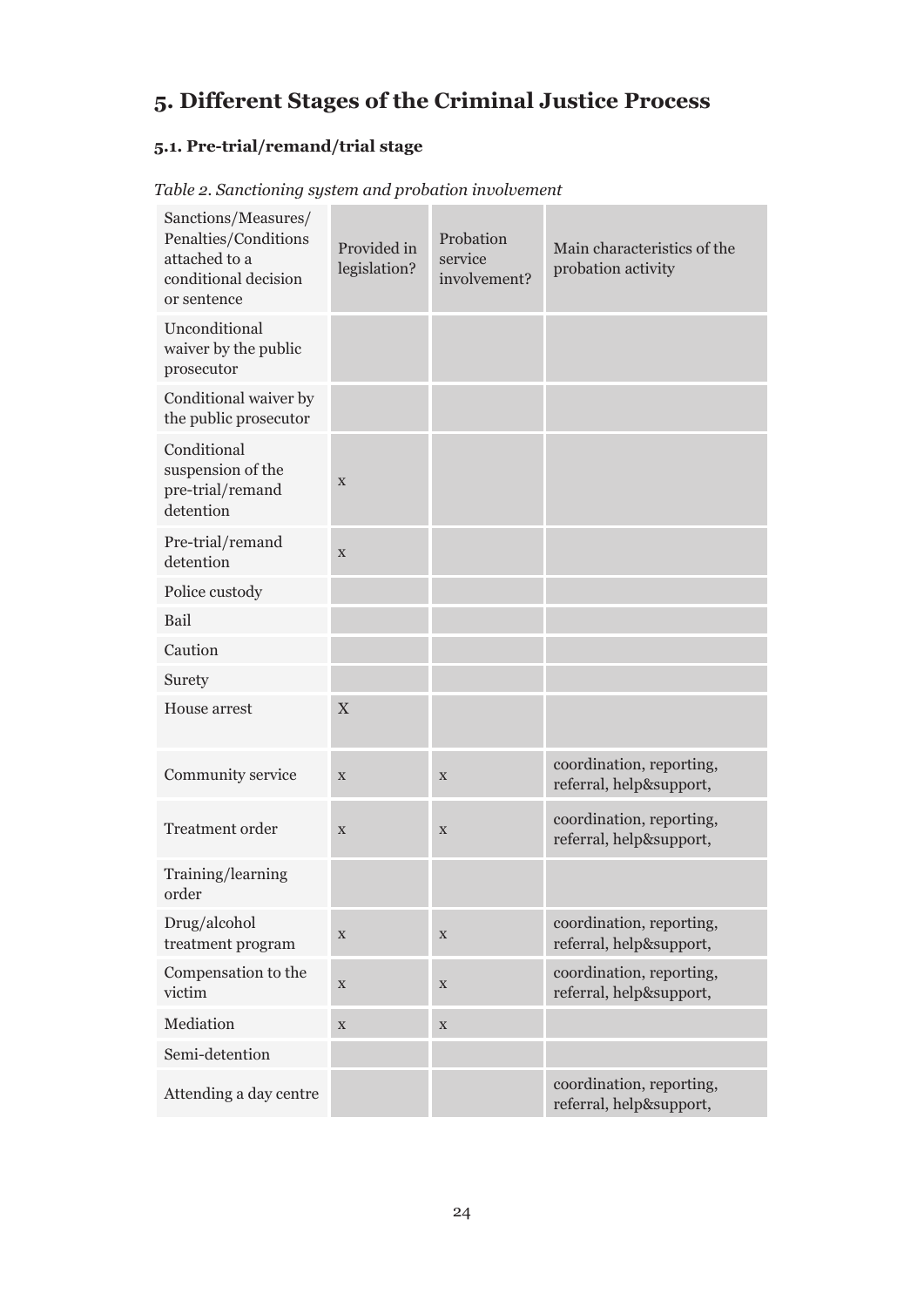# 5. Different Stages of the Criminal Justice Process

## 5.1. Pre-trial/remand/trial stage

*Table 2. Sanctioning system and probation involvement*

| Sanctions/Measures/ Penalties/Conditions attached to a conditional decision or sentence | Provided in legislation? | Probation service involvement? | Main characteristics of the probation activity |
|---|---|---|---|
| Unconditional waiver by the public prosecutor | | | |
| Conditional waiver by the public prosecutor | | | |
| Conditional suspension of the pre-trial/remand detention | x | | |
| Pre-trial/remand detention | x | | |
| Police custody | | | |
| Bail | | | |
| Caution | | | |
| Surety | | | |
| House arrest | X | | |
| Community service | x | x | coordination, reporting, referral, help&support, |
| Treatment order | x | x | coordination, reporting, referral, help&support, |
| Training/learning order | | | |
| Drug/alcohol treatment program | x | x | coordination, reporting, referral, help&support, |
| Compensation to the victim | x | x | coordination, reporting, referral, help&support, |
| Mediation | x | x | |
| Semi-detention | | | |
| Attending a day centre | | | coordination, reporting, referral, help&support, |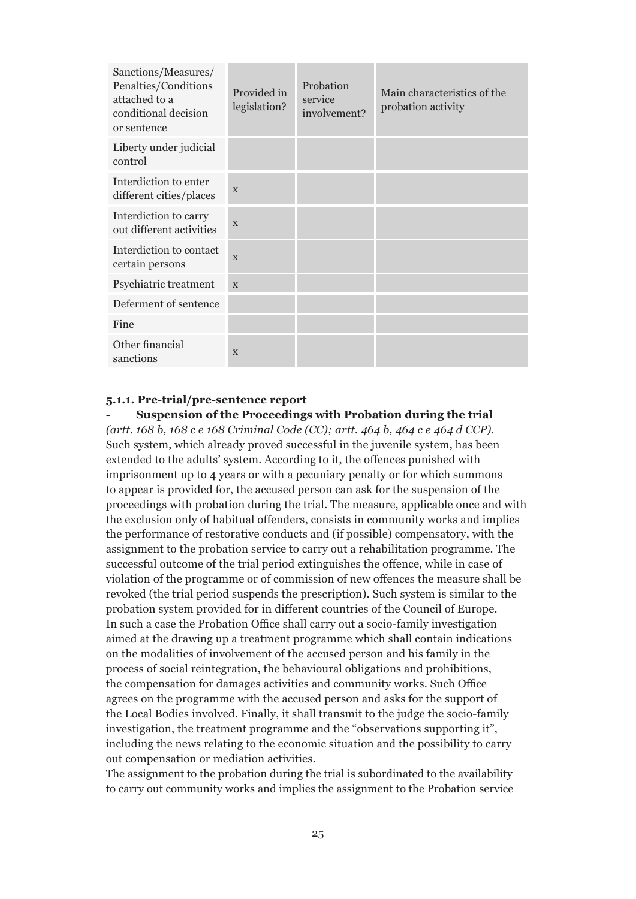| Sanctions/Measures/ Penalties/Conditions attached to a conditional decision or sentence | Provided in legislation? | Probation service involvement? | Main characteristics of the probation activity |
|---|---|---|---|
| Liberty under judicial control | | | |
| Interdiction to enter different cities/places | x | | |
| Interdiction to carry out different activities | x | | |
| Interdiction to contact certain persons | x | | |
| Psychiatric treatment | x | | |
| Deferment of sentence | | | |
| Fine | | | |
| Other financial sanctions | x | | |

#### 5.1.1. Pre-trial/pre-sentence report

- **Suspension of the Proceedings with Probation during the trial**

*(artt. 168 b, 168 c e 168 Criminal Code (CC); artt. 464 b, 464 c e 464 d CCP).*
Such system, which already proved successful in the juvenile system, has been extended to the adults' system. According to it, the offences punished with imprisonment up to 4 years or with a pecuniary penalty or for which summons to appear is provided for, the accused person can ask for the suspension of the proceedings with probation during the trial. The measure, applicable once and with the exclusion only of habitual offenders, consists in community works and implies the performance of restorative conducts and (if possible) compensatory, with the assignment to the probation service to carry out a rehabilitation programme. The successful outcome of the trial period extinguishes the offence, while in case of violation of the programme or of commission of new offences the measure shall be revoked (the trial period suspends the prescription). Such system is similar to the probation system provided for in different countries of the Council of Europe. In such a case the Probation Office shall carry out a socio-family investigation aimed at the drawing up a treatment programme which shall contain indications on the modalities of involvement of the accused person and his family in the process of social reintegration, the behavioural obligations and prohibitions, the compensation for damages activities and community works. Such Office agrees on the programme with the accused person and asks for the support of the Local Bodies involved. Finally, it shall transmit to the judge the socio-family investigation, the treatment programme and the "observations supporting it", including the news relating to the economic situation and the possibility to carry out compensation or mediation activities.
The assignment to the probation during the trial is subordinated to the availability to carry out community works and implies the assignment to the Probation service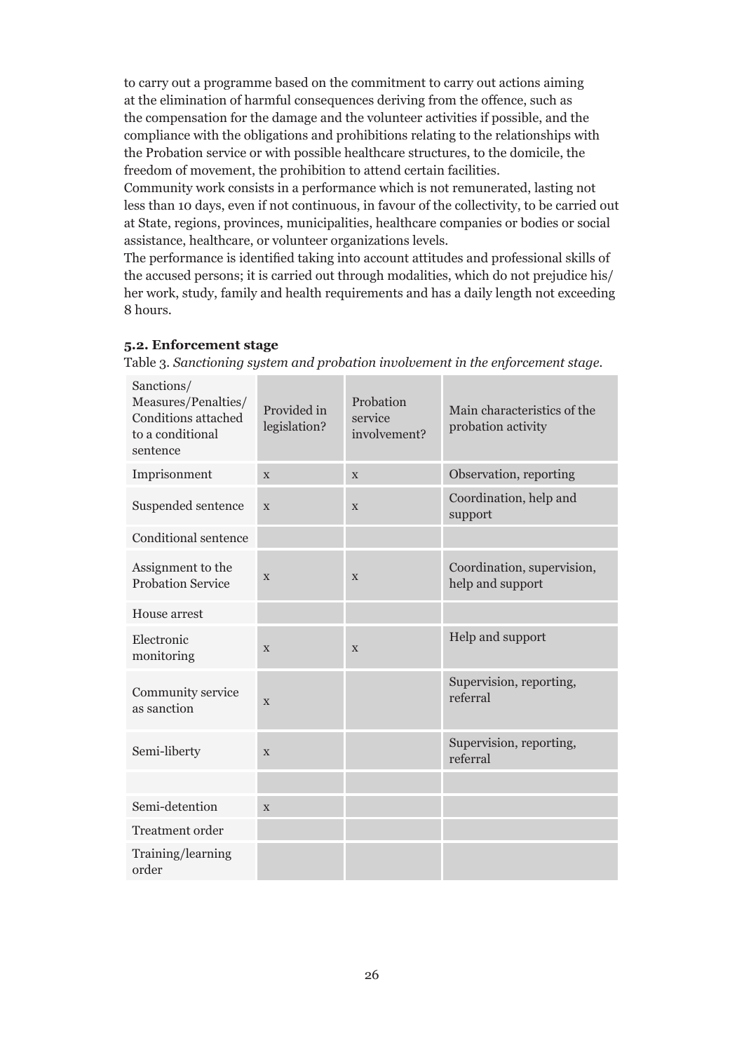to carry out a programme based on the commitment to carry out actions aiming at the elimination of harmful consequences deriving from the offence, such as the compensation for the damage and the volunteer activities if possible, and the compliance with the obligations and prohibitions relating to the relationships with the Probation service or with possible healthcare structures, to the domicile, the freedom of movement, the prohibition to attend certain facilities.
Community work consists in a performance which is not remunerated, lasting not less than 10 days, even if not continuous, in favour of the collectivity, to be carried out at State, regions, provinces, municipalities, healthcare companies or bodies or social assistance, healthcare, or volunteer organizations levels.
The performance is identified taking into account attitudes and professional skills of the accused persons; it is carried out through modalities, which do not prejudice his/her work, study, family and health requirements and has a daily length not exceeding 8 hours.

### 5.2. Enforcement stage

Table 3. *Sanctioning system and probation involvement in the enforcement stage.*

| Sanctions/ Measures/Penalties/ Conditions attached to a conditional sentence | Provided in legislation? | Probation service involvement? | Main characteristics of the probation activity |
|---|---|---|---|
| Imprisonment | x | x | Observation, reporting |
| Suspended sentence | x | x | Coordination, help and support |
| Conditional sentence | | | |
| Assignment to the Probation Service | x | x | Coordination, supervision, help and support |
| House arrest | | | |
| Electronic monitoring | x | x | Help and support |
| Community service as sanction | x | | Supervision, reporting, referral |
| Semi-liberty | x | | Supervision, reporting, referral |
| | | | |
| Semi-detention | x | | |
| Treatment order | | | |
| Training/learning order | | | |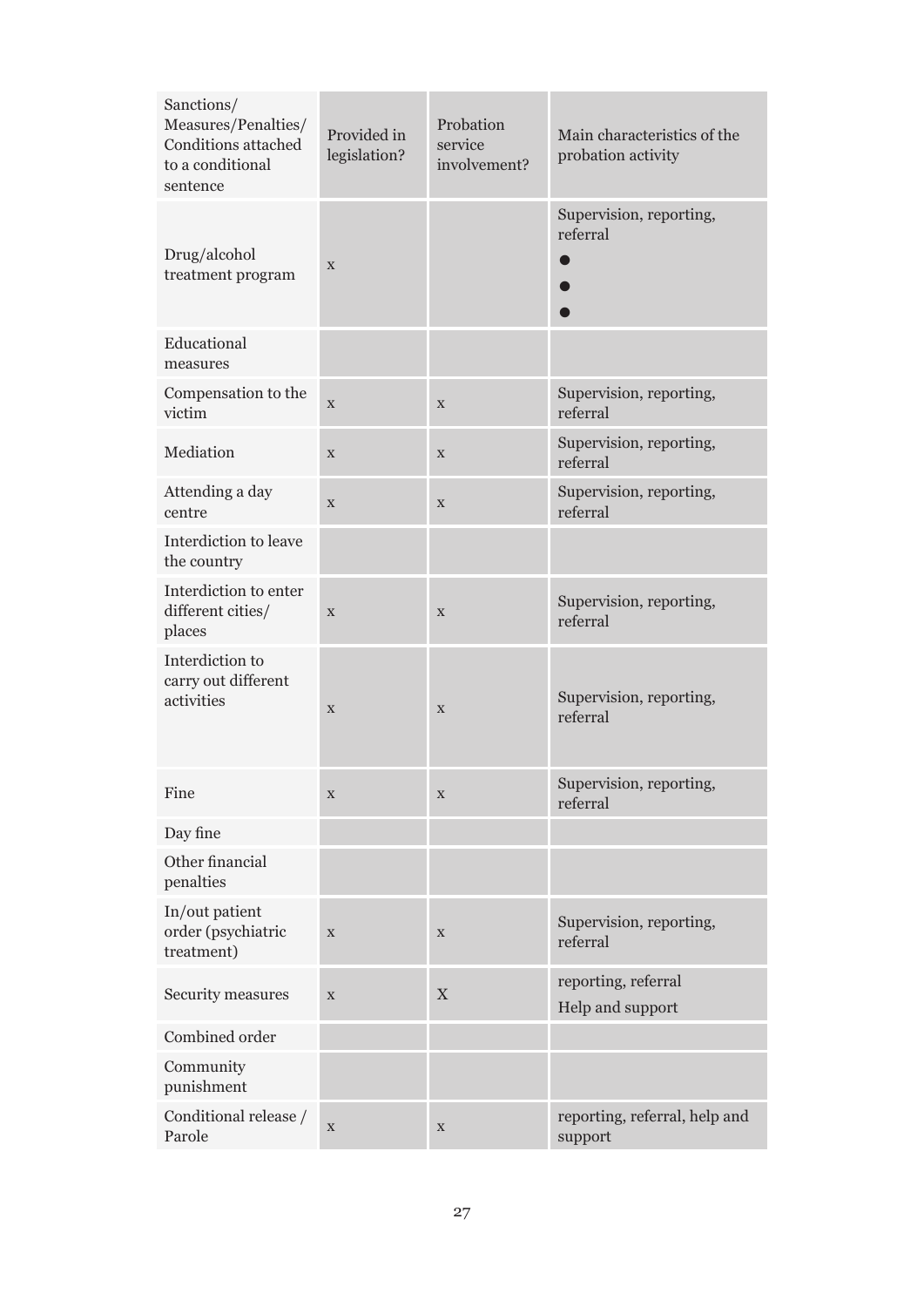| Sanctions/ Measures/Penalties/ Conditions attached to a conditional sentence | Provided in legislation? | Probation service involvement? | Main characteristics of the probation activity |
|---|---|---|---|
| Drug/alcohol treatment program | x | | Supervision, reporting, referral<br>●<br>●<br>● |
| Educational measures | | | |
| Compensation to the victim | x | x | Supervision, reporting, referral |
| Mediation | x | x | Supervision, reporting, referral |
| Attending a day centre | x | x | Supervision, reporting, referral |
| Interdiction to leave the country | | | |
| Interdiction to enter different cities/ places | x | x | Supervision, reporting, referral |
| Interdiction to carry out different activities | x | x | Supervision, reporting, referral |
| Fine | x | x | Supervision, reporting, referral |
| Day fine | | | |
| Other financial penalties | | | |
| In/out patient order (psychiatric treatment) | x | x | Supervision, reporting, referral |
| Security measures | x | X | reporting, referral<br>Help and support |
| Combined order | | | |
| Community punishment | | | |
| Conditional release / Parole | x | x | reporting, referral, help and support |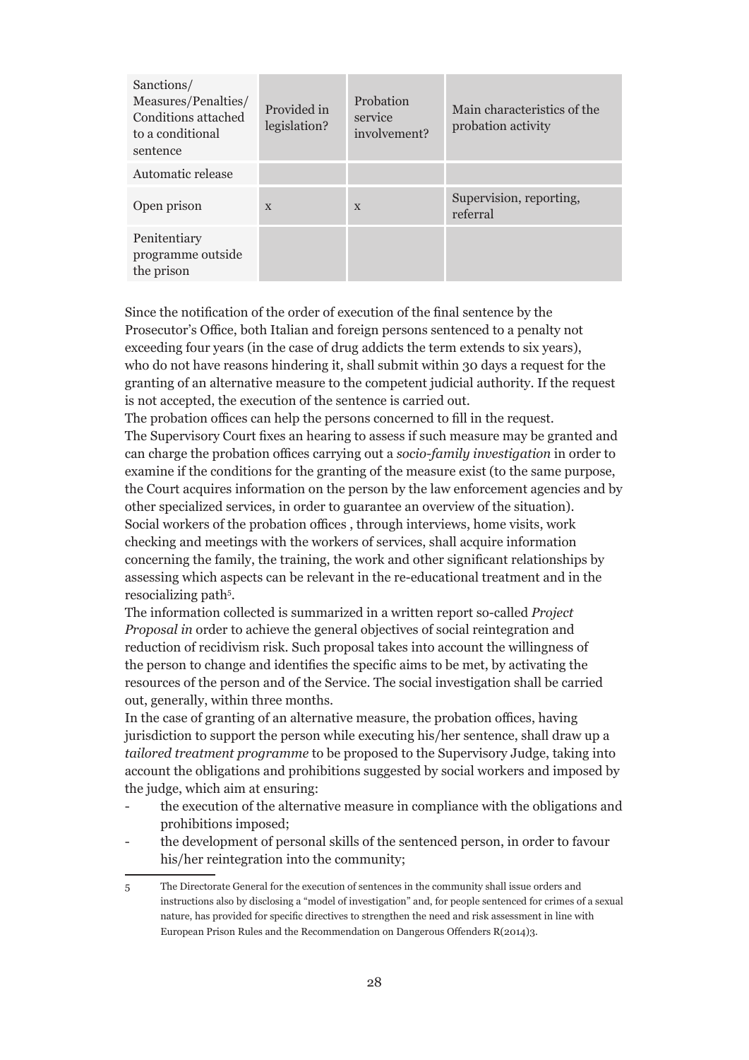| Sanctions/ Measures/Penalties/ Conditions attached to a conditional sentence | Provided in legislation? | Probation service involvement? | Main characteristics of the probation activity |
|---|---|---|---|
| Automatic release | | | |
| Open prison | x | x | Supervision, reporting, referral |
| Penitentiary programme outside the prison | | | |

Since the notification of the order of execution of the final sentence by the Prosecutor's Office, both Italian and foreign persons sentenced to a penalty not exceeding four years (in the case of drug addicts the term extends to six years), who do not have reasons hindering it, shall submit within 30 days a request for the granting of an alternative measure to the competent judicial authority. If the request is not accepted, the execution of the sentence is carried out.
The probation offices can help the persons concerned to fill in the request.
The Supervisory Court fixes an hearing to assess if such measure may be granted and can charge the probation offices carrying out a *socio-family investigation* in order to examine if the conditions for the granting of the measure exist (to the same purpose, the Court acquires information on the person by the law enforcement agencies and by other specialized services, in order to guarantee an overview of the situation).
Social workers of the probation offices , through interviews, home visits, work checking and meetings with the workers of services, shall acquire information concerning the family, the training, the work and other significant relationships by assessing which aspects can be relevant in the re-educational treatment and in the resocializing path[5].
The information collected is summarized in a written report so-called *Project Proposal in* order to achieve the general objectives of social reintegration and reduction of recidivism risk. Such proposal takes into account the willingness of the person to change and identifies the specific aims to be met, by activating the resources of the person and of the Service. The social investigation shall be carried out, generally, within three months.
In the case of granting of an alternative measure, the probation offices, having jurisdiction to support the person while executing his/her sentence, shall draw up a *tailored treatment programme* to be proposed to the Supervisory Judge, taking into account the obligations and prohibitions suggested by social workers and imposed by the judge, which aim at ensuring:

- the execution of the alternative measure in compliance with the obligations and prohibitions imposed;
- the development of personal skills of the sentenced person, in order to favour his/her reintegration into the community;

[5] The Directorate General for the execution of sentences in the community shall issue orders and instructions also by disclosing a "model of investigation" and, for people sentenced for crimes of a sexual nature, has provided for specific directives to strengthen the need and risk assessment in line with European Prison Rules and the Recommendation on Dangerous Offenders R(2014)3.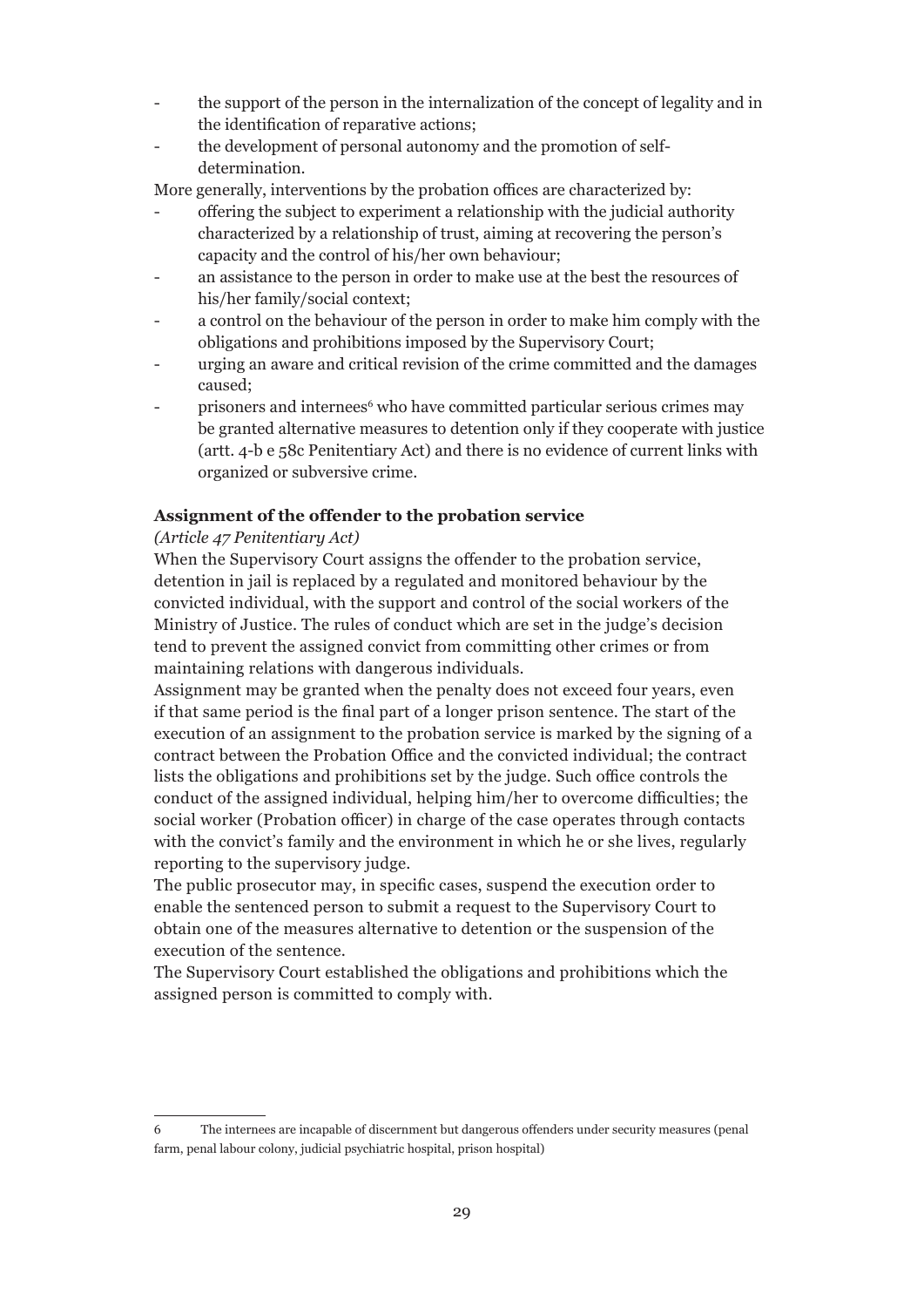- the support of the person in the internalization of the concept of legality and in the identification of reparative actions;
- the development of personal autonomy and the promotion of self-determination.

More generally, interventions by the probation offices are characterized by:

- offering the subject to experiment a relationship with the judicial authority characterized by a relationship of trust, aiming at recovering the person's capacity and the control of his/her own behaviour;
- an assistance to the person in order to make use at the best the resources of his/her family/social context;
- a control on the behaviour of the person in order to make him comply with the obligations and prohibitions imposed by the Supervisory Court;
- urging an aware and critical revision of the crime committed and the damages caused;
- prisoners and internees[6] who have committed particular serious crimes may be granted alternative measures to detention only if they cooperate with justice (artt. 4-b e 58c Penitentiary Act) and there is no evidence of current links with organized or subversive crime.

**Assignment of the offender to the probation service**

*(Article 47 Penitentiary Act)*

When the Supervisory Court assigns the offender to the probation service, detention in jail is replaced by a regulated and monitored behaviour by the convicted individual, with the support and control of the social workers of the Ministry of Justice. The rules of conduct which are set in the judge's decision tend to prevent the assigned convict from committing other crimes or from maintaining relations with dangerous individuals.

Assignment may be granted when the penalty does not exceed four years, even if that same period is the final part of a longer prison sentence. The start of the execution of an assignment to the probation service is marked by the signing of a contract between the Probation Office and the convicted individual; the contract lists the obligations and prohibitions set by the judge. Such office controls the conduct of the assigned individual, helping him/her to overcome difficulties; the social worker (Probation officer) in charge of the case operates through contacts with the convict's family and the environment in which he or she lives, regularly reporting to the supervisory judge.

The public prosecutor may, in specific cases, suspend the execution order to enable the sentenced person to submit a request to the Supervisory Court to obtain one of the measures alternative to detention or the suspension of the execution of the sentence.

The Supervisory Court established the obligations and prohibitions which the assigned person is committed to comply with.

---

6 The internees are incapable of discernment but dangerous offenders under security measures (penal farm, penal labour colony, judicial psychiatric hospital, prison hospital)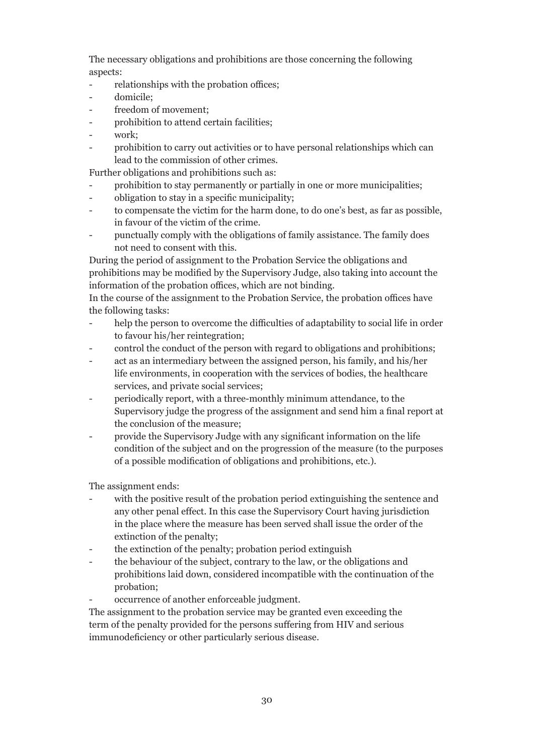The necessary obligations and prohibitions are those concerning the following aspects:

- relationships with the probation offices;
- domicile;
- freedom of movement;
- prohibition to attend certain facilities;
- work;
- prohibition to carry out activities or to have personal relationships which can lead to the commission of other crimes.

Further obligations and prohibitions such as:

- prohibition to stay permanently or partially in one or more municipalities;
- obligation to stay in a specific municipality;
- to compensate the victim for the harm done, to do one's best, as far as possible, in favour of the victim of the crime.
- punctually comply with the obligations of family assistance. The family does not need to consent with this.

During the period of assignment to the Probation Service the obligations and prohibitions may be modified by the Supervisory Judge, also taking into account the information of the probation offices, which are not binding.

In the course of the assignment to the Probation Service, the probation offices have the following tasks:

- help the person to overcome the difficulties of adaptability to social life in order to favour his/her reintegration;
- control the conduct of the person with regard to obligations and prohibitions;
- act as an intermediary between the assigned person, his family, and his/her life environments, in cooperation with the services of bodies, the healthcare services, and private social services;
- periodically report, with a three-monthly minimum attendance, to the Supervisory judge the progress of the assignment and send him a final report at the conclusion of the measure;
- provide the Supervisory Judge with any significant information on the life condition of the subject and on the progression of the measure (to the purposes of a possible modification of obligations and prohibitions, etc.).

The assignment ends:

- with the positive result of the probation period extinguishing the sentence and any other penal effect. In this case the Supervisory Court having jurisdiction in the place where the measure has been served shall issue the order of the extinction of the penalty;
- the extinction of the penalty; probation period extinguish
- the behaviour of the subject, contrary to the law, or the obligations and prohibitions laid down, considered incompatible with the continuation of the probation;
- occurrence of another enforceable judgment.

The assignment to the probation service may be granted even exceeding the term of the penalty provided for the persons suffering from HIV and serious immunodeficiency or other particularly serious disease.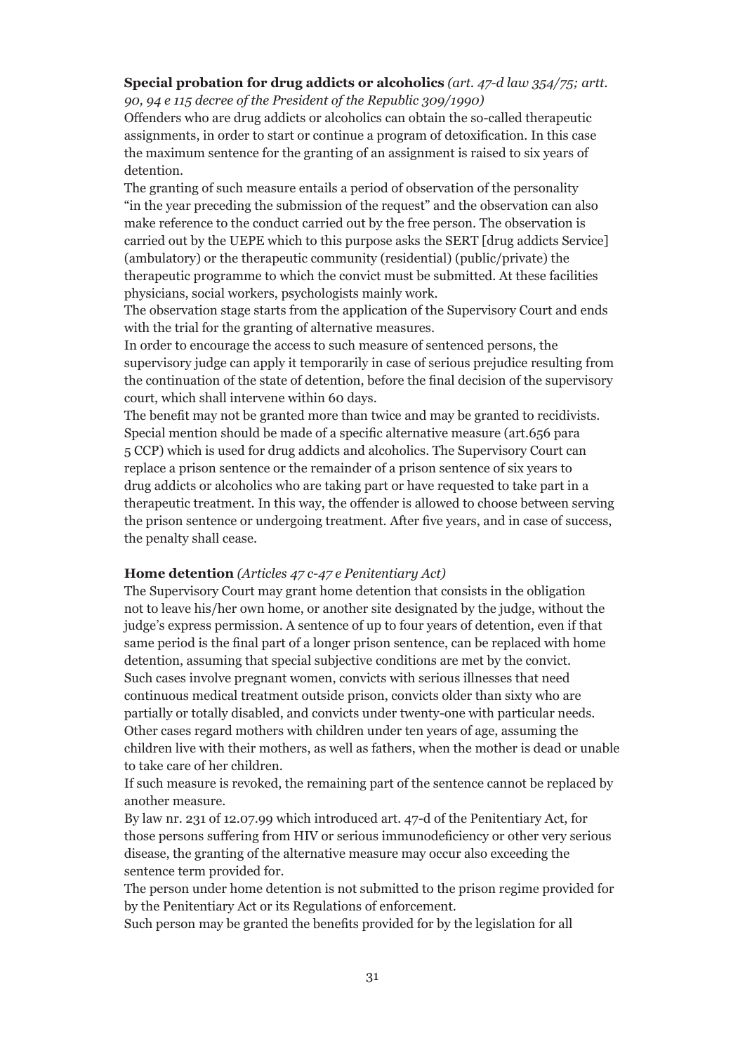**Special probation for drug addicts or alcoholics** *(art. 47-d law 354/75; artt. 90, 94 e 115 decree of the President of the Republic 309/1990)*

Offenders who are drug addicts or alcoholics can obtain the so-called therapeutic assignments, in order to start or continue a program of detoxification. In this case the maximum sentence for the granting of an assignment is raised to six years of detention.

The granting of such measure entails a period of observation of the personality "in the year preceding the submission of the request" and the observation can also make reference to the conduct carried out by the free person. The observation is carried out by the UEPE which to this purpose asks the SERT [drug addicts Service] (ambulatory) or the therapeutic community (residential) (public/private) the therapeutic programme to which the convict must be submitted. At these facilities physicians, social workers, psychologists mainly work.

The observation stage starts from the application of the Supervisory Court and ends with the trial for the granting of alternative measures.

In order to encourage the access to such measure of sentenced persons, the supervisory judge can apply it temporarily in case of serious prejudice resulting from the continuation of the state of detention, before the final decision of the supervisory court, which shall intervene within 60 days.

The benefit may not be granted more than twice and may be granted to recidivists.

Special mention should be made of a specific alternative measure (art.656 para 5 CCP) which is used for drug addicts and alcoholics. The Supervisory Court can replace a prison sentence or the remainder of a prison sentence of six years to drug addicts or alcoholics who are taking part or have requested to take part in a therapeutic treatment. In this way, the offender is allowed to choose between serving the prison sentence or undergoing treatment. After five years, and in case of success, the penalty shall cease.

**Home detention** *(Articles 47 c-47 e Penitentiary Act)*

The Supervisory Court may grant home detention that consists in the obligation not to leave his/her own home, or another site designated by the judge, without the judge's express permission. A sentence of up to four years of detention, even if that same period is the final part of a longer prison sentence, can be replaced with home detention, assuming that special subjective conditions are met by the convict.

Such cases involve pregnant women, convicts with serious illnesses that need continuous medical treatment outside prison, convicts older than sixty who are partially or totally disabled, and convicts under twenty-one with particular needs. Other cases regard mothers with children under ten years of age, assuming the children live with their mothers, as well as fathers, when the mother is dead or unable to take care of her children.

If such measure is revoked, the remaining part of the sentence cannot be replaced by another measure.

By law nr. 231 of 12.07.99 which introduced art. 47-d of the Penitentiary Act, for those persons suffering from HIV or serious immunodeficiency or other very serious disease, the granting of the alternative measure may occur also exceeding the sentence term provided for.

The person under home detention is not submitted to the prison regime provided for by the Penitentiary Act or its Regulations of enforcement.

Such person may be granted the benefits provided for by the legislation for all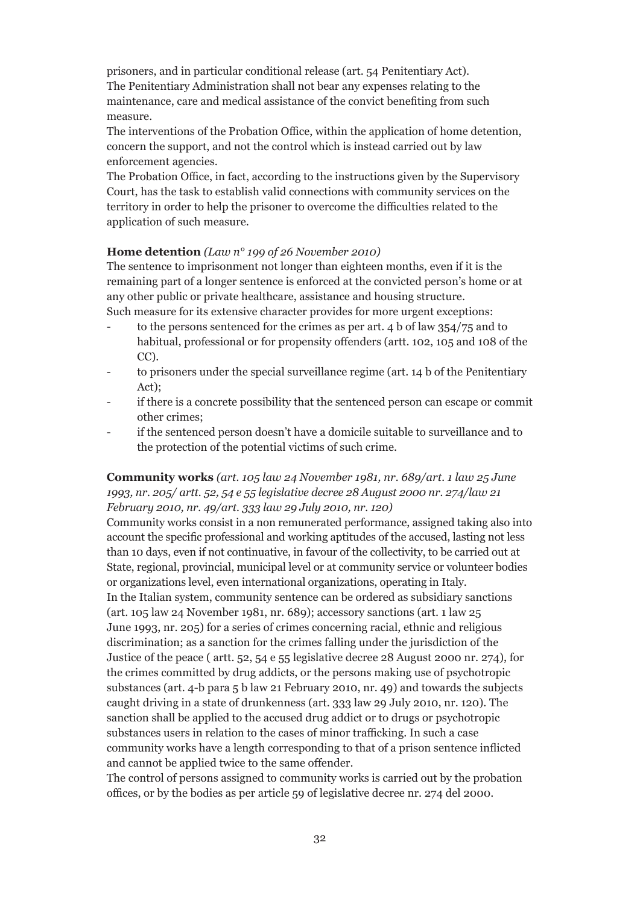prisoners, and in particular conditional release (art. 54 Penitentiary Act).
The Penitentiary Administration shall not bear any expenses relating to the maintenance, care and medical assistance of the convict benefiting from such measure.
The interventions of the Probation Office, within the application of home detention, concern the support, and not the control which is instead carried out by law enforcement agencies.
The Probation Office, in fact, according to the instructions given by the Supervisory Court, has the task to establish valid connections with community services on the territory in order to help the prisoner to overcome the difficulties related to the application of such measure.

**Home detention** *(Law n° 199 of 26 November 2010)*
The sentence to imprisonment not longer than eighteen months, even if it is the remaining part of a longer sentence is enforced at the convicted person's home or at any other public or private healthcare, assistance and housing structure.
Such measure for its extensive character provides for more urgent exceptions:

- to the persons sentenced for the crimes as per art. 4 b of law 354/75 and to habitual, professional or for propensity offenders (artt. 102, 105 and 108 of the CC).
- to prisoners under the special surveillance regime (art. 14 b of the Penitentiary Act);
- if there is a concrete possibility that the sentenced person can escape or commit other crimes;
- if the sentenced person doesn't have a domicile suitable to surveillance and to the protection of the potential victims of such crime.

**Community works** *(art. 105 law 24 November 1981, nr. 689/art. 1 law 25 June 1993, nr. 205/ artt. 52, 54 e 55 legislative decree 28 August 2000 nr. 274/law 21 February 2010, nr. 49/art. 333 law 29 July 2010, nr. 120)*
Community works consist in a non remunerated performance, assigned taking also into account the specific professional and working aptitudes of the accused, lasting not less than 10 days, even if not continuative, in favour of the collectivity, to be carried out at State, regional, provincial, municipal level or at community service or volunteer bodies or organizations level, even international organizations, operating in Italy.
In the Italian system, community sentence can be ordered as subsidiary sanctions (art. 105 law 24 November 1981, nr. 689); accessory sanctions (art. 1 law 25 June 1993, nr. 205) for a series of crimes concerning racial, ethnic and religious discrimination; as a sanction for the crimes falling under the jurisdiction of the Justice of the peace ( artt. 52, 54 e 55 legislative decree 28 August 2000 nr. 274), for the crimes committed by drug addicts, or the persons making use of psychotropic substances (art. 4-b para 5 b law 21 February 2010, nr. 49) and towards the subjects caught driving in a state of drunkenness (art. 333 law 29 July 2010, nr. 120). The sanction shall be applied to the accused drug addict or to drugs or psychotropic substances users in relation to the cases of minor trafficking. In such a case community works have a length corresponding to that of a prison sentence inflicted and cannot be applied twice to the same offender.
The control of persons assigned to community works is carried out by the probation offices, or by the bodies as per article 59 of legislative decree nr. 274 del 2000.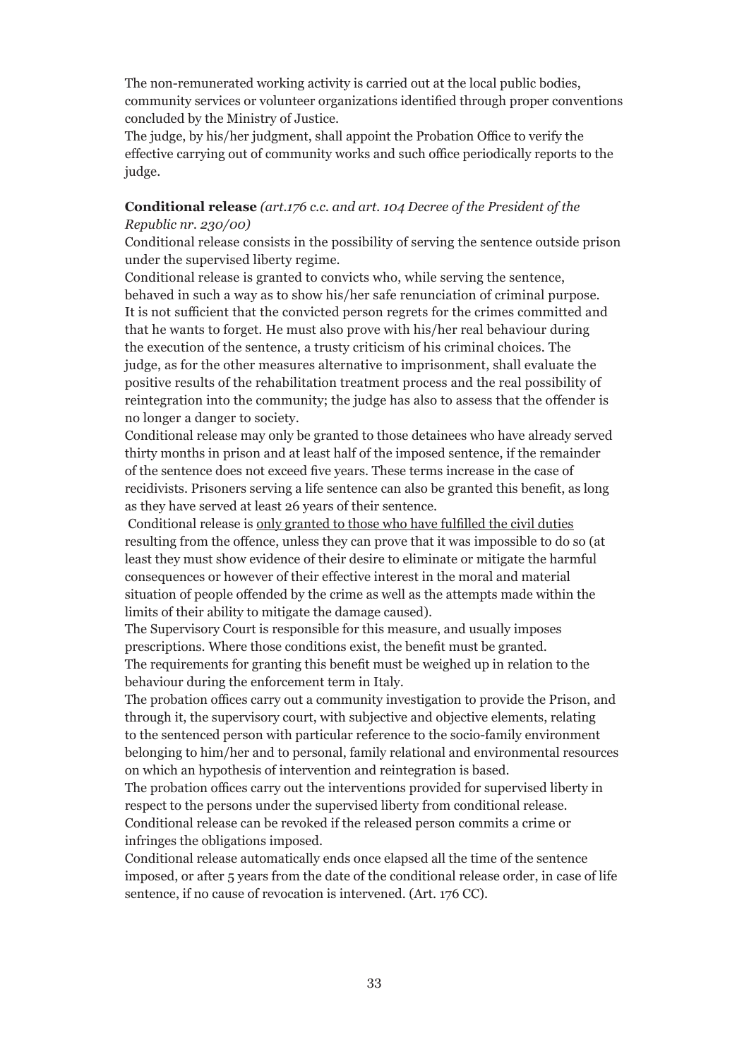The non-remunerated working activity is carried out at the local public bodies, community services or volunteer organizations identified through proper conventions concluded by the Ministry of Justice.
The judge, by his/her judgment, shall appoint the Probation Office to verify the effective carrying out of community works and such office periodically reports to the judge.

**Conditional release** *(art.176 c.c. and art. 104 Decree of the President of the Republic nr. 230/00)*

Conditional release consists in the possibility of serving the sentence outside prison under the supervised liberty regime.
Conditional release is granted to convicts who, while serving the sentence, behaved in such a way as to show his/her safe renunciation of criminal purpose. It is not sufficient that the convicted person regrets for the crimes committed and that he wants to forget. He must also prove with his/her real behaviour during the execution of the sentence, a trusty criticism of his criminal choices. The judge, as for the other measures alternative to imprisonment, shall evaluate the positive results of the rehabilitation treatment process and the real possibility of reintegration into the community; the judge has also to assess that the offender is no longer a danger to society.
Conditional release may only be granted to those detainees who have already served thirty months in prison and at least half of the imposed sentence, if the remainder of the sentence does not exceed five years. These terms increase in the case of recidivists. Prisoners serving a life sentence can also be granted this benefit, as long as they have served at least 26 years of their sentence.
Conditional release is <u>only granted to those who have fulfilled the civil duties</u> resulting from the offence, unless they can prove that it was impossible to do so (at least they must show evidence of their desire to eliminate or mitigate the harmful consequences or however of their effective interest in the moral and material situation of people offended by the crime as well as the attempts made within the limits of their ability to mitigate the damage caused).
The Supervisory Court is responsible for this measure, and usually imposes prescriptions. Where those conditions exist, the benefit must be granted.
The requirements for granting this benefit must be weighed up in relation to the behaviour during the enforcement term in Italy.
The probation offices carry out a community investigation to provide the Prison, and through it, the supervisory court, with subjective and objective elements, relating to the sentenced person with particular reference to the socio-family environment belonging to him/her and to personal, family relational and environmental resources on which an hypothesis of intervention and reintegration is based.
The probation offices carry out the interventions provided for supervised liberty in respect to the persons under the supervised liberty from conditional release.
Conditional release can be revoked if the released person commits a crime or infringes the obligations imposed.
Conditional release automatically ends once elapsed all the time of the sentence imposed, or after 5 years from the date of the conditional release order, in case of life sentence, if no cause of revocation is intervened. (Art. 176 CC).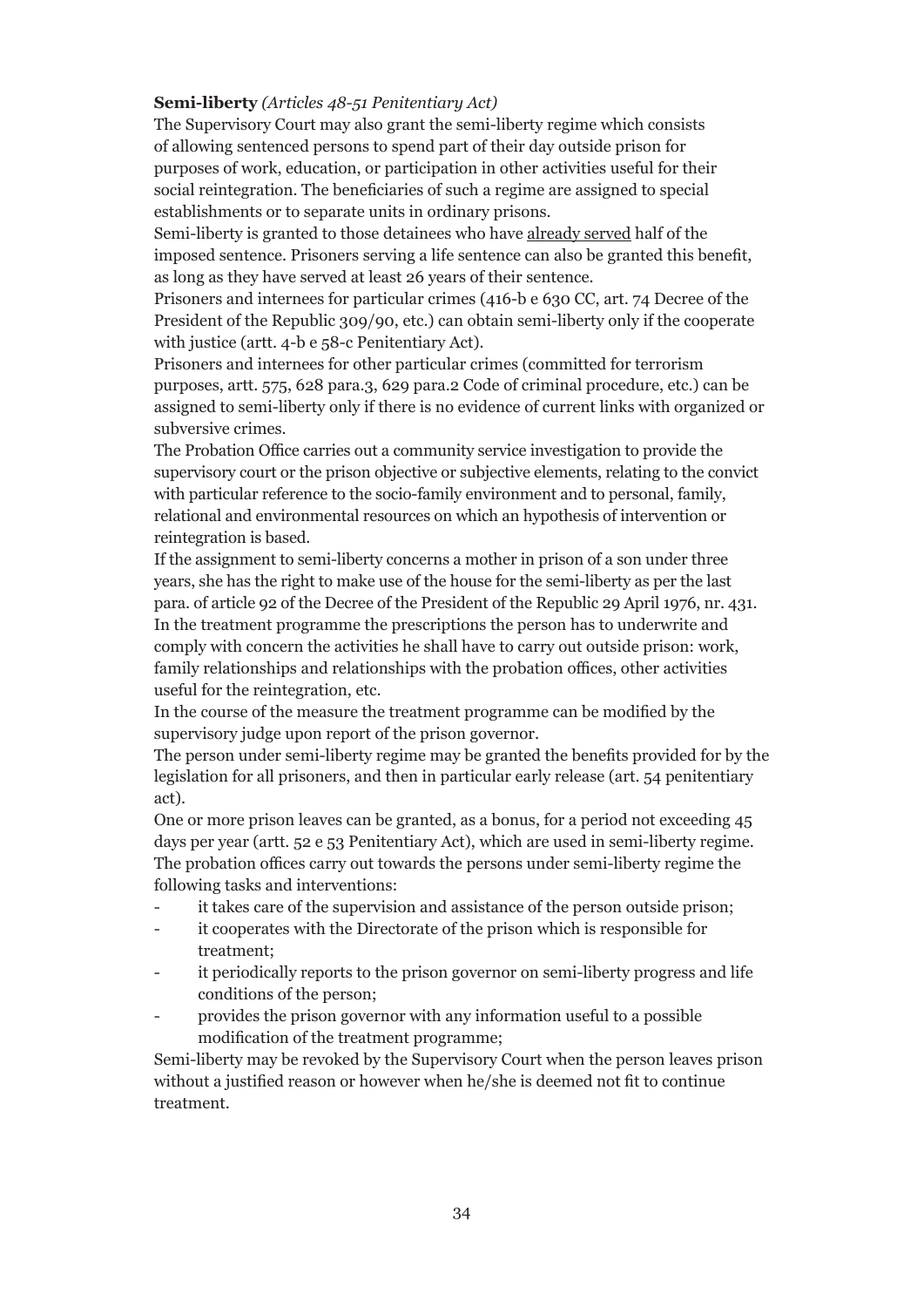**Semi-liberty** *(Articles 48-51 Penitentiary Act)*

The Supervisory Court may also grant the semi-liberty regime which consists of allowing sentenced persons to spend part of their day outside prison for purposes of work, education, or participation in other activities useful for their social reintegration. The beneficiaries of such a regime are assigned to special establishments or to separate units in ordinary prisons.

Semi-liberty is granted to those detainees who have <u>already served</u> half of the imposed sentence. Prisoners serving a life sentence can also be granted this benefit, as long as they have served at least 26 years of their sentence.

Prisoners and internees for particular crimes (416-b e 630 CC, art. 74 Decree of the President of the Republic 309/90, etc.) can obtain semi-liberty only if the cooperate with justice (artt. 4-b e 58-c Penitentiary Act).

Prisoners and internees for other particular crimes (committed for terrorism purposes, artt. 575, 628 para.3, 629 para.2 Code of criminal procedure, etc.) can be assigned to semi-liberty only if there is no evidence of current links with organized or subversive crimes.

The Probation Office carries out a community service investigation to provide the supervisory court or the prison objective or subjective elements, relating to the convict with particular reference to the socio-family environment and to personal, family, relational and environmental resources on which an hypothesis of intervention or reintegration is based.

If the assignment to semi-liberty concerns a mother in prison of a son under three years, she has the right to make use of the house for the semi-liberty as per the last para. of article 92 of the Decree of the President of the Republic 29 April 1976, nr. 431.

In the treatment programme the prescriptions the person has to underwrite and comply with concern the activities he shall have to carry out outside prison: work, family relationships and relationships with the probation offices, other activities useful for the reintegration, etc.

In the course of the measure the treatment programme can be modified by the supervisory judge upon report of the prison governor.

The person under semi-liberty regime may be granted the benefits provided for by the legislation for all prisoners, and then in particular early release (art. 54 penitentiary act).

One or more prison leaves can be granted, as a bonus, for a period not exceeding 45 days per year (artt. 52 e 53 Penitentiary Act), which are used in semi-liberty regime.

The probation offices carry out towards the persons under semi-liberty regime the following tasks and interventions:

- it takes care of the supervision and assistance of the person outside prison;
- it cooperates with the Directorate of the prison which is responsible for treatment;
- it periodically reports to the prison governor on semi-liberty progress and life conditions of the person;
- provides the prison governor with any information useful to a possible modification of the treatment programme;

Semi-liberty may be revoked by the Supervisory Court when the person leaves prison without a justified reason or however when he/she is deemed not fit to continue treatment.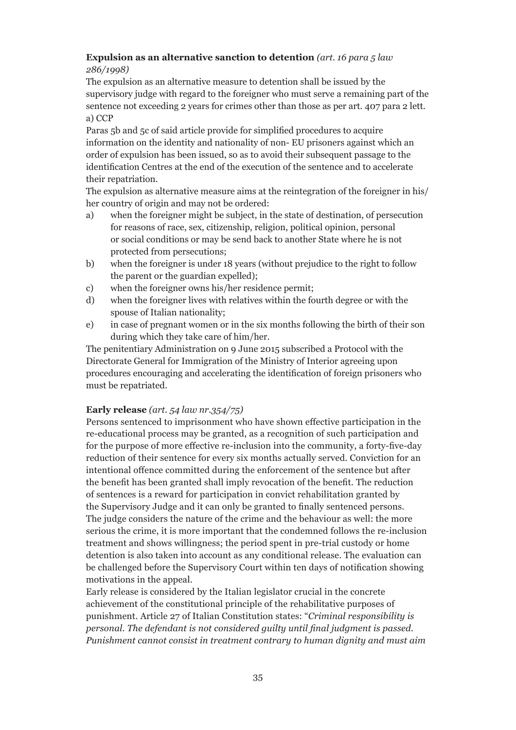**Expulsion as an alternative sanction to detention** *(art. 16 para 5 law 286/1998)*

The expulsion as an alternative measure to detention shall be issued by the supervisory judge with regard to the foreigner who must serve a remaining part of the sentence not exceeding 2 years for crimes other than those as per art. 407 para 2 lett. a) CCP

Paras 5b and 5c of said article provide for simplified procedures to acquire information on the identity and nationality of non- EU prisoners against which an order of expulsion has been issued, so as to avoid their subsequent passage to the identification Centres at the end of the execution of the sentence and to accelerate their repatriation.

The expulsion as alternative measure aims at the reintegration of the foreigner in his/her country of origin and may not be ordered:

a) when the foreigner might be subject, in the state of destination, of persecution for reasons of race, sex, citizenship, religion, political opinion, personal or social conditions or may be send back to another State where he is not protected from persecutions;
b) when the foreigner is under 18 years (without prejudice to the right to follow the parent or the guardian expelled);
c) when the foreigner owns his/her residence permit;
d) when the foreigner lives with relatives within the fourth degree or with the spouse of Italian nationality;
e) in case of pregnant women or in the six months following the birth of their son during which they take care of him/her.

The penitentiary Administration on 9 June 2015 subscribed a Protocol with the Directorate General for Immigration of the Ministry of Interior agreeing upon procedures encouraging and accelerating the identification of foreign prisoners who must be repatriated.

**Early release** *(art. 54 law nr.354/75)*

Persons sentenced to imprisonment who have shown effective participation in the re-educational process may be granted, as a recognition of such participation and for the purpose of more effective re-inclusion into the community, a forty-five-day reduction of their sentence for every six months actually served. Conviction for an intentional offence committed during the enforcement of the sentence but after the benefit has been granted shall imply revocation of the benefit. The reduction of sentences is a reward for participation in convict rehabilitation granted by the Supervisory Judge and it can only be granted to finally sentenced persons. The judge considers the nature of the crime and the behaviour as well: the more serious the crime, it is more important that the condemned follows the re-inclusion treatment and shows willingness; the period spent in pre-trial custody or home detention is also taken into account as any conditional release. The evaluation can be challenged before the Supervisory Court within ten days of notification showing motivations in the appeal.

Early release is considered by the Italian legislator crucial in the concrete achievement of the constitutional principle of the rehabilitative purposes of punishment. Article 27 of Italian Constitution states: "*Criminal responsibility is personal. The defendant is not considered guilty until final judgment is passed. Punishment cannot consist in treatment contrary to human dignity and must aim*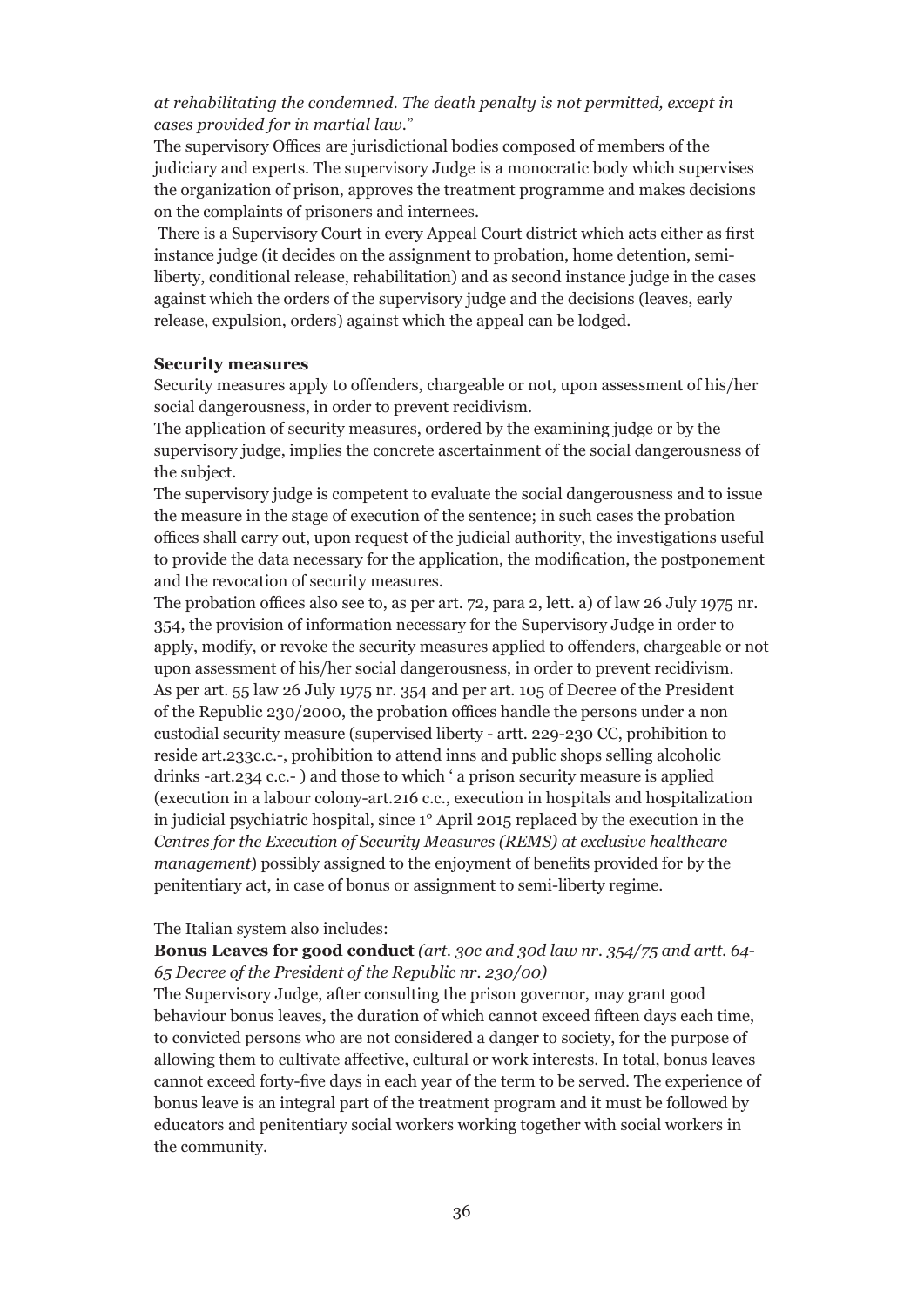*at rehabilitating the condemned. The death penalty is not permitted, except in cases provided for in martial law.*"

The supervisory Offices are jurisdictional bodies composed of members of the judiciary and experts. The supervisory Judge is a monocratic body which supervises the organization of prison, approves the treatment programme and makes decisions on the complaints of prisoners and internees.

There is a Supervisory Court in every Appeal Court district which acts either as first instance judge (it decides on the assignment to probation, home detention, semi-liberty, conditional release, rehabilitation) and as second instance judge in the cases against which the orders of the supervisory judge and the decisions (leaves, early release, expulsion, orders) against which the appeal can be lodged.

**Security measures**

Security measures apply to offenders, chargeable or not, upon assessment of his/her social dangerousness, in order to prevent recidivism.

The application of security measures, ordered by the examining judge or by the supervisory judge, implies the concrete ascertainment of the social dangerousness of the subject.

The supervisory judge is competent to evaluate the social dangerousness and to issue the measure in the stage of execution of the sentence; in such cases the probation offices shall carry out, upon request of the judicial authority, the investigations useful to provide the data necessary for the application, the modification, the postponement and the revocation of security measures.

The probation offices also see to, as per art. 72, para 2, lett. a) of law 26 July 1975 nr. 354, the provision of information necessary for the Supervisory Judge in order to apply, modify, or revoke the security measures applied to offenders, chargeable or not upon assessment of his/her social dangerousness, in order to prevent recidivism. As per art. 55 law 26 July 1975 nr. 354 and per art. 105 of Decree of the President of the Republic 230/2000, the probation offices handle the persons under a non custodial security measure (supervised liberty - artt. 229-230 CC, prohibition to reside art.233c.c.-, prohibition to attend inns and public shops selling alcoholic drinks -art.234 c.c.- ) and those to which ' a prison security measure is applied (execution in a labour colony-art.216 c.c., execution in hospitals and hospitalization in judicial psychiatric hospital, since 1° April 2015 replaced by the execution in the *Centres for the Execution of Security Measures (REMS) at exclusive healthcare management*) possibly assigned to the enjoyment of benefits provided for by the penitentiary act, in case of bonus or assignment to semi-liberty regime.

The Italian system also includes:

**Bonus Leaves for good conduct** *(art. 30c and 30d law nr. 354/75 and artt. 64-65 Decree of the President of the Republic nr. 230/00)*

The Supervisory Judge, after consulting the prison governor, may grant good behaviour bonus leaves, the duration of which cannot exceed fifteen days each time, to convicted persons who are not considered a danger to society, for the purpose of allowing them to cultivate affective, cultural or work interests. In total, bonus leaves cannot exceed forty-five days in each year of the term to be served. The experience of bonus leave is an integral part of the treatment program and it must be followed by educators and penitentiary social workers working together with social workers in the community.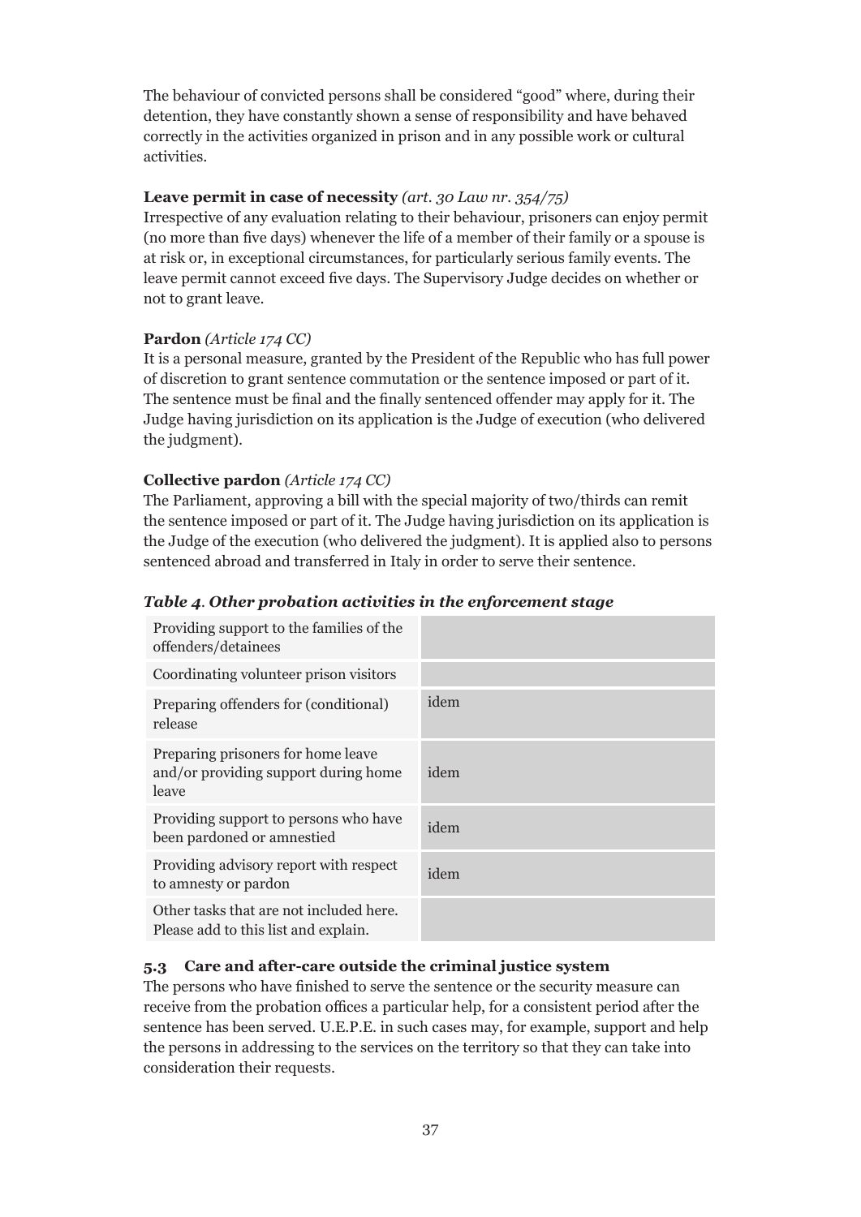The behaviour of convicted persons shall be considered “good” where, during their detention, they have constantly shown a sense of responsibility and have behaved correctly in the activities organized in prison and in any possible work or cultural activities.

**Leave permit in case of necessity** *(art. 30 Law nr. 354/75)*
Irrespective of any evaluation relating to their behaviour, prisoners can enjoy permit (no more than five days) whenever the life of a member of their family or a spouse is at risk or, in exceptional circumstances, for particularly serious family events. The leave permit cannot exceed five days. The Supervisory Judge decides on whether or not to grant leave.

**Pardon** *(Article 174 CC)*
It is a personal measure, granted by the President of the Republic who has full power of discretion to grant sentence commutation or the sentence imposed or part of it. The sentence must be final and the finally sentenced offender may apply for it. The Judge having jurisdiction on its application is the Judge of execution (who delivered the judgment).

**Collective pardon** *(Article 174 CC)*
The Parliament, approving a bill with the special majority of two/thirds can remit the sentence imposed or part of it. The Judge having jurisdiction on its application is the Judge of the execution (who delivered the judgment). It is applied also to persons sentenced abroad and transferred in Italy in order to serve their sentence.

***Table 4. Other probation activities in the enforcement stage***

| | |
|---|---|
| Providing support to the families of the offenders/detainees | |
| Coordinating volunteer prison visitors | |
| Preparing offenders for (conditional) release | idem |
| Preparing prisoners for home leave and/or providing support during home leave | idem |
| Providing support to persons who have been pardoned or amnestied | idem |
| Providing advisory report with respect to amnesty or pardon | idem |
| Other tasks that are not included here. Please add to this list and explain. | |

### 5.3 Care and after-care outside the criminal justice system

The persons who have finished to serve the sentence or the security measure can receive from the probation offices a particular help, for a consistent period after the sentence has been served. U.E.P.E. in such cases may, for example, support and help the persons in addressing to the services on the territory so that they can take into consideration their requests.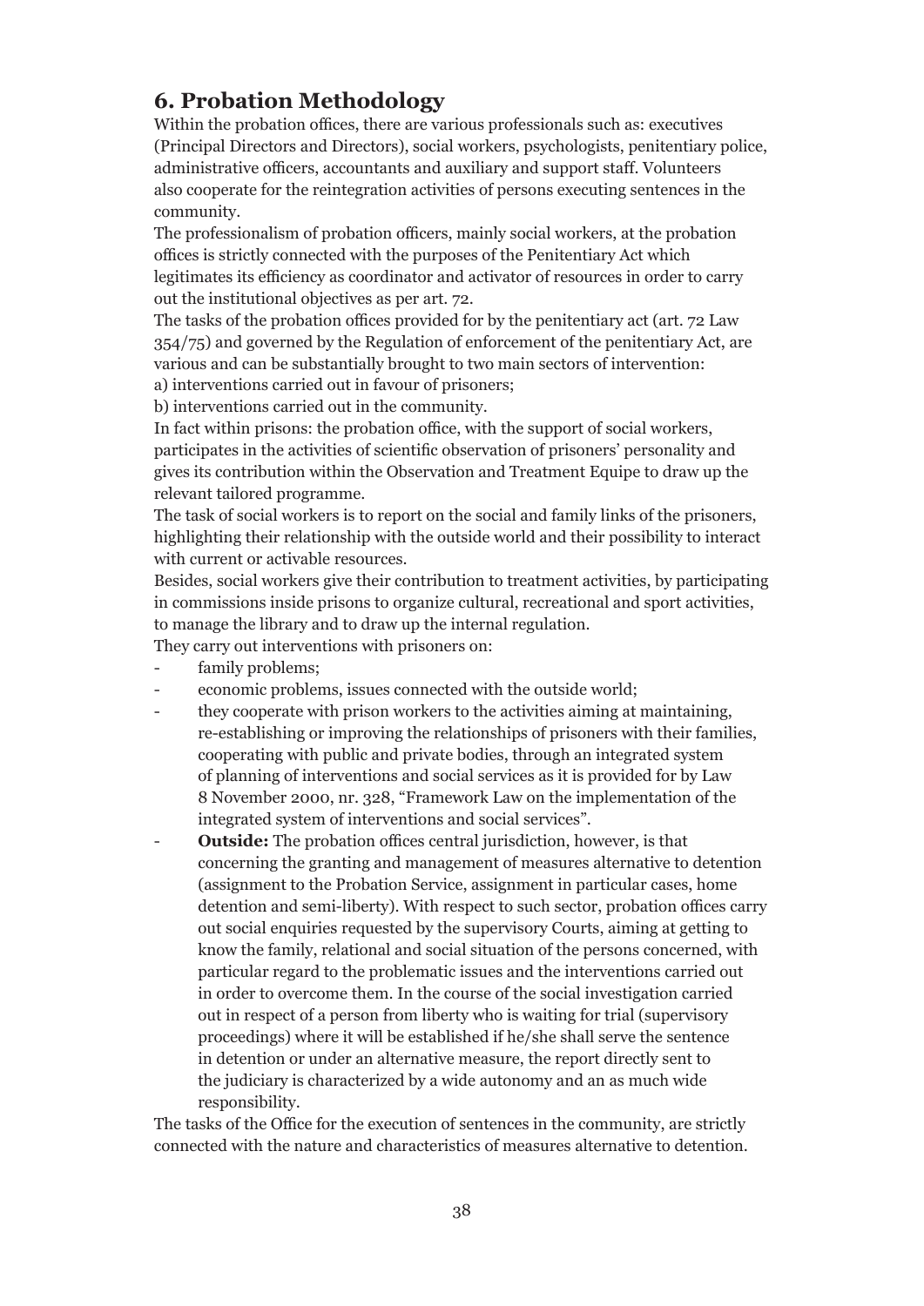## 6. Probation Methodology

Within the probation offices, there are various professionals such as: executives (Principal Directors and Directors), social workers, psychologists, penitentiary police, administrative officers, accountants and auxiliary and support staff. Volunteers also cooperate for the reintegration activities of persons executing sentences in the community.

The professionalism of probation officers, mainly social workers, at the probation offices is strictly connected with the purposes of the Penitentiary Act which legitimates its efficiency as coordinator and activator of resources in order to carry out the institutional objectives as per art. 72.

The tasks of the probation offices provided for by the penitentiary act (art. 72 Law 354/75) and governed by the Regulation of enforcement of the penitentiary Act, are various and can be substantially brought to two main sectors of intervention:

a) interventions carried out in favour of prisoners;

b) interventions carried out in the community.

In fact within prisons: the probation office, with the support of social workers, participates in the activities of scientific observation of prisoners' personality and gives its contribution within the Observation and Treatment Equipe to draw up the relevant tailored programme.

The task of social workers is to report on the social and family links of the prisoners, highlighting their relationship with the outside world and their possibility to interact with current or activable resources.

Besides, social workers give their contribution to treatment activities, by participating in commissions inside prisons to organize cultural, recreational and sport activities, to manage the library and to draw up the internal regulation.

They carry out interventions with prisoners on:

- family problems;
- economic problems, issues connected with the outside world;
- they cooperate with prison workers to the activities aiming at maintaining, re-establishing or improving the relationships of prisoners with their families, cooperating with public and private bodies, through an integrated system of planning of interventions and social services as it is provided for by Law 8 November 2000, nr. 328, "Framework Law on the implementation of the integrated system of interventions and social services".
- **Outside:** The probation offices central jurisdiction, however, is that concerning the granting and management of measures alternative to detention (assignment to the Probation Service, assignment in particular cases, home detention and semi-liberty). With respect to such sector, probation offices carry out social enquiries requested by the supervisory Courts, aiming at getting to know the family, relational and social situation of the persons concerned, with particular regard to the problematic issues and the interventions carried out in order to overcome them. In the course of the social investigation carried out in respect of a person from liberty who is waiting for trial (supervisory proceedings) where it will be established if he/she shall serve the sentence in detention or under an alternative measure, the report directly sent to the judiciary is characterized by a wide autonomy and an as much wide responsibility.

The tasks of the Office for the execution of sentences in the community, are strictly connected with the nature and characteristics of measures alternative to detention.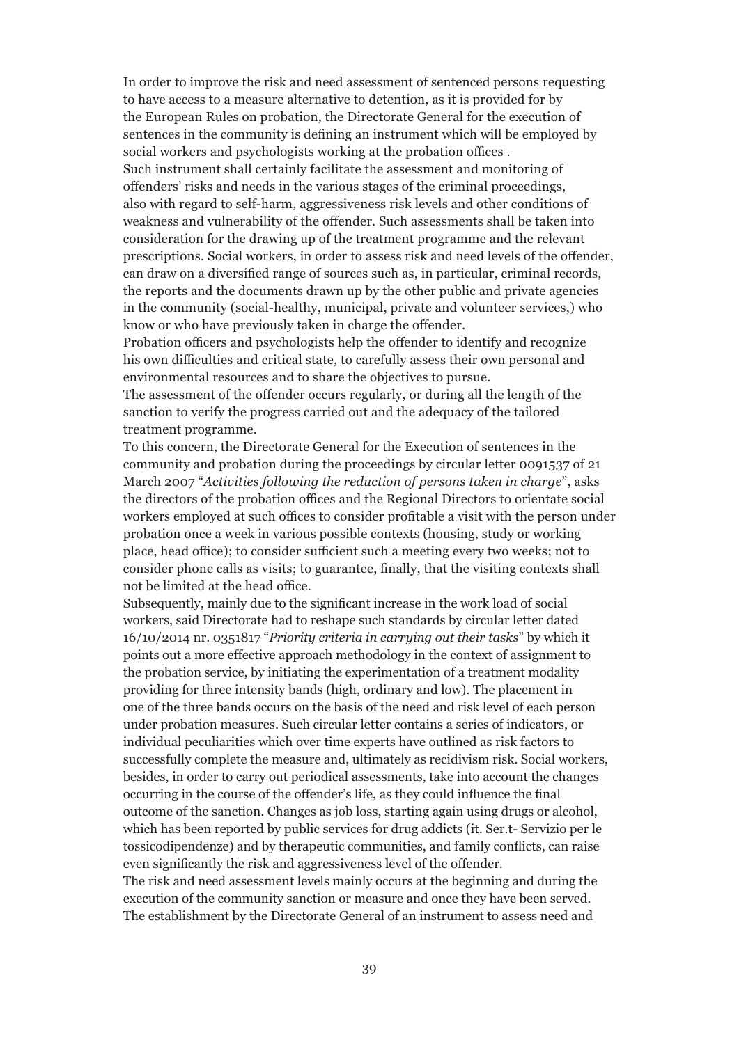In order to improve the risk and need assessment of sentenced persons requesting to have access to a measure alternative to detention, as it is provided for by the European Rules on probation, the Directorate General for the execution of sentences in the community is defining an instrument which will be employed by social workers and psychologists working at the probation offices .

Such instrument shall certainly facilitate the assessment and monitoring of offenders' risks and needs in the various stages of the criminal proceedings, also with regard to self-harm, aggressiveness risk levels and other conditions of weakness and vulnerability of the offender. Such assessments shall be taken into consideration for the drawing up of the treatment programme and the relevant prescriptions. Social workers, in order to assess risk and need levels of the offender, can draw on a diversified range of sources such as, in particular, criminal records, the reports and the documents drawn up by the other public and private agencies in the community (social-healthy, municipal, private and volunteer services,) who know or who have previously taken in charge the offender.

Probation officers and psychologists help the offender to identify and recognize his own difficulties and critical state, to carefully assess their own personal and environmental resources and to share the objectives to pursue.

The assessment of the offender occurs regularly, or during all the length of the sanction to verify the progress carried out and the adequacy of the tailored treatment programme.

To this concern, the Directorate General for the Execution of sentences in the community and probation during the proceedings by circular letter 0091537 of 21 March 2007 "*Activities following the reduction of persons taken in charge*", asks the directors of the probation offices and the Regional Directors to orientate social workers employed at such offices to consider profitable a visit with the person under probation once a week in various possible contexts (housing, study or working place, head office); to consider sufficient such a meeting every two weeks; not to consider phone calls as visits; to guarantee, finally, that the visiting contexts shall not be limited at the head office.

Subsequently, mainly due to the significant increase in the work load of social workers, said Directorate had to reshape such standards by circular letter dated 16/10/2014 nr. 0351817 "*Priority criteria in carrying out their tasks*" by which it points out a more effective approach methodology in the context of assignment to the probation service, by initiating the experimentation of a treatment modality providing for three intensity bands (high, ordinary and low). The placement in one of the three bands occurs on the basis of the need and risk level of each person under probation measures. Such circular letter contains a series of indicators, or individual peculiarities which over time experts have outlined as risk factors to successfully complete the measure and, ultimately as recidivism risk. Social workers, besides, in order to carry out periodical assessments, take into account the changes occurring in the course of the offender's life, as they could influence the final outcome of the sanction. Changes as job loss, starting again using drugs or alcohol, which has been reported by public services for drug addicts (it. Ser.t- Servizio per le tossicodipendenze) and by therapeutic communities, and family conflicts, can raise even significantly the risk and aggressiveness level of the offender.

The risk and need assessment levels mainly occurs at the beginning and during the execution of the community sanction or measure and once they have been served. The establishment by the Directorate General of an instrument to assess need and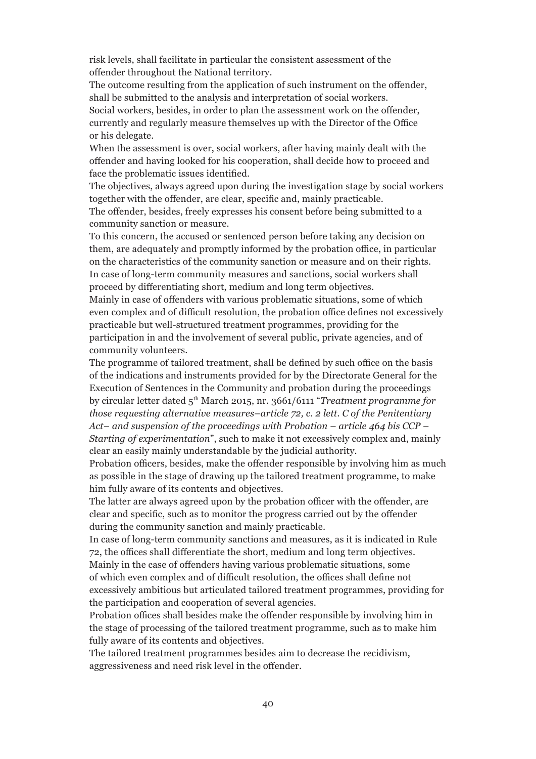risk levels, shall facilitate in particular the consistent assessment of the offender throughout the National territory.

The outcome resulting from the application of such instrument on the offender, shall be submitted to the analysis and interpretation of social workers.

Social workers, besides, in order to plan the assessment work on the offender, currently and regularly measure themselves up with the Director of the Office or his delegate.

When the assessment is over, social workers, after having mainly dealt with the offender and having looked for his cooperation, shall decide how to proceed and face the problematic issues identified.

The objectives, always agreed upon during the investigation stage by social workers together with the offender, are clear, specific and, mainly practicable.

The offender, besides, freely expresses his consent before being submitted to a community sanction or measure.

To this concern, the accused or sentenced person before taking any decision on them, are adequately and promptly informed by the probation office, in particular on the characteristics of the community sanction or measure and on their rights.

In case of long-term community measures and sanctions, social workers shall proceed by differentiating short, medium and long term objectives.

Mainly in case of offenders with various problematic situations, some of which even complex and of difficult resolution, the probation office defines not excessively practicable but well-structured treatment programmes, providing for the participation in and the involvement of several public, private agencies, and of community volunteers.

The programme of tailored treatment, shall be defined by such office on the basis of the indications and instruments provided for by the Directorate General for the Execution of Sentences in the Community and probation during the proceedings by circular letter dated 5th March 2015, nr. 3661/6111 "*Treatment programme for those requesting alternative measures–article 72, c. 2 lett. C of the Penitentiary Act– and suspension of the proceedings with Probation – article 464 bis CCP – Starting of experimentation*", such to make it not excessively complex and, mainly clear an easily mainly understandable by the judicial authority.

Probation officers, besides, make the offender responsible by involving him as much as possible in the stage of drawing up the tailored treatment programme, to make him fully aware of its contents and objectives.

The latter are always agreed upon by the probation officer with the offender, are clear and specific, such as to monitor the progress carried out by the offender during the community sanction and mainly practicable.

In case of long-term community sanctions and measures, as it is indicated in Rule 72, the offices shall differentiate the short, medium and long term objectives.

Mainly in the case of offenders having various problematic situations, some of which even complex and of difficult resolution, the offices shall define not excessively ambitious but articulated tailored treatment programmes, providing for the participation and cooperation of several agencies.

Probation offices shall besides make the offender responsible by involving him in the stage of processing of the tailored treatment programme, such as to make him fully aware of its contents and objectives.

The tailored treatment programmes besides aim to decrease the recidivism, aggressiveness and need risk level in the offender.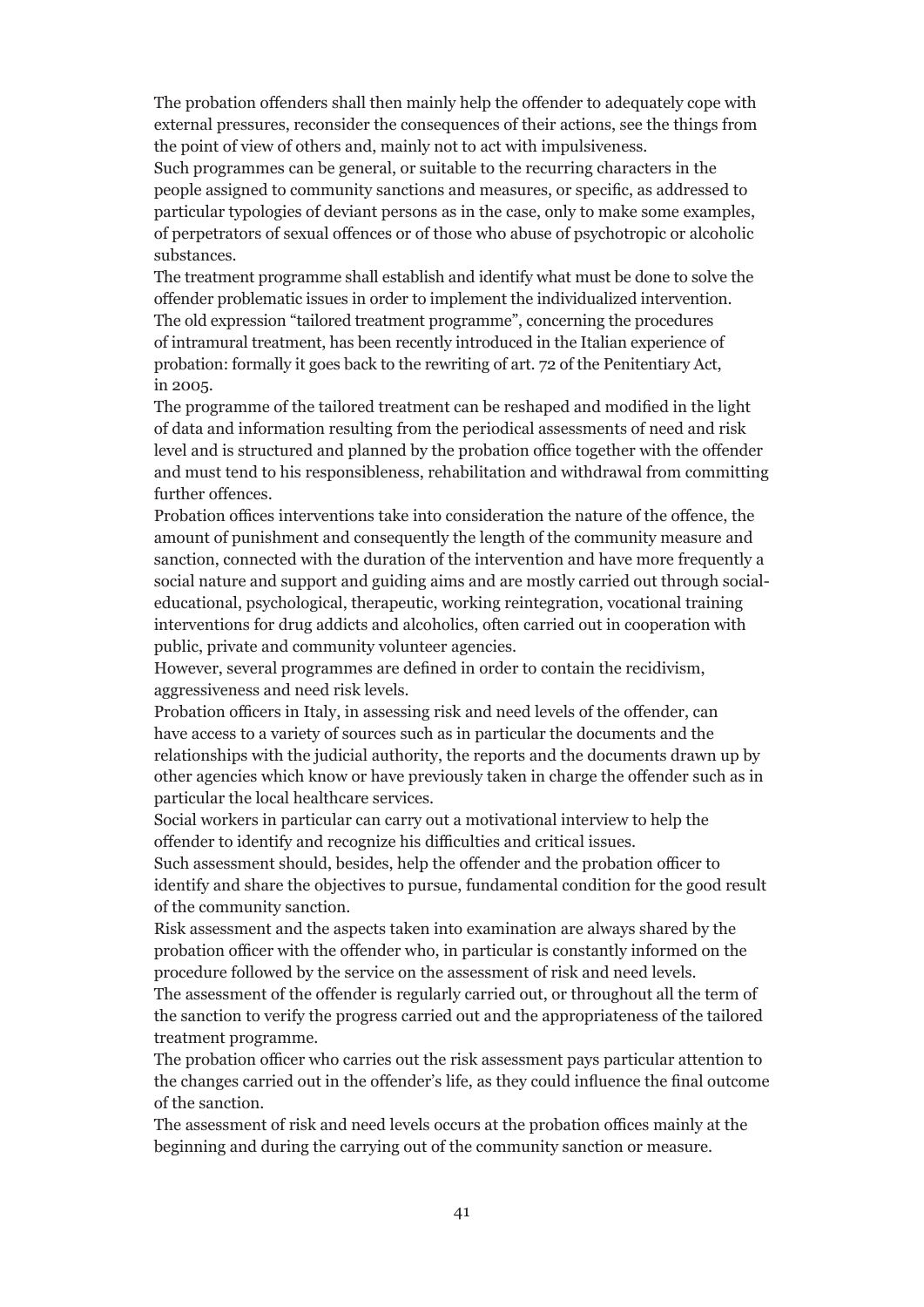The probation offenders shall then mainly help the offender to adequately cope with external pressures, reconsider the consequences of their actions, see the things from the point of view of others and, mainly not to act with impulsiveness.

Such programmes can be general, or suitable to the recurring characters in the people assigned to community sanctions and measures, or specific, as addressed to particular typologies of deviant persons as in the case, only to make some examples, of perpetrators of sexual offences or of those who abuse of psychotropic or alcoholic substances.

The treatment programme shall establish and identify what must be done to solve the offender problematic issues in order to implement the individualized intervention.

The old expression "tailored treatment programme", concerning the procedures of intramural treatment, has been recently introduced in the Italian experience of probation: formally it goes back to the rewriting of art. 72 of the Penitentiary Act, in 2005.

The programme of the tailored treatment can be reshaped and modified in the light of data and information resulting from the periodical assessments of need and risk level and is structured and planned by the probation office together with the offender and must tend to his responsibleness, rehabilitation and withdrawal from committing further offences.

Probation offices interventions take into consideration the nature of the offence, the amount of punishment and consequently the length of the community measure and sanction, connected with the duration of the intervention and have more frequently a social nature and support and guiding aims and are mostly carried out through social-educational, psychological, therapeutic, working reintegration, vocational training interventions for drug addicts and alcoholics, often carried out in cooperation with public, private and community volunteer agencies.

However, several programmes are defined in order to contain the recidivism, aggressiveness and need risk levels.

Probation officers in Italy, in assessing risk and need levels of the offender, can have access to a variety of sources such as in particular the documents and the relationships with the judicial authority, the reports and the documents drawn up by other agencies which know or have previously taken in charge the offender such as in particular the local healthcare services.

Social workers in particular can carry out a motivational interview to help the offender to identify and recognize his difficulties and critical issues.

Such assessment should, besides, help the offender and the probation officer to identify and share the objectives to pursue, fundamental condition for the good result of the community sanction.

Risk assessment and the aspects taken into examination are always shared by the probation officer with the offender who, in particular is constantly informed on the procedure followed by the service on the assessment of risk and need levels.

The assessment of the offender is regularly carried out, or throughout all the term of the sanction to verify the progress carried out and the appropriateness of the tailored treatment programme.

The probation officer who carries out the risk assessment pays particular attention to the changes carried out in the offender's life, as they could influence the final outcome of the sanction.

The assessment of risk and need levels occurs at the probation offices mainly at the beginning and during the carrying out of the community sanction or measure.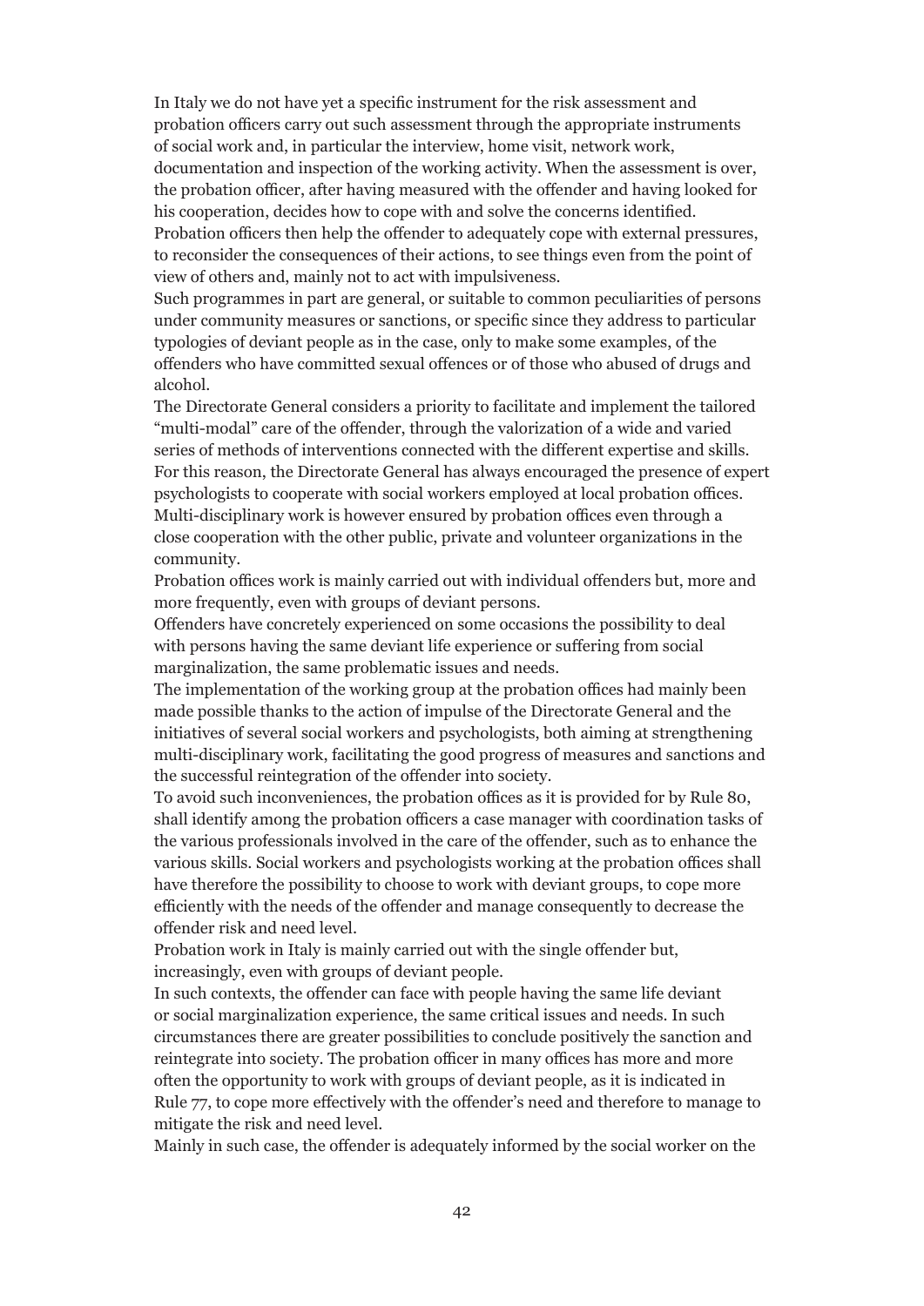In Italy we do not have yet a specific instrument for the risk assessment and probation officers carry out such assessment through the appropriate instruments of social work and, in particular the interview, home visit, network work, documentation and inspection of the working activity. When the assessment is over, the probation officer, after having measured with the offender and having looked for his cooperation, decides how to cope with and solve the concerns identified.
Probation officers then help the offender to adequately cope with external pressures, to reconsider the consequences of their actions, to see things even from the point of view of others and, mainly not to act with impulsiveness.
Such programmes in part are general, or suitable to common peculiarities of persons under community measures or sanctions, or specific since they address to particular typologies of deviant people as in the case, only to make some examples, of the offenders who have committed sexual offences or of those who abused of drugs and alcohol.
The Directorate General considers a priority to facilitate and implement the tailored "multi-modal" care of the offender, through the valorization of a wide and varied series of methods of interventions connected with the different expertise and skills. For this reason, the Directorate General has always encouraged the presence of expert psychologists to cooperate with social workers employed at local probation offices. Multi-disciplinary work is however ensured by probation offices even through a close cooperation with the other public, private and volunteer organizations in the community.
Probation offices work is mainly carried out with individual offenders but, more and more frequently, even with groups of deviant persons.
Offenders have concretely experienced on some occasions the possibility to deal with persons having the same deviant life experience or suffering from social marginalization, the same problematic issues and needs.
The implementation of the working group at the probation offices had mainly been made possible thanks to the action of impulse of the Directorate General and the initiatives of several social workers and psychologists, both aiming at strengthening multi-disciplinary work, facilitating the good progress of measures and sanctions and the successful reintegration of the offender into society.
To avoid such inconveniences, the probation offices as it is provided for by Rule 80, shall identify among the probation officers a case manager with coordination tasks of the various professionals involved in the care of the offender, such as to enhance the various skills. Social workers and psychologists working at the probation offices shall have therefore the possibility to choose to work with deviant groups, to cope more efficiently with the needs of the offender and manage consequently to decrease the offender risk and need level.
Probation work in Italy is mainly carried out with the single offender but, increasingly, even with groups of deviant people.
In such contexts, the offender can face with people having the same life deviant or social marginalization experience, the same critical issues and needs. In such circumstances there are greater possibilities to conclude positively the sanction and reintegrate into society. The probation officer in many offices has more and more often the opportunity to work with groups of deviant people, as it is indicated in Rule 77, to cope more effectively with the offender's need and therefore to manage to mitigate the risk and need level.
Mainly in such case, the offender is adequately informed by the social worker on the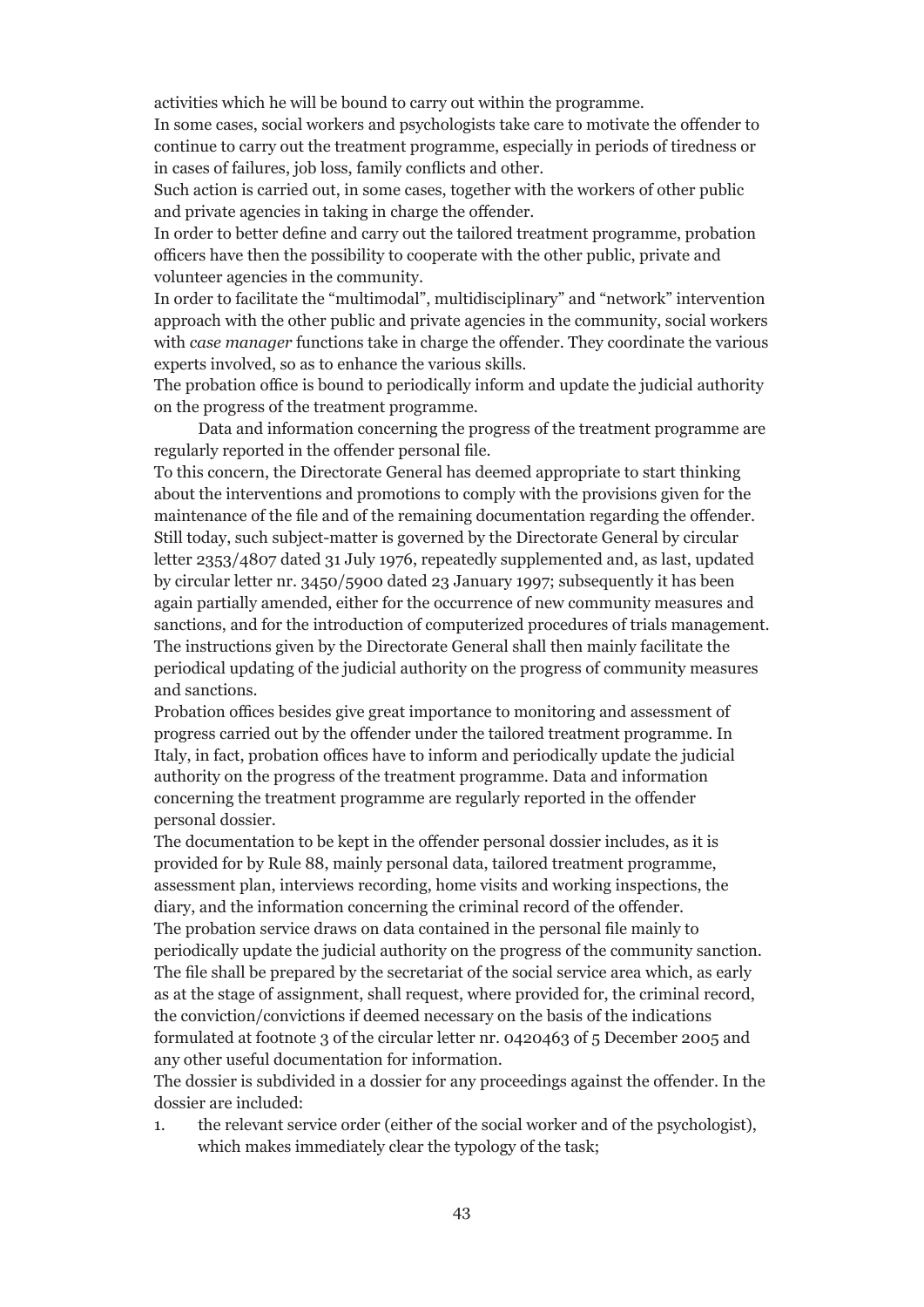activities which he will be bound to carry out within the programme.

In some cases, social workers and psychologists take care to motivate the offender to continue to carry out the treatment programme, especially in periods of tiredness or in cases of failures, job loss, family conflicts and other.

Such action is carried out, in some cases, together with the workers of other public and private agencies in taking in charge the offender.

In order to better define and carry out the tailored treatment programme, probation officers have then the possibility to cooperate with the other public, private and volunteer agencies in the community.

In order to facilitate the "multimodal", multidisciplinary" and "network" intervention approach with the other public and private agencies in the community, social workers with *case manager* functions take in charge the offender. They coordinate the various experts involved, so as to enhance the various skills.

The probation office is bound to periodically inform and update the judicial authority on the progress of the treatment programme.

Data and information concerning the progress of the treatment programme are regularly reported in the offender personal file.

To this concern, the Directorate General has deemed appropriate to start thinking about the interventions and promotions to comply with the provisions given for the maintenance of the file and of the remaining documentation regarding the offender. Still today, such subject-matter is governed by the Directorate General by circular letter 2353/4807 dated 31 July 1976, repeatedly supplemented and, as last, updated by circular letter nr. 3450/5900 dated 23 January 1997; subsequently it has been again partially amended, either for the occurrence of new community measures and sanctions, and for the introduction of computerized procedures of trials management. The instructions given by the Directorate General shall then mainly facilitate the periodical updating of the judicial authority on the progress of community measures and sanctions.

Probation offices besides give great importance to monitoring and assessment of progress carried out by the offender under the tailored treatment programme. In Italy, in fact, probation offices have to inform and periodically update the judicial authority on the progress of the treatment programme. Data and information concerning the treatment programme are regularly reported in the offender personal dossier.

The documentation to be kept in the offender personal dossier includes, as it is provided for by Rule 88, mainly personal data, tailored treatment programme, assessment plan, interviews recording, home visits and working inspections, the diary, and the information concerning the criminal record of the offender.

The probation service draws on data contained in the personal file mainly to periodically update the judicial authority on the progress of the community sanction. The file shall be prepared by the secretariat of the social service area which, as early as at the stage of assignment, shall request, where provided for, the criminal record, the conviction/convictions if deemed necessary on the basis of the indications formulated at footnote 3 of the circular letter nr. 0420463 of 5 December 2005 and any other useful documentation for information.

The dossier is subdivided in a dossier for any proceedings against the offender. In the dossier are included:

1. the relevant service order (either of the social worker and of the psychologist), which makes immediately clear the typology of the task;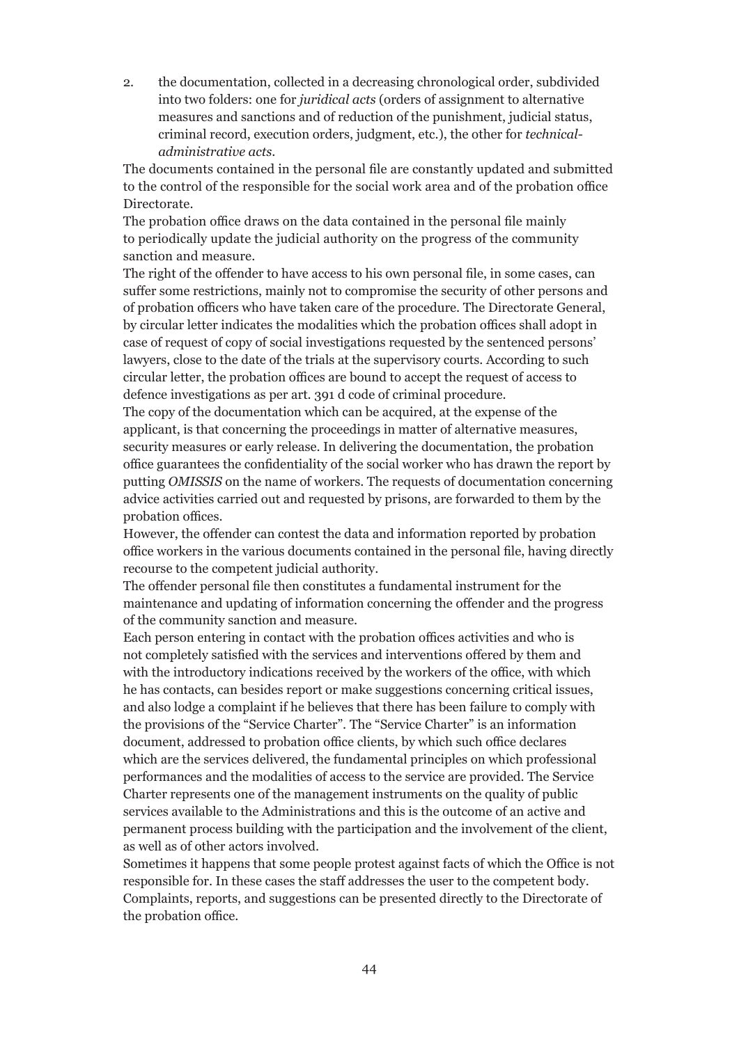2. the documentation, collected in a decreasing chronological order, subdivided into two folders: one for *juridical acts* (orders of assignment to alternative measures and sanctions and of reduction of the punishment, judicial status, criminal record, execution orders, judgment, etc.), the other for *technical-administrative acts*.

The documents contained in the personal file are constantly updated and submitted to the control of the responsible for the social work area and of the probation office Directorate.

The probation office draws on the data contained in the personal file mainly to periodically update the judicial authority on the progress of the community sanction and measure.

The right of the offender to have access to his own personal file, in some cases, can suffer some restrictions, mainly not to compromise the security of other persons and of probation officers who have taken care of the procedure. The Directorate General, by circular letter indicates the modalities which the probation offices shall adopt in case of request of copy of social investigations requested by the sentenced persons' lawyers, close to the date of the trials at the supervisory courts. According to such circular letter, the probation offices are bound to accept the request of access to defence investigations as per art. 391 d code of criminal procedure.

The copy of the documentation which can be acquired, at the expense of the applicant, is that concerning the proceedings in matter of alternative measures, security measures or early release. In delivering the documentation, the probation office guarantees the confidentiality of the social worker who has drawn the report by putting *OMISSIS* on the name of workers. The requests of documentation concerning advice activities carried out and requested by prisons, are forwarded to them by the probation offices.

However, the offender can contest the data and information reported by probation office workers in the various documents contained in the personal file, having directly recourse to the competent judicial authority.

The offender personal file then constitutes a fundamental instrument for the maintenance and updating of information concerning the offender and the progress of the community sanction and measure.

Each person entering in contact with the probation offices activities and who is not completely satisfied with the services and interventions offered by them and with the introductory indications received by the workers of the office, with which he has contacts, can besides report or make suggestions concerning critical issues, and also lodge a complaint if he believes that there has been failure to comply with the provisions of the "Service Charter". The "Service Charter" is an information document, addressed to probation office clients, by which such office declares which are the services delivered, the fundamental principles on which professional performances and the modalities of access to the service are provided. The Service Charter represents one of the management instruments on the quality of public services available to the Administrations and this is the outcome of an active and permanent process building with the participation and the involvement of the client, as well as of other actors involved.

Sometimes it happens that some people protest against facts of which the Office is not responsible for. In these cases the staff addresses the user to the competent body. Complaints, reports, and suggestions can be presented directly to the Directorate of the probation office.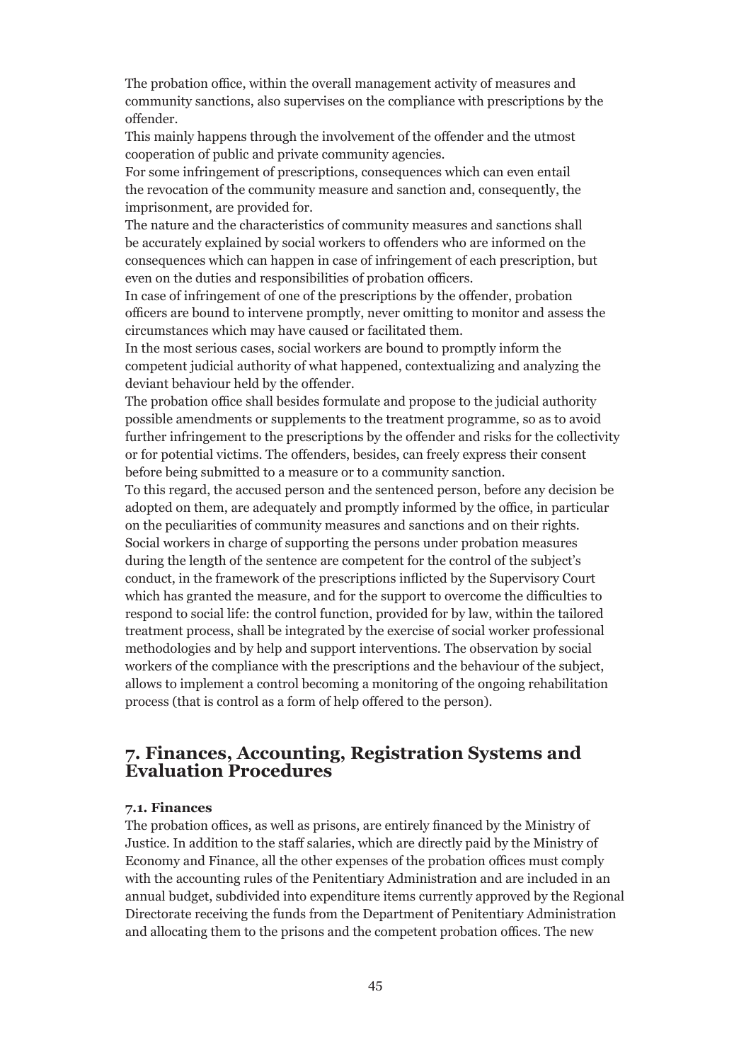The probation office, within the overall management activity of measures and community sanctions, also supervises on the compliance with prescriptions by the offender.

This mainly happens through the involvement of the offender and the utmost cooperation of public and private community agencies.

For some infringement of prescriptions, consequences which can even entail the revocation of the community measure and sanction and, consequently, the imprisonment, are provided for.

The nature and the characteristics of community measures and sanctions shall be accurately explained by social workers to offenders who are informed on the consequences which can happen in case of infringement of each prescription, but even on the duties and responsibilities of probation officers.

In case of infringement of one of the prescriptions by the offender, probation officers are bound to intervene promptly, never omitting to monitor and assess the circumstances which may have caused or facilitated them.

In the most serious cases, social workers are bound to promptly inform the competent judicial authority of what happened, contextualizing and analyzing the deviant behaviour held by the offender.

The probation office shall besides formulate and propose to the judicial authority possible amendments or supplements to the treatment programme, so as to avoid further infringement to the prescriptions by the offender and risks for the collectivity or for potential victims. The offenders, besides, can freely express their consent before being submitted to a measure or to a community sanction.

To this regard, the accused person and the sentenced person, before any decision be adopted on them, are adequately and promptly informed by the office, in particular on the peculiarities of community measures and sanctions and on their rights.

Social workers in charge of supporting the persons under probation measures during the length of the sentence are competent for the control of the subject's conduct, in the framework of the prescriptions inflicted by the Supervisory Court which has granted the measure, and for the support to overcome the difficulties to respond to social life: the control function, provided for by law, within the tailored treatment process, shall be integrated by the exercise of social worker professional methodologies and by help and support interventions. The observation by social workers of the compliance with the prescriptions and the behaviour of the subject, allows to implement a control becoming a monitoring of the ongoing rehabilitation process (that is control as a form of help offered to the person).

## 7. Finances, Accounting, Registration Systems and Evaluation Procedures

### 7.1. Finances

The probation offices, as well as prisons, are entirely financed by the Ministry of Justice. In addition to the staff salaries, which are directly paid by the Ministry of Economy and Finance, all the other expenses of the probation offices must comply with the accounting rules of the Penitentiary Administration and are included in an annual budget, subdivided into expenditure items currently approved by the Regional Directorate receiving the funds from the Department of Penitentiary Administration and allocating them to the prisons and the competent probation offices. The new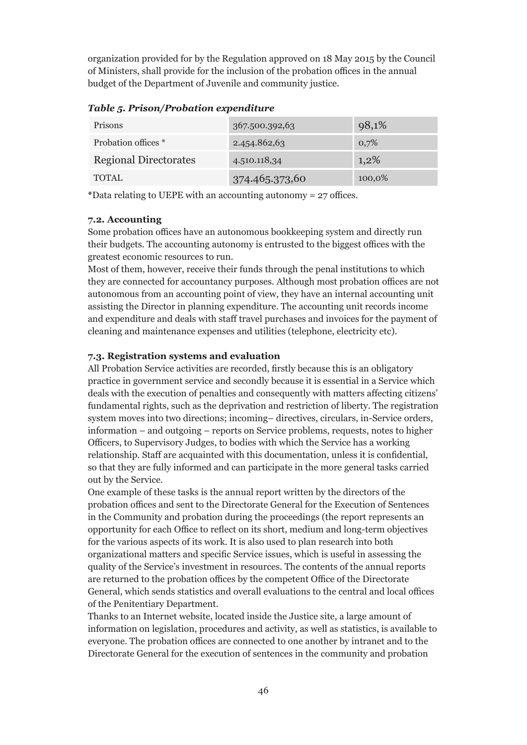organization provided for by the Regulation approved on 18 May 2015 by the Council of Ministers, shall provide for the inclusion of the probation offices in the annual budget of the Department of Juvenile and community justice.

***Table 5. Prison/Probation expenditure***

| Prisons | 367.500.392,63 | 98,1% |
|---|---|---|
| Probation offices * | 2.454.862,63 | 0,7% |
| Regional Directorates | 4.510.118,34 | 1,2% |
| TOTAL | 374.465.373,60 | 100,0% |

*Data relating to UEPE with an accounting autonomy = 27 offices.

**7.2. Accounting**

Some probation offices have an autonomous bookkeeping system and directly run their budgets. The accounting autonomy is entrusted to the biggest offices with the greatest economic resources to run.

Most of them, however, receive their funds through the penal institutions to which they are connected for accountancy purposes. Although most probation offices are not autonomous from an accounting point of view, they have an internal accounting unit assisting the Director in planning expenditure. The accounting unit records income and expenditure and deals with staff travel purchases and invoices for the payment of cleaning and maintenance expenses and utilities (telephone, electricity etc).

**7.3. Registration systems and evaluation**

All Probation Service activities are recorded, firstly because this is an obligatory practice in government service and secondly because it is essential in a Service which deals with the execution of penalties and consequently with matters affecting citizens' fundamental rights, such as the deprivation and restriction of liberty. The registration system moves into two directions; incoming– directives, circulars, in-Service orders, information – and outgoing – reports on Service problems, requests, notes to higher Officers, to Supervisory Judges, to bodies with which the Service has a working relationship. Staff are acquainted with this documentation, unless it is confidential, so that they are fully informed and can participate in the more general tasks carried out by the Service.

One example of these tasks is the annual report written by the directors of the probation offices and sent to the Directorate General for the Execution of Sentences in the Community and probation during the proceedings (the report represents an opportunity for each Office to reflect on its short, medium and long-term objectives for the various aspects of its work. It is also used to plan research into both organizational matters and specific Service issues, which is useful in assessing the quality of the Service's investment in resources. The contents of the annual reports are returned to the probation offices by the competent Office of the Directorate General, which sends statistics and overall evaluations to the central and local offices of the Penitentiary Department.

Thanks to an Internet website, located inside the Justice site, a large amount of information on legislation, procedures and activity, as well as statistics, is available to everyone. The probation offices are connected to one another by intranet and to the Directorate General for the execution of sentences in the community and probation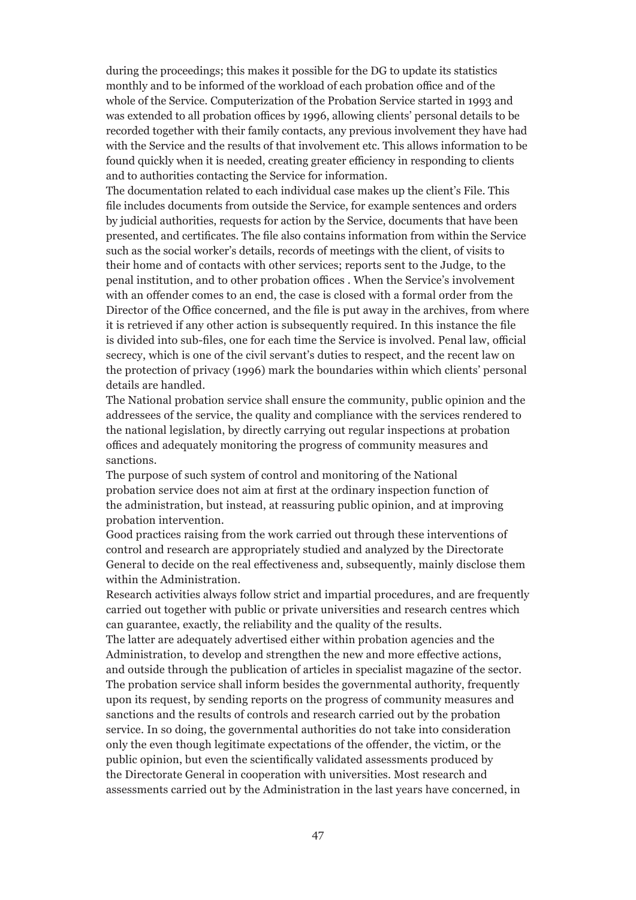during the proceedings; this makes it possible for the DG to update its statistics monthly and to be informed of the workload of each probation office and of the whole of the Service. Computerization of the Probation Service started in 1993 and was extended to all probation offices by 1996, allowing clients' personal details to be recorded together with their family contacts, any previous involvement they have had with the Service and the results of that involvement etc. This allows information to be found quickly when it is needed, creating greater efficiency in responding to clients and to authorities contacting the Service for information.

The documentation related to each individual case makes up the client's File. This file includes documents from outside the Service, for example sentences and orders by judicial authorities, requests for action by the Service, documents that have been presented, and certificates. The file also contains information from within the Service such as the social worker's details, records of meetings with the client, of visits to their home and of contacts with other services; reports sent to the Judge, to the penal institution, and to other probation offices . When the Service's involvement with an offender comes to an end, the case is closed with a formal order from the Director of the Office concerned, and the file is put away in the archives, from where it is retrieved if any other action is subsequently required. In this instance the file is divided into sub-files, one for each time the Service is involved. Penal law, official secrecy, which is one of the civil servant's duties to respect, and the recent law on the protection of privacy (1996) mark the boundaries within which clients' personal details are handled.

The National probation service shall ensure the community, public opinion and the addressees of the service, the quality and compliance with the services rendered to the national legislation, by directly carrying out regular inspections at probation offices and adequately monitoring the progress of community measures and sanctions.

The purpose of such system of control and monitoring of the National probation service does not aim at first at the ordinary inspection function of the administration, but instead, at reassuring public opinion, and at improving probation intervention.

Good practices raising from the work carried out through these interventions of control and research are appropriately studied and analyzed by the Directorate General to decide on the real effectiveness and, subsequently, mainly disclose them within the Administration.

Research activities always follow strict and impartial procedures, and are frequently carried out together with public or private universities and research centres which can guarantee, exactly, the reliability and the quality of the results.

The latter are adequately advertised either within probation agencies and the Administration, to develop and strengthen the new and more effective actions, and outside through the publication of articles in specialist magazine of the sector.

The probation service shall inform besides the governmental authority, frequently upon its request, by sending reports on the progress of community measures and sanctions and the results of controls and research carried out by the probation service. In so doing, the governmental authorities do not take into consideration only the even though legitimate expectations of the offender, the victim, or the public opinion, but even the scientifically validated assessments produced by the Directorate General in cooperation with universities. Most research and assessments carried out by the Administration in the last years have concerned, in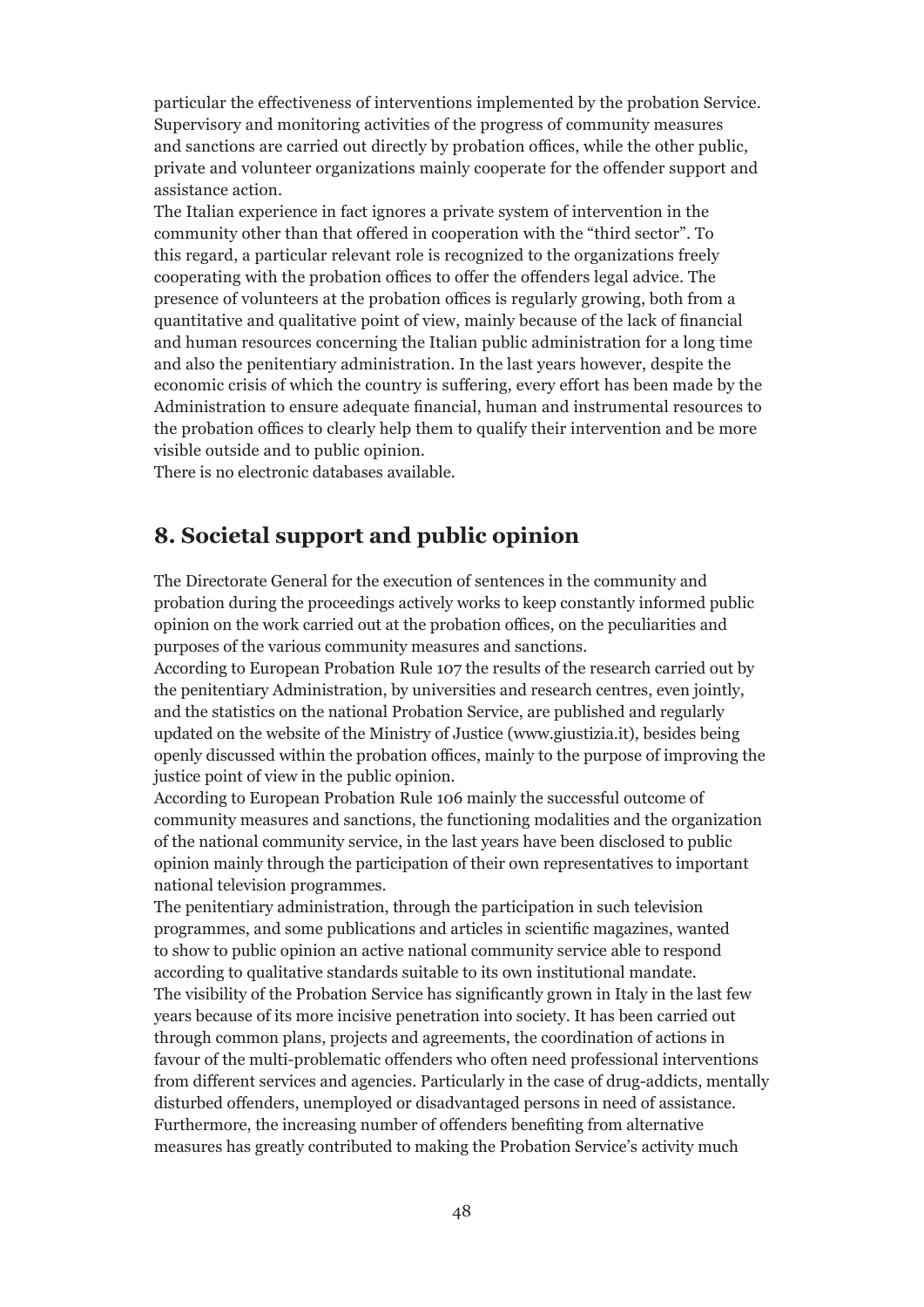particular the effectiveness of interventions implemented by the probation Service. Supervisory and monitoring activities of the progress of community measures and sanctions are carried out directly by probation offices, while the other public, private and volunteer organizations mainly cooperate for the offender support and assistance action.
The Italian experience in fact ignores a private system of intervention in the community other than that offered in cooperation with the "third sector". To this regard, a particular relevant role is recognized to the organizations freely cooperating with the probation offices to offer the offenders legal advice. The presence of volunteers at the probation offices is regularly growing, both from a quantitative and qualitative point of view, mainly because of the lack of financial and human resources concerning the Italian public administration for a long time and also the penitentiary administration. In the last years however, despite the economic crisis of which the country is suffering, every effort has been made by the Administration to ensure adequate financial, human and instrumental resources to the probation offices to clearly help them to qualify their intervention and be more visible outside and to public opinion.
There is no electronic databases available.

## 8. Societal support and public opinion

The Directorate General for the execution of sentences in the community and probation during the proceedings actively works to keep constantly informed public opinion on the work carried out at the probation offices, on the peculiarities and purposes of the various community measures and sanctions.
According to European Probation Rule 107 the results of the research carried out by the penitentiary Administration, by universities and research centres, even jointly, and the statistics on the national Probation Service, are published and regularly updated on the website of the Ministry of Justice (www.giustizia.it), besides being openly discussed within the probation offices, mainly to the purpose of improving the justice point of view in the public opinion.
According to European Probation Rule 106 mainly the successful outcome of community measures and sanctions, the functioning modalities and the organization of the national community service, in the last years have been disclosed to public opinion mainly through the participation of their own representatives to important national television programmes.
The penitentiary administration, through the participation in such television programmes, and some publications and articles in scientific magazines, wanted to show to public opinion an active national community service able to respond according to qualitative standards suitable to its own institutional mandate.
The visibility of the Probation Service has significantly grown in Italy in the last few years because of its more incisive penetration into society. It has been carried out through common plans, projects and agreements, the coordination of actions in favour of the multi-problematic offenders who often need professional interventions from different services and agencies. Particularly in the case of drug-addicts, mentally disturbed offenders, unemployed or disadvantaged persons in need of assistance. Furthermore, the increasing number of offenders benefiting from alternative measures has greatly contributed to making the Probation Service's activity much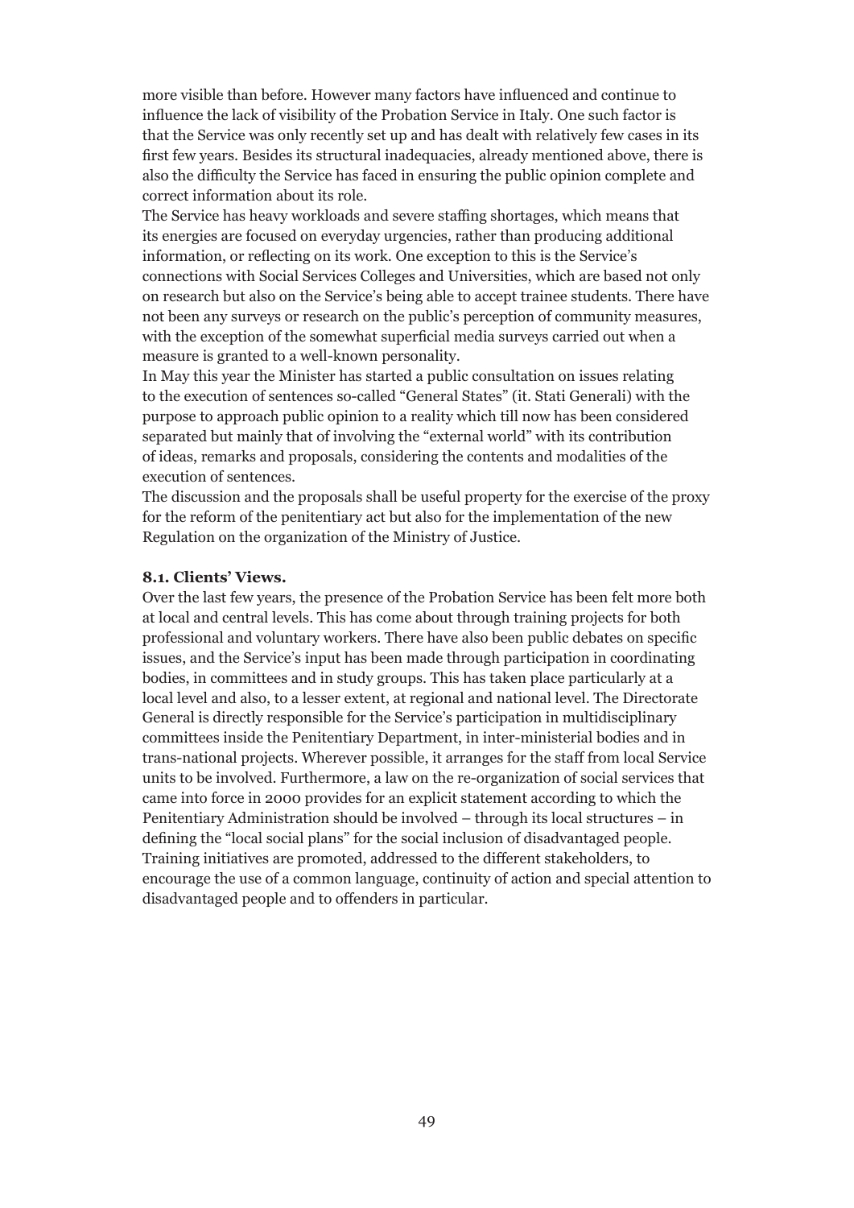more visible than before. However many factors have influenced and continue to influence the lack of visibility of the Probation Service in Italy. One such factor is that the Service was only recently set up and has dealt with relatively few cases in its first few years. Besides its structural inadequacies, already mentioned above, there is also the difficulty the Service has faced in ensuring the public opinion complete and correct information about its role.

The Service has heavy workloads and severe staffing shortages, which means that its energies are focused on everyday urgencies, rather than producing additional information, or reflecting on its work. One exception to this is the Service's connections with Social Services Colleges and Universities, which are based not only on research but also on the Service's being able to accept trainee students. There have not been any surveys or research on the public's perception of community measures, with the exception of the somewhat superficial media surveys carried out when a measure is granted to a well-known personality.

In May this year the Minister has started a public consultation on issues relating to the execution of sentences so-called "General States" (it. Stati Generali) with the purpose to approach public opinion to a reality which till now has been considered separated but mainly that of involving the "external world" with its contribution of ideas, remarks and proposals, considering the contents and modalities of the execution of sentences.

The discussion and the proposals shall be useful property for the exercise of the proxy for the reform of the penitentiary act but also for the implementation of the new Regulation on the organization of the Ministry of Justice.

### 8.1. Clients' Views.

Over the last few years, the presence of the Probation Service has been felt more both at local and central levels. This has come about through training projects for both professional and voluntary workers. There have also been public debates on specific issues, and the Service's input has been made through participation in coordinating bodies, in committees and in study groups. This has taken place particularly at a local level and also, to a lesser extent, at regional and national level. The Directorate General is directly responsible for the Service's participation in multidisciplinary committees inside the Penitentiary Department, in inter-ministerial bodies and in trans-national projects. Wherever possible, it arranges for the staff from local Service units to be involved. Furthermore, a law on the re-organization of social services that came into force in 2000 provides for an explicit statement according to which the Penitentiary Administration should be involved – through its local structures – in defining the "local social plans" for the social inclusion of disadvantaged people. Training initiatives are promoted, addressed to the different stakeholders, to encourage the use of a common language, continuity of action and special attention to disadvantaged people and to offenders in particular.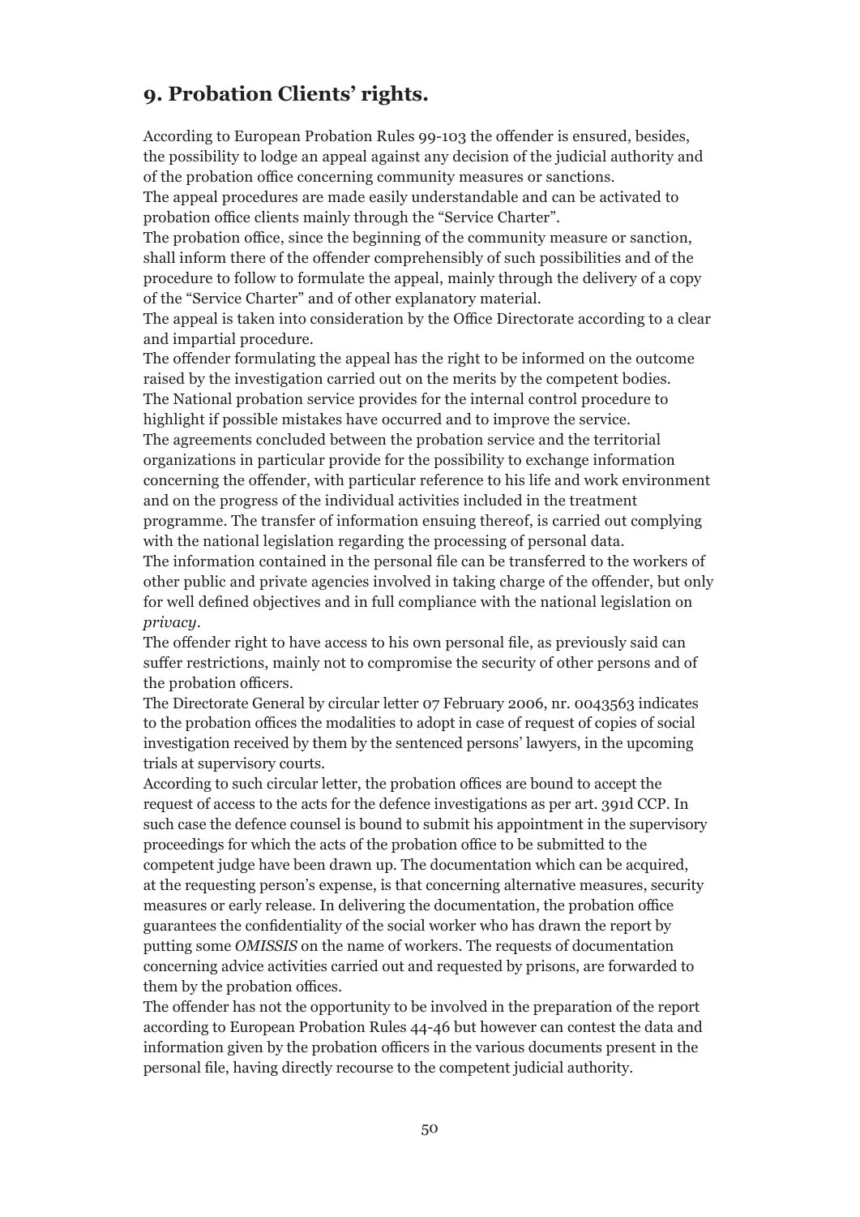## 9. Probation Clients' rights.

According to European Probation Rules 99-103 the offender is ensured, besides, the possibility to lodge an appeal against any decision of the judicial authority and of the probation office concerning community measures or sanctions.
The appeal procedures are made easily understandable and can be activated to probation office clients mainly through the "Service Charter".
The probation office, since the beginning of the community measure or sanction, shall inform there of the offender comprehensibly of such possibilities and of the procedure to follow to formulate the appeal, mainly through the delivery of a copy of the "Service Charter" and of other explanatory material.
The appeal is taken into consideration by the Office Directorate according to a clear and impartial procedure.
The offender formulating the appeal has the right to be informed on the outcome raised by the investigation carried out on the merits by the competent bodies.
The National probation service provides for the internal control procedure to highlight if possible mistakes have occurred and to improve the service.
The agreements concluded between the probation service and the territorial organizations in particular provide for the possibility to exchange information concerning the offender, with particular reference to his life and work environment and on the progress of the individual activities included in the treatment programme. The transfer of information ensuing thereof, is carried out complying with the national legislation regarding the processing of personal data.
The information contained in the personal file can be transferred to the workers of other public and private agencies involved in taking charge of the offender, but only for well defined objectives and in full compliance with the national legislation on *privacy*.
The offender right to have access to his own personal file, as previously said can suffer restrictions, mainly not to compromise the security of other persons and of the probation officers.
The Directorate General by circular letter 07 February 2006, nr. 0043563 indicates to the probation offices the modalities to adopt in case of request of copies of social investigation received by them by the sentenced persons' lawyers, in the upcoming trials at supervisory courts.
According to such circular letter, the probation offices are bound to accept the request of access to the acts for the defence investigations as per art. 391d CCP. In such case the defence counsel is bound to submit his appointment in the supervisory proceedings for which the acts of the probation office to be submitted to the competent judge have been drawn up. The documentation which can be acquired, at the requesting person's expense, is that concerning alternative measures, security measures or early release. In delivering the documentation, the probation office guarantees the confidentiality of the social worker who has drawn the report by putting some *OMISSIS* on the name of workers. The requests of documentation concerning advice activities carried out and requested by prisons, are forwarded to them by the probation offices.
The offender has not the opportunity to be involved in the preparation of the report according to European Probation Rules 44-46 but however can contest the data and information given by the probation officers in the various documents present in the personal file, having directly recourse to the competent judicial authority.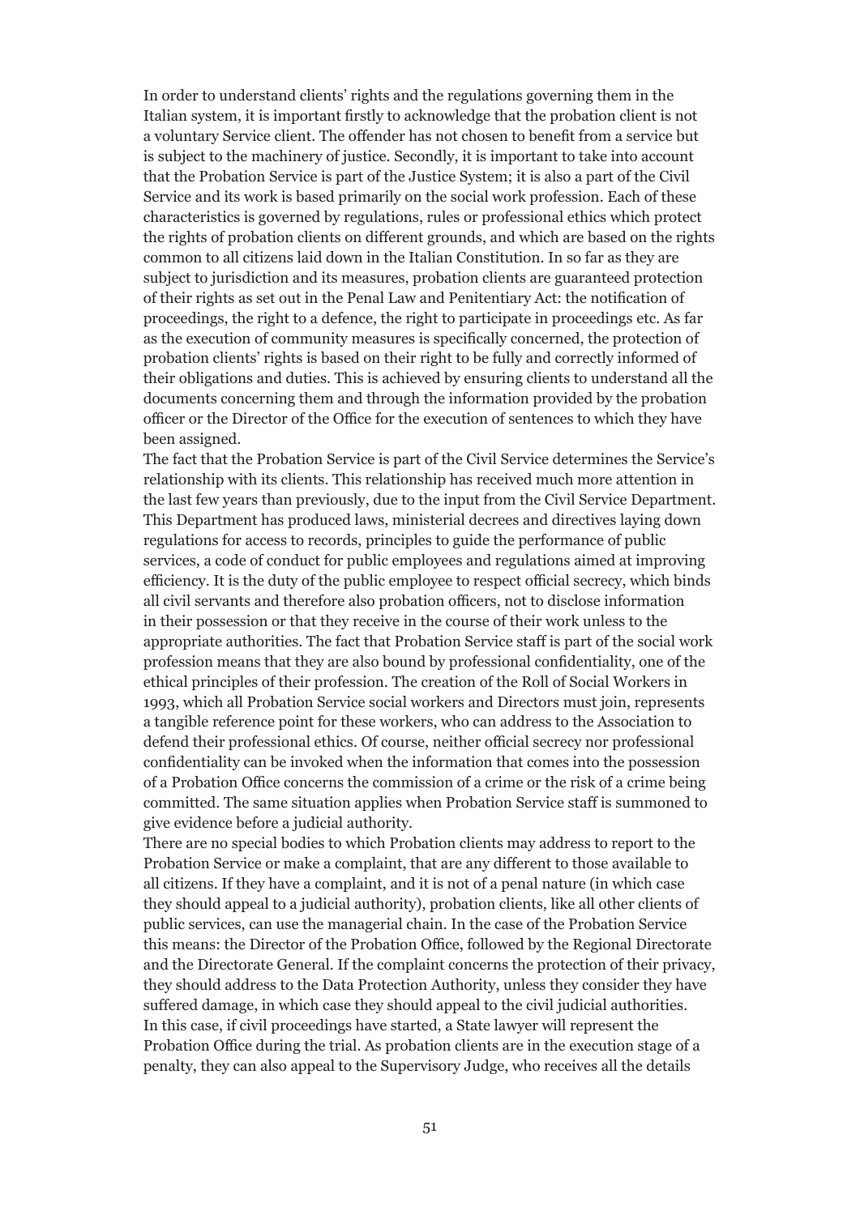In order to understand clients' rights and the regulations governing them in the Italian system, it is important firstly to acknowledge that the probation client is not a voluntary Service client. The offender has not chosen to benefit from a service but is subject to the machinery of justice. Secondly, it is important to take into account that the Probation Service is part of the Justice System; it is also a part of the Civil Service and its work is based primarily on the social work profession. Each of these characteristics is governed by regulations, rules or professional ethics which protect the rights of probation clients on different grounds, and which are based on the rights common to all citizens laid down in the Italian Constitution. In so far as they are subject to jurisdiction and its measures, probation clients are guaranteed protection of their rights as set out in the Penal Law and Penitentiary Act: the notification of proceedings, the right to a defence, the right to participate in proceedings etc. As far as the execution of community measures is specifically concerned, the protection of probation clients' rights is based on their right to be fully and correctly informed of their obligations and duties. This is achieved by ensuring clients to understand all the documents concerning them and through the information provided by the probation officer or the Director of the Office for the execution of sentences to which they have been assigned.

The fact that the Probation Service is part of the Civil Service determines the Service's relationship with its clients. This relationship has received much more attention in the last few years than previously, due to the input from the Civil Service Department. This Department has produced laws, ministerial decrees and directives laying down regulations for access to records, principles to guide the performance of public services, a code of conduct for public employees and regulations aimed at improving efficiency. It is the duty of the public employee to respect official secrecy, which binds all civil servants and therefore also probation officers, not to disclose information in their possession or that they receive in the course of their work unless to the appropriate authorities. The fact that Probation Service staff is part of the social work profession means that they are also bound by professional confidentiality, one of the ethical principles of their profession. The creation of the Roll of Social Workers in 1993, which all Probation Service social workers and Directors must join, represents a tangible reference point for these workers, who can address to the Association to defend their professional ethics. Of course, neither official secrecy nor professional confidentiality can be invoked when the information that comes into the possession of a Probation Office concerns the commission of a crime or the risk of a crime being committed. The same situation applies when Probation Service staff is summoned to give evidence before a judicial authority.

There are no special bodies to which Probation clients may address to report to the Probation Service or make a complaint, that are any different to those available to all citizens. If they have a complaint, and it is not of a penal nature (in which case they should appeal to a judicial authority), probation clients, like all other clients of public services, can use the managerial chain. In the case of the Probation Service this means: the Director of the Probation Office, followed by the Regional Directorate and the Directorate General. If the complaint concerns the protection of their privacy, they should address to the Data Protection Authority, unless they consider they have suffered damage, in which case they should appeal to the civil judicial authorities. In this case, if civil proceedings have started, a State lawyer will represent the Probation Office during the trial. As probation clients are in the execution stage of a penalty, they can also appeal to the Supervisory Judge, who receives all the details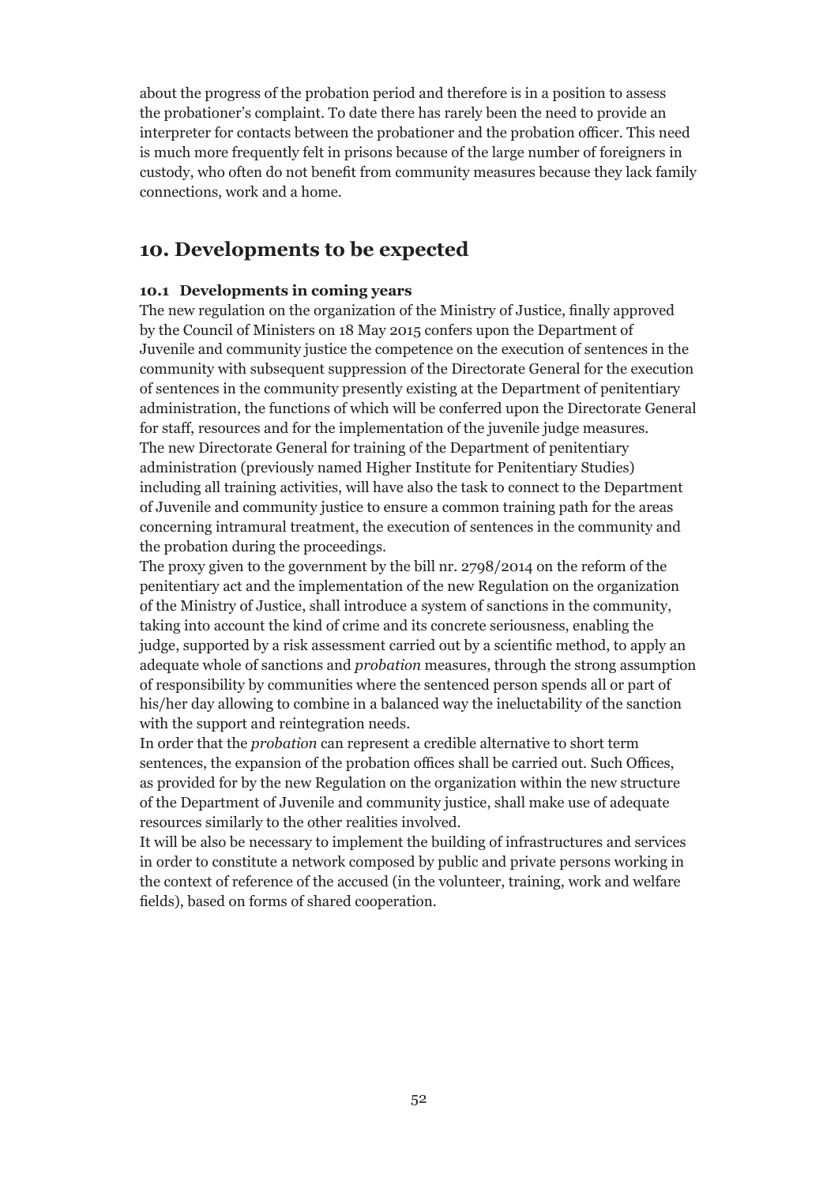about the progress of the probation period and therefore is in a position to assess the probationer's complaint. To date there has rarely been the need to provide an interpreter for contacts between the probationer and the probation officer. This need is much more frequently felt in prisons because of the large number of foreigners in custody, who often do not benefit from community measures because they lack family connections, work and a home.

## 10. Developments to be expected

### 10.1 Developments in coming years

The new regulation on the organization of the Ministry of Justice, finally approved by the Council of Ministers on 18 May 2015 confers upon the Department of Juvenile and community justice the competence on the execution of sentences in the community with subsequent suppression of the Directorate General for the execution of sentences in the community presently existing at the Department of penitentiary administration, the functions of which will be conferred upon the Directorate General for staff, resources and for the implementation of the juvenile judge measures.
The new Directorate General for training of the Department of penitentiary administration (previously named Higher Institute for Penitentiary Studies) including all training activities, will have also the task to connect to the Department of Juvenile and community justice to ensure a common training path for the areas concerning intramural treatment, the execution of sentences in the community and the probation during the proceedings.
The proxy given to the government by the bill nr. 2798/2014 on the reform of the penitentiary act and the implementation of the new Regulation on the organization of the Ministry of Justice, shall introduce a system of sanctions in the community, taking into account the kind of crime and its concrete seriousness, enabling the judge, supported by a risk assessment carried out by a scientific method, to apply an adequate whole of sanctions and *probation* measures, through the strong assumption of responsibility by communities where the sentenced person spends all or part of his/her day allowing to combine in a balanced way the ineluctability of the sanction with the support and reintegration needs.
In order that the *probation* can represent a credible alternative to short term sentences, the expansion of the probation offices shall be carried out. Such Offices, as provided for by the new Regulation on the organization within the new structure of the Department of Juvenile and community justice, shall make use of adequate resources similarly to the other realities involved.
It will be also be necessary to implement the building of infrastructures and services in order to constitute a network composed by public and private persons working in the context of reference of the accused (in the volunteer, training, work and welfare fields), based on forms of shared cooperation.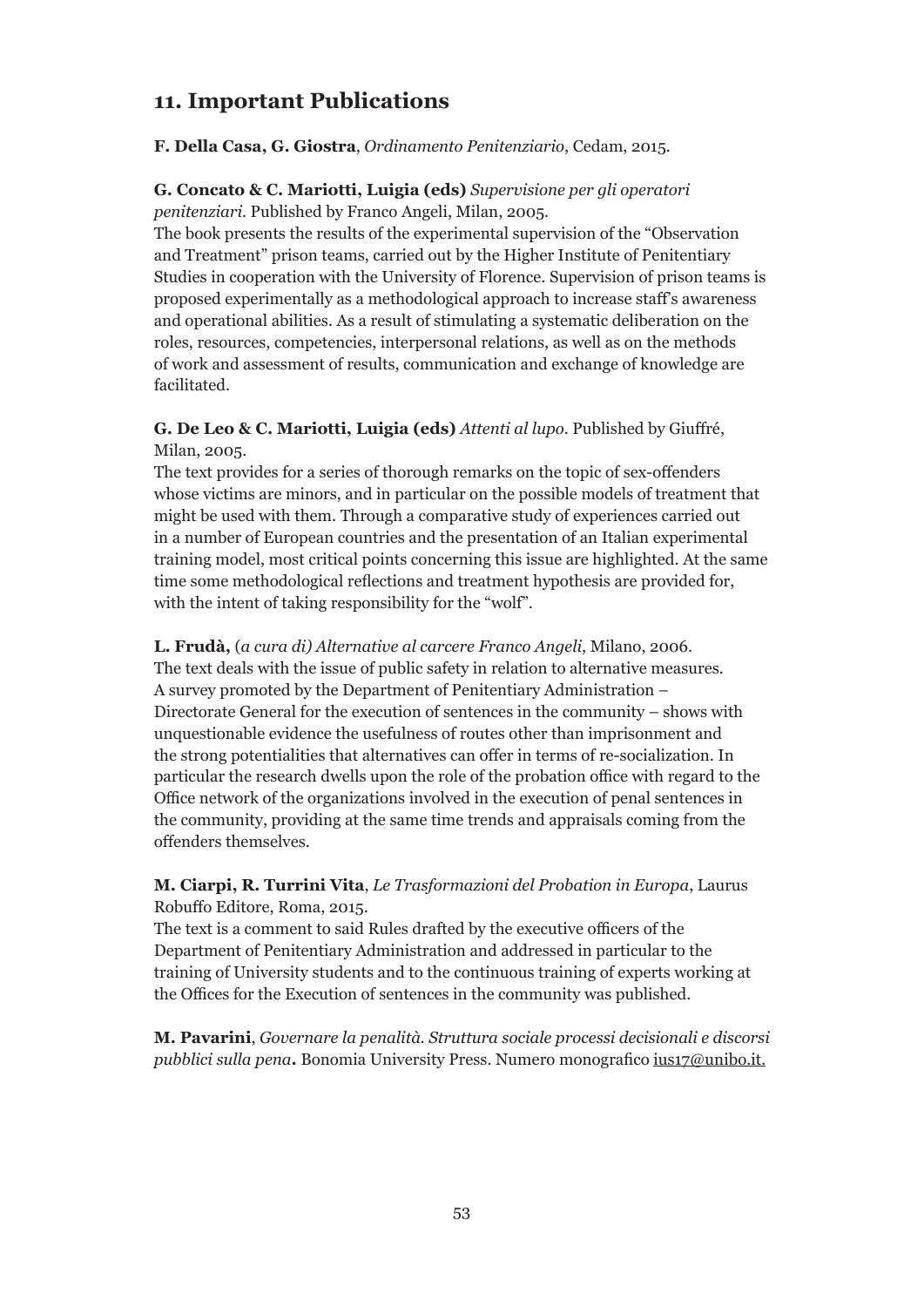## 11. Important Publications

**F. Della Casa, G. Giostra**, *Ordinamento Penitenziario*, Cedam, 2015.

**G. Concato & C. Mariotti, Luigia (eds)** *Supervisione per gli operatori penitenziari.* Published by Franco Angeli, Milan, 2005.
The book presents the results of the experimental supervision of the "Observation and Treatment" prison teams, carried out by the Higher Institute of Penitentiary Studies in cooperation with the University of Florence. Supervision of prison teams is proposed experimentally as a methodological approach to increase staff's awareness and operational abilities. As a result of stimulating a systematic deliberation on the roles, resources, competencies, interpersonal relations, as well as on the methods of work and assessment of results, communication and exchange of knowledge are facilitated.

**G. De Leo & C. Mariotti, Luigia (eds)** *Attenti al lupo.* Published by Giuffré, Milan, 2005.
The text provides for a series of thorough remarks on the topic of sex-offenders whose victims are minors, and in particular on the possible models of treatment that might be used with them. Through a comparative study of experiences carried out in a number of European countries and the presentation of an Italian experimental training model, most critical points concerning this issue are highlighted. At the same time some methodological reflections and treatment hypothesis are provided for, with the intent of taking responsibility for the "wolf".

**L. Frudà,** (*a cura di) Alternative al carcere Franco Angeli*, Milano, 2006.
The text deals with the issue of public safety in relation to alternative measures. A survey promoted by the Department of Penitentiary Administration – Directorate General for the execution of sentences in the community – shows with unquestionable evidence the usefulness of routes other than imprisonment and the strong potentialities that alternatives can offer in terms of re-socialization. In particular the research dwells upon the role of the probation office with regard to the Office network of the organizations involved in the execution of penal sentences in the community, providing at the same time trends and appraisals coming from the offenders themselves.

**M. Ciarpi, R. Turrini Vita**, *Le Trasformazioni del Probation in Europa*, Laurus Robuffo Editore, Roma, 2015.
The text is a comment to said Rules drafted by the executive officers of the Department of Penitentiary Administration and addressed in particular to the training of University students and to the continuous training of experts working at the Offices for the Execution of sentences in the community was published.

**M. Pavarini**, *Governare la penalità. Struttura sociale processi decisionali e discorsi pubblici sulla pena***.** Bonomia University Press. Numero monografico ius17@unibo.it.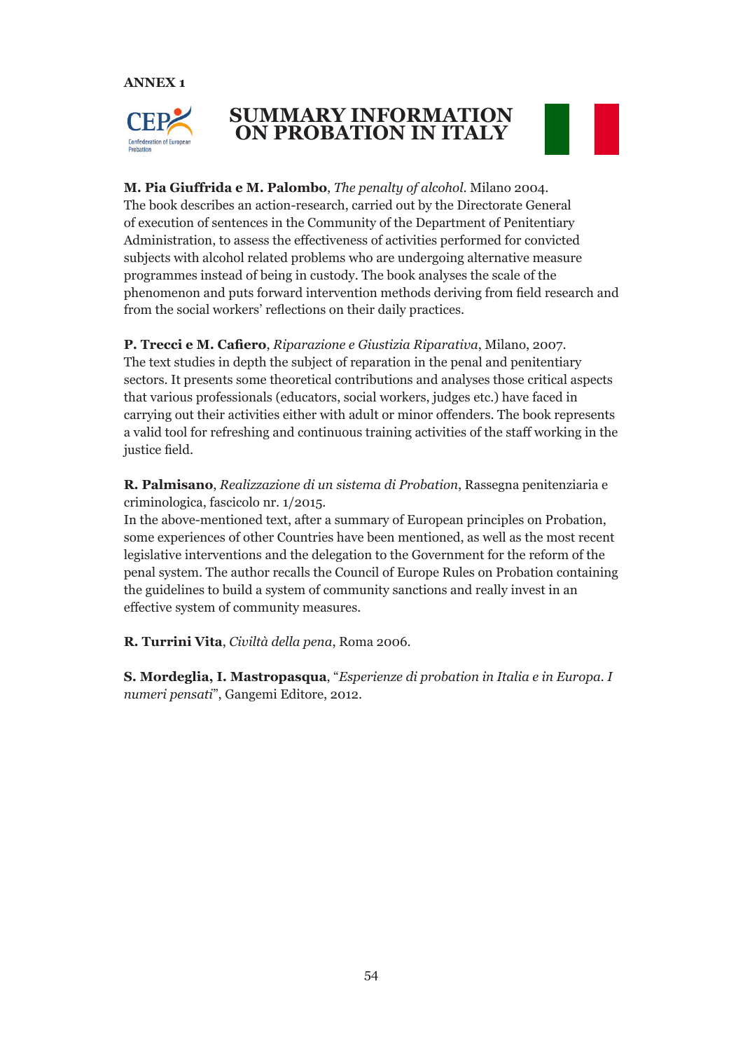ANNEX 1

# SUMMARY INFORMATION ON PROBATION IN ITALY

**M. Pia Giuffrida e M. Palombo**, *The penalty of alcohol.* Milano 2004.
The book describes an action-research, carried out by the Directorate General of execution of sentences in the Community of the Department of Penitentiary Administration, to assess the effectiveness of activities performed for convicted subjects with alcohol related problems who are undergoing alternative measure programmes instead of being in custody. The book analyses the scale of the phenomenon and puts forward intervention methods deriving from field research and from the social workers' reflections on their daily practices.

**P. Trecci e M. Cafiero**, *Riparazione e Giustizia Riparativa*, Milano, 2007.
The text studies in depth the subject of reparation in the penal and penitentiary sectors. It presents some theoretical contributions and analyses those critical aspects that various professionals (educators, social workers, judges etc.) have faced in carrying out their activities either with adult or minor offenders. The book represents a valid tool for refreshing and continuous training activities of the staff working in the justice field.

**R. Palmisano**, *Realizzazione di un sistema di Probation*, Rassegna penitenziaria e criminologica, fascicolo nr. 1/2015.
In the above-mentioned text, after a summary of European principles on Probation, some experiences of other Countries have been mentioned, as well as the most recent legislative interventions and the delegation to the Government for the reform of the penal system. The author recalls the Council of Europe Rules on Probation containing the guidelines to build a system of community sanctions and really invest in an effective system of community measures.

**R. Turrini Vita**, *Civiltà della pena*, Roma 2006.

**S. Mordeglia, I. Mastropasqua**, "*Esperienze di probation in Italia e in Europa. I numeri pensati*", Gangemi Editore, 2012.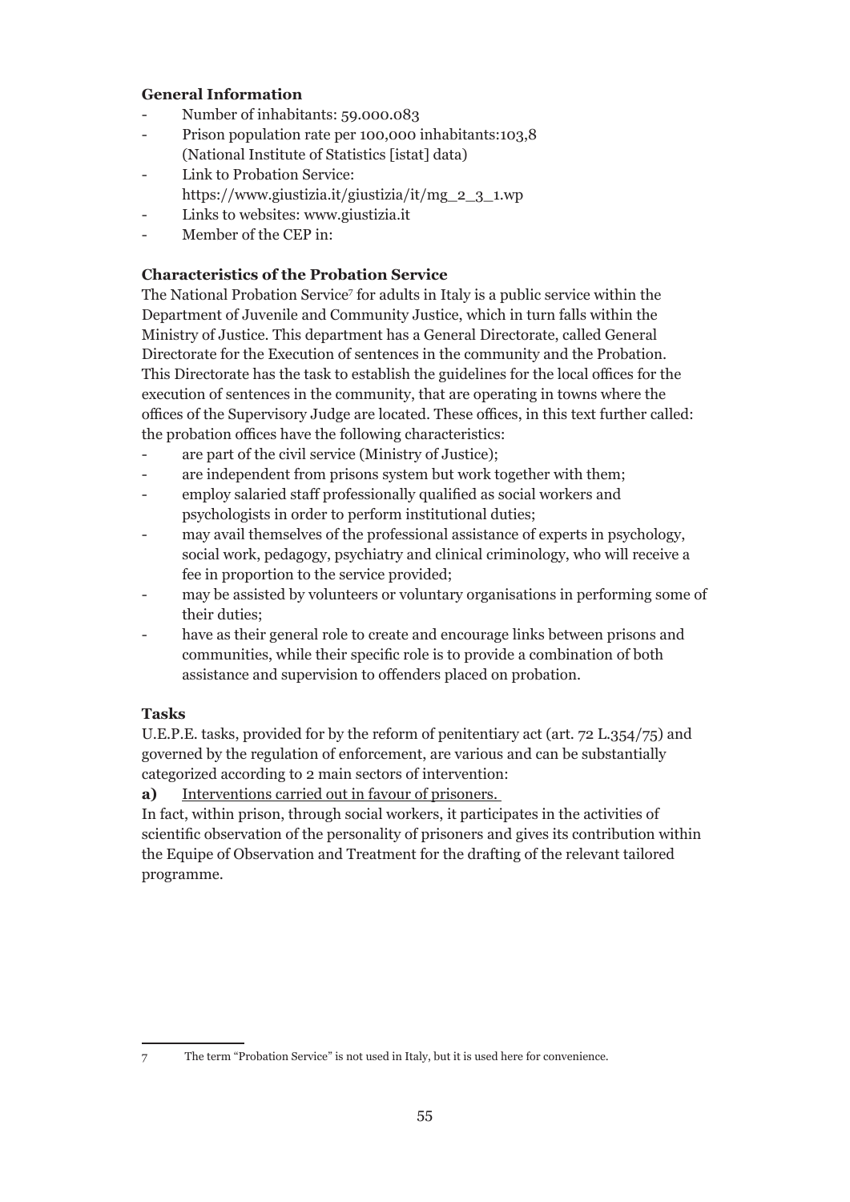**General Information**

- Number of inhabitants: 59.000.083
- Prison population rate per 100,000 inhabitants:103,8 (National Institute of Statistics [istat] data)
- Link to Probation Service: https://www.giustizia.it/giustizia/it/mg_2_3_1.wp
- Links to websites: www.giustizia.it
- Member of the CEP in:

**Characteristics of the Probation Service**

The National Probation Service[7] for adults in Italy is a public service within the Department of Juvenile and Community Justice, which in turn falls within the Ministry of Justice. This department has a General Directorate, called General Directorate for the Execution of sentences in the community and the Probation. This Directorate has the task to establish the guidelines for the local offices for the execution of sentences in the community, that are operating in towns where the offices of the Supervisory Judge are located. These offices, in this text further called: the probation offices have the following characteristics:

- are part of the civil service (Ministry of Justice);
- are independent from prisons system but work together with them;
- employ salaried staff professionally qualified as social workers and psychologists in order to perform institutional duties;
- may avail themselves of the professional assistance of experts in psychology, social work, pedagogy, psychiatry and clinical criminology, who will receive a fee in proportion to the service provided;
- may be assisted by volunteers or voluntary organisations in performing some of their duties;
- have as their general role to create and encourage links between prisons and communities, while their specific role is to provide a combination of both assistance and supervision to offenders placed on probation.

**Tasks**

U.E.P.E. tasks, provided for by the reform of penitentiary act (art. 72 L.354/75) and governed by the regulation of enforcement, are various and can be substantially categorized according to 2 main sectors of intervention:

**a)** Interventions carried out in favour of prisoners.

In fact, within prison, through social workers, it participates in the activities of scientific observation of the personality of prisoners and gives its contribution within the Equipe of Observation and Treatment for the drafting of the relevant tailored programme.

[7] The term "Probation Service" is not used in Italy, but it is used here for convenience.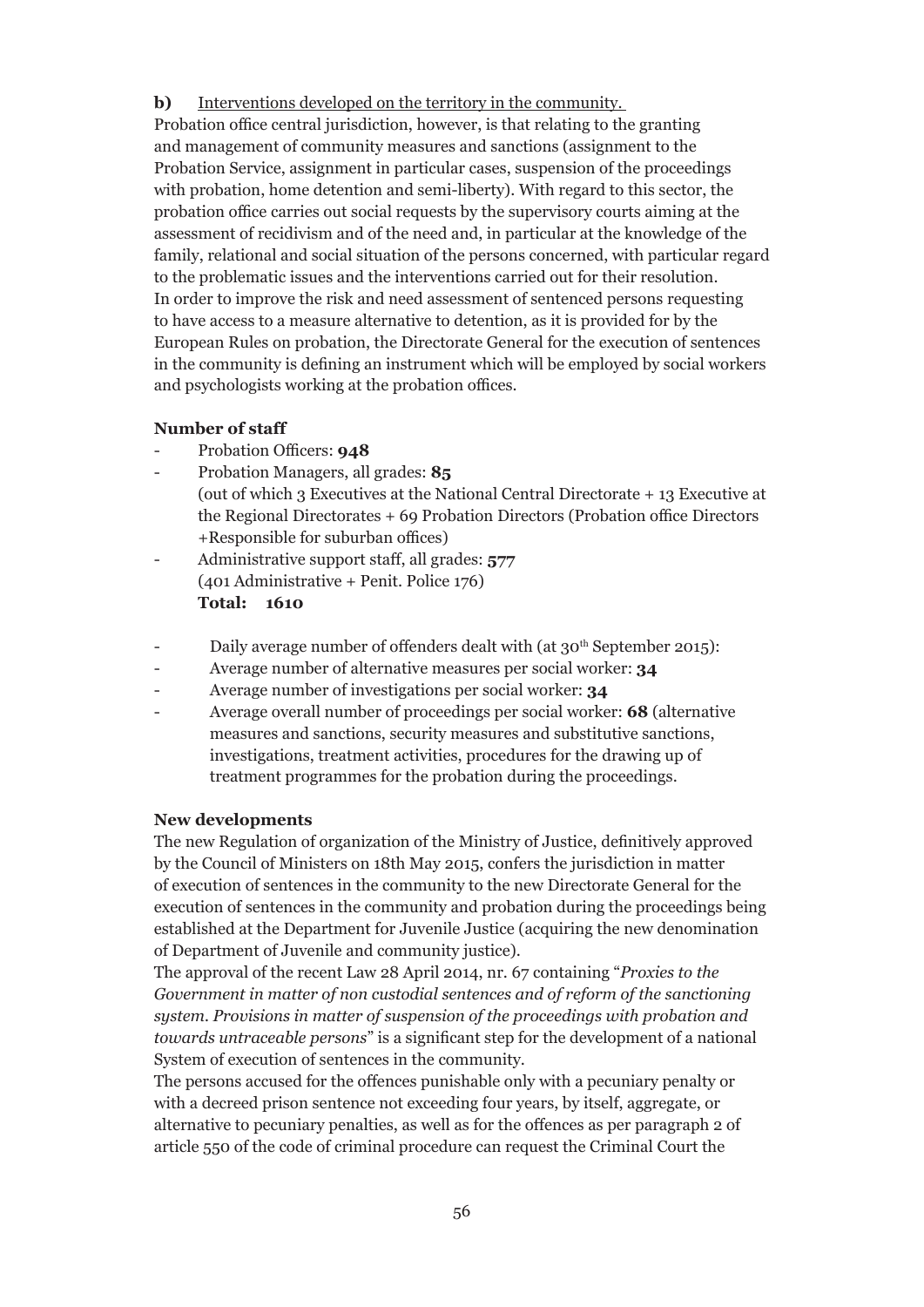**b)** Interventions developed on the territory in the community.

Probation office central jurisdiction, however, is that relating to the granting and management of community measures and sanctions (assignment to the Probation Service, assignment in particular cases, suspension of the proceedings with probation, home detention and semi-liberty). With regard to this sector, the probation office carries out social requests by the supervisory courts aiming at the assessment of recidivism and of the need and, in particular at the knowledge of the family, relational and social situation of the persons concerned, with particular regard to the problematic issues and the interventions carried out for their resolution.
In order to improve the risk and need assessment of sentenced persons requesting to have access to a measure alternative to detention, as it is provided for by the European Rules on probation, the Directorate General for the execution of sentences in the community is defining an instrument which will be employed by social workers and psychologists working at the probation offices.

**Number of staff**

- Probation Officers: **948**
- Probation Managers, all grades: **85**
  (out of which 3 Executives at the National Central Directorate + 13 Executive at the Regional Directorates + 69 Probation Directors (Probation office Directors +Responsible for suburban offices)
- Administrative support staff, all grades: **577**
  (401 Administrative + Penit. Police 176)
  **Total: 1610**

- Daily average number of offenders dealt with (at 30th September 2015):
- Average number of alternative measures per social worker: **34**
- Average number of investigations per social worker: **34**
- Average overall number of proceedings per social worker: **68** (alternative measures and sanctions, security measures and substitutive sanctions, investigations, treatment activities, procedures for the drawing up of treatment programmes for the probation during the proceedings.

**New developments**

The new Regulation of organization of the Ministry of Justice, definitively approved by the Council of Ministers on 18th May 2015, confers the jurisdiction in matter of execution of sentences in the community to the new Directorate General for the execution of sentences in the community and probation during the proceedings being established at the Department for Juvenile Justice (acquiring the new denomination of Department of Juvenile and community justice).
The approval of the recent Law 28 April 2014, nr. 67 containing "*Proxies to the Government in matter of non custodial sentences and of reform of the sanctioning system. Provisions in matter of suspension of the proceedings with probation and towards untraceable persons*" is a significant step for the development of a national System of execution of sentences in the community.
The persons accused for the offences punishable only with a pecuniary penalty or with a decreed prison sentence not exceeding four years, by itself, aggregate, or alternative to pecuniary penalties, as well as for the offences as per paragraph 2 of article 550 of the code of criminal procedure can request the Criminal Court the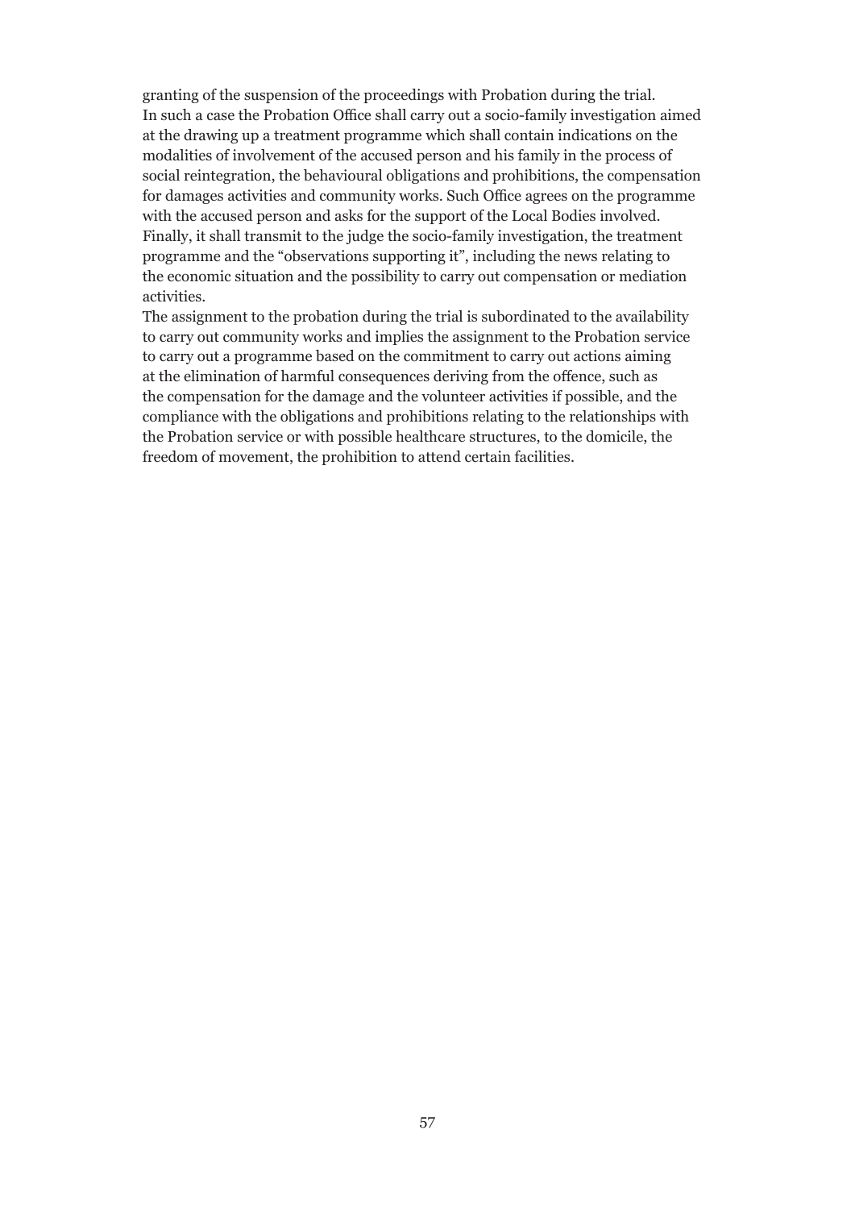granting of the suspension of the proceedings with Probation during the trial.
In such a case the Probation Office shall carry out a socio-family investigation aimed at the drawing up a treatment programme which shall contain indications on the modalities of involvement of the accused person and his family in the process of social reintegration, the behavioural obligations and prohibitions, the compensation for damages activities and community works. Such Office agrees on the programme with the accused person and asks for the support of the Local Bodies involved. Finally, it shall transmit to the judge the socio-family investigation, the treatment programme and the "observations supporting it", including the news relating to the economic situation and the possibility to carry out compensation or mediation activities.
The assignment to the probation during the trial is subordinated to the availability to carry out community works and implies the assignment to the Probation service to carry out a programme based on the commitment to carry out actions aiming at the elimination of harmful consequences deriving from the offence, such as the compensation for the damage and the volunteer activities if possible, and the compliance with the obligations and prohibitions relating to the relationships with the Probation service or with possible healthcare structures, to the domicile, the freedom of movement, the prohibition to attend certain facilities.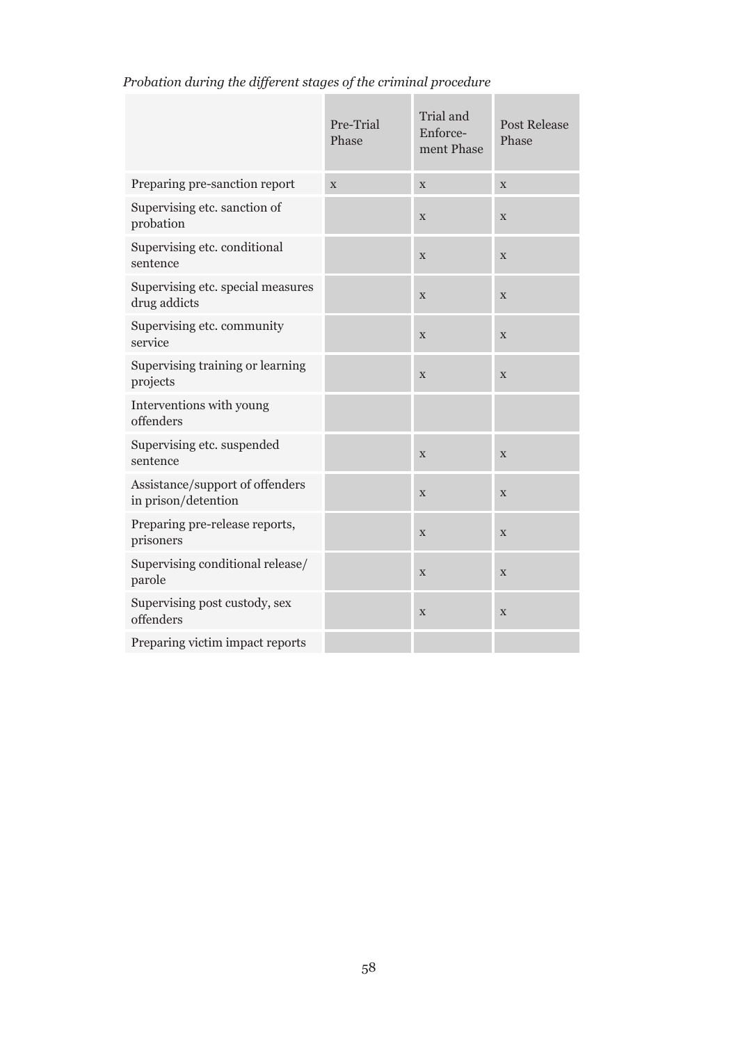*Probation during the different stages of the criminal procedure*

| | Pre-Trial Phase | Trial and Enforce-ment Phase | Post Release Phase |
|---|---|---|---|
| Preparing pre-sanction report | x | x | x |
| Supervising etc. sanction of probation | | x | x |
| Supervising etc. conditional sentence | | x | x |
| Supervising etc. special measures drug addicts | | x | x |
| Supervising etc. community service | | x | x |
| Supervising training or learning projects | | x | x |
| Interventions with young offenders | | | |
| Supervising etc. suspended sentence | | x | x |
| Assistance/support of offenders in prison/detention | | x | x |
| Preparing pre-release reports, prisoners | | x | x |
| Supervising conditional release/ parole | | x | x |
| Supervising post custody, sex offenders | | x | x |
| Preparing victim impact reports | | | |